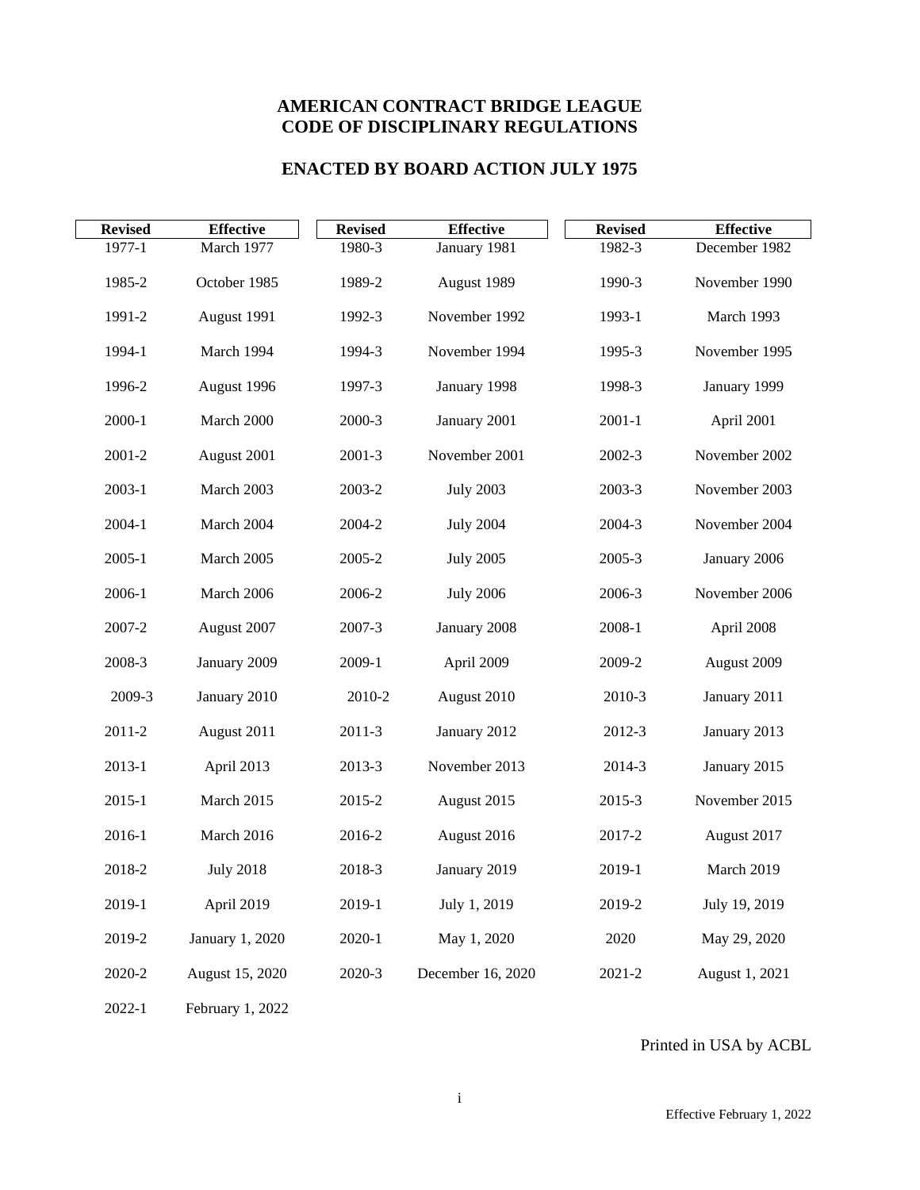# AMERICAN CONTRACT BRIDGE LEAGUE
# CODE OF DISCIPLINARY REGULATIONS

## ENACTED BY BOARD ACTION JULY 1975

| Revised | Effective | Revised | Effective | Revised | Effective |
|---|---|---|---|---|---|
| 1977-1 | March 1977 | 1980-3 | January 1981 | 1982-3 | December 1982 |
| 1985-2 | October 1985 | 1989-2 | August 1989 | 1990-3 | November 1990 |
| 1991-2 | August 1991 | 1992-3 | November 1992 | 1993-1 | March 1993 |
| 1994-1 | March 1994 | 1994-3 | November 1994 | 1995-3 | November 1995 |
| 1996-2 | August 1996 | 1997-3 | January 1998 | 1998-3 | January 1999 |
| 2000-1 | March 2000 | 2000-3 | January 2001 | 2001-1 | April 2001 |
| 2001-2 | August 2001 | 2001-3 | November 2001 | 2002-3 | November 2002 |
| 2003-1 | March 2003 | 2003-2 | July 2003 | 2003-3 | November 2003 |
| 2004-1 | March 2004 | 2004-2 | July 2004 | 2004-3 | November 2004 |
| 2005-1 | March 2005 | 2005-2 | July 2005 | 2005-3 | January 2006 |
| 2006-1 | March 2006 | 2006-2 | July 2006 | 2006-3 | November 2006 |
| 2007-2 | August 2007 | 2007-3 | January 2008 | 2008-1 | April 2008 |
| 2008-3 | January 2009 | 2009-1 | April 2009 | 2009-2 | August 2009 |
| 2009-3 | January 2010 | 2010-2 | August 2010 | 2010-3 | January 2011 |
| 2011-2 | August 2011 | 2011-3 | January 2012 | 2012-3 | January 2013 |
| 2013-1 | April 2013 | 2013-3 | November 2013 | 2014-3 | January 2015 |
| 2015-1 | March 2015 | 2015-2 | August 2015 | 2015-3 | November 2015 |
| 2016-1 | March 2016 | 2016-2 | August 2016 | 2017-2 | August 2017 |
| 2018-2 | July 2018 | 2018-3 | January 2019 | 2019-1 | March 2019 |
| 2019-1 | April 2019 | 2019-1 | July 1, 2019 | 2019-2 | July 19, 2019 |
| 2019-2 | January 1, 2020 | 2020-1 | May 1, 2020 | 2020 | May 29, 2020 |
| 2020-2 | August 15, 2020 | 2020-3 | December 16, 2020 | 2021-2 | August 1, 2021 |
| 2022-1 | February 1, 2022 | | | | |

Printed in USA by ACBL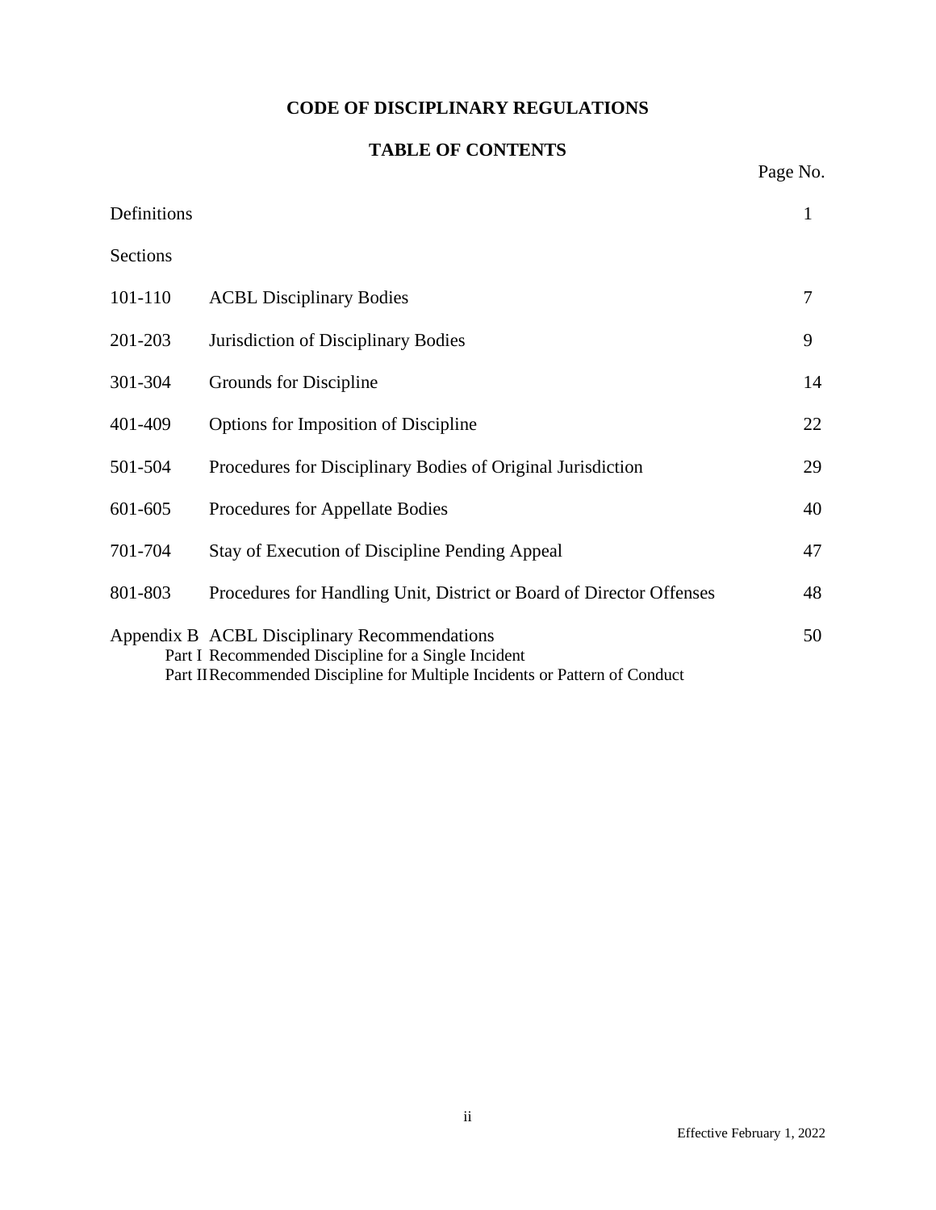# CODE OF DISCIPLINARY REGULATIONS

## TABLE OF CONTENTS

| | | Page No. |
|---|---|---|
| Definitions | | 1 |
| Sections | | |
| 101-110 | ACBL Disciplinary Bodies | 7 |
| 201-203 | Jurisdiction of Disciplinary Bodies | 9 |
| 301-304 | Grounds for Discipline | 14 |
| 401-409 | Options for Imposition of Discipline | 22 |
| 501-504 | Procedures for Disciplinary Bodies of Original Jurisdiction | 29 |
| 601-605 | Procedures for Appellate Bodies | 40 |
| 701-704 | Stay of Execution of Discipline Pending Appeal | 47 |
| 801-803 | Procedures for Handling Unit, District or Board of Director Offenses | 48 |
| Appendix B | ACBL Disciplinary Recommendations<br>Part I Recommended Discipline for a Single Incident<br>Part II Recommended Discipline for Multiple Incidents or Pattern of Conduct | 50 |

Effective February 1, 2022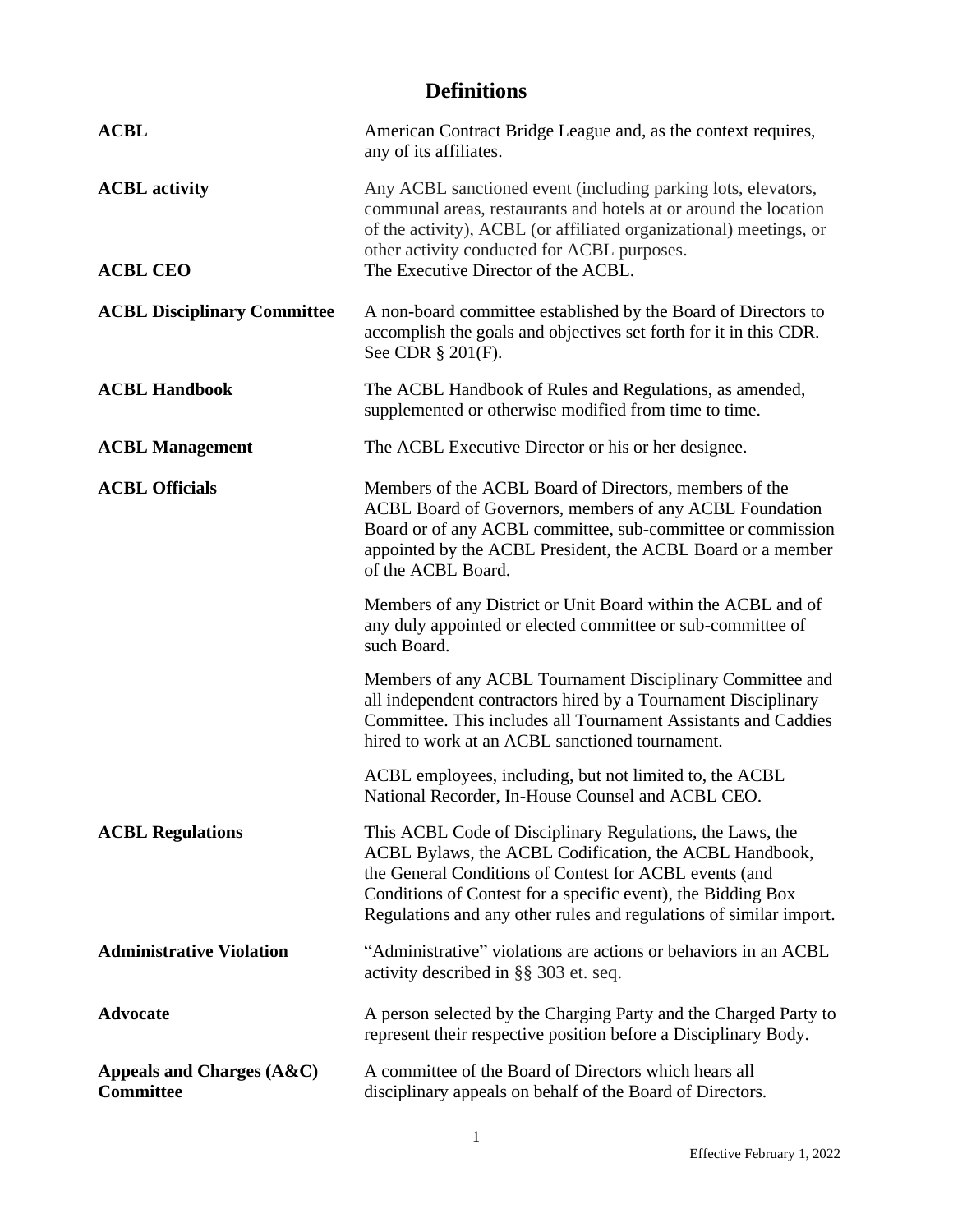# Definitions

**ACBL** — American Contract Bridge League and, as the context requires, any of its affiliates.

**ACBL activity** — Any ACBL sanctioned event (including parking lots, elevators, communal areas, restaurants and hotels at or around the location of the activity), ACBL (or affiliated organizational) meetings, or other activity conducted for ACBL purposes.

**ACBL CEO** — The Executive Director of the ACBL.

**ACBL Disciplinary Committee** — A non-board committee established by the Board of Directors to accomplish the goals and objectives set forth for it in this CDR. See CDR § 201(F).

**ACBL Handbook** — The ACBL Handbook of Rules and Regulations, as amended, supplemented or otherwise modified from time to time.

**ACBL Management** — The ACBL Executive Director or his or her designee.

**ACBL Officials** — Members of the ACBL Board of Directors, members of the ACBL Board of Governors, members of any ACBL Foundation Board or of any ACBL committee, sub-committee or commission appointed by the ACBL President, the ACBL Board or a member of the ACBL Board.

Members of any District or Unit Board within the ACBL and of any duly appointed or elected committee or sub-committee of such Board.

Members of any ACBL Tournament Disciplinary Committee and all independent contractors hired by a Tournament Disciplinary Committee. This includes all Tournament Assistants and Caddies hired to work at an ACBL sanctioned tournament.

ACBL employees, including, but not limited to, the ACBL National Recorder, In-House Counsel and ACBL CEO.

**ACBL Regulations** — This ACBL Code of Disciplinary Regulations, the Laws, the ACBL Bylaws, the ACBL Codification, the ACBL Handbook, the General Conditions of Contest for ACBL events (and Conditions of Contest for a specific event), the Bidding Box Regulations and any other rules and regulations of similar import.

**Administrative Violation** — "Administrative" violations are actions or behaviors in an ACBL activity described in §§ 303 et. seq.

**Advocate** — A person selected by the Charging Party and the Charged Party to represent their respective position before a Disciplinary Body.

**Appeals and Charges (A&C) Committee** — A committee of the Board of Directors which hears all disciplinary appeals on behalf of the Board of Directors.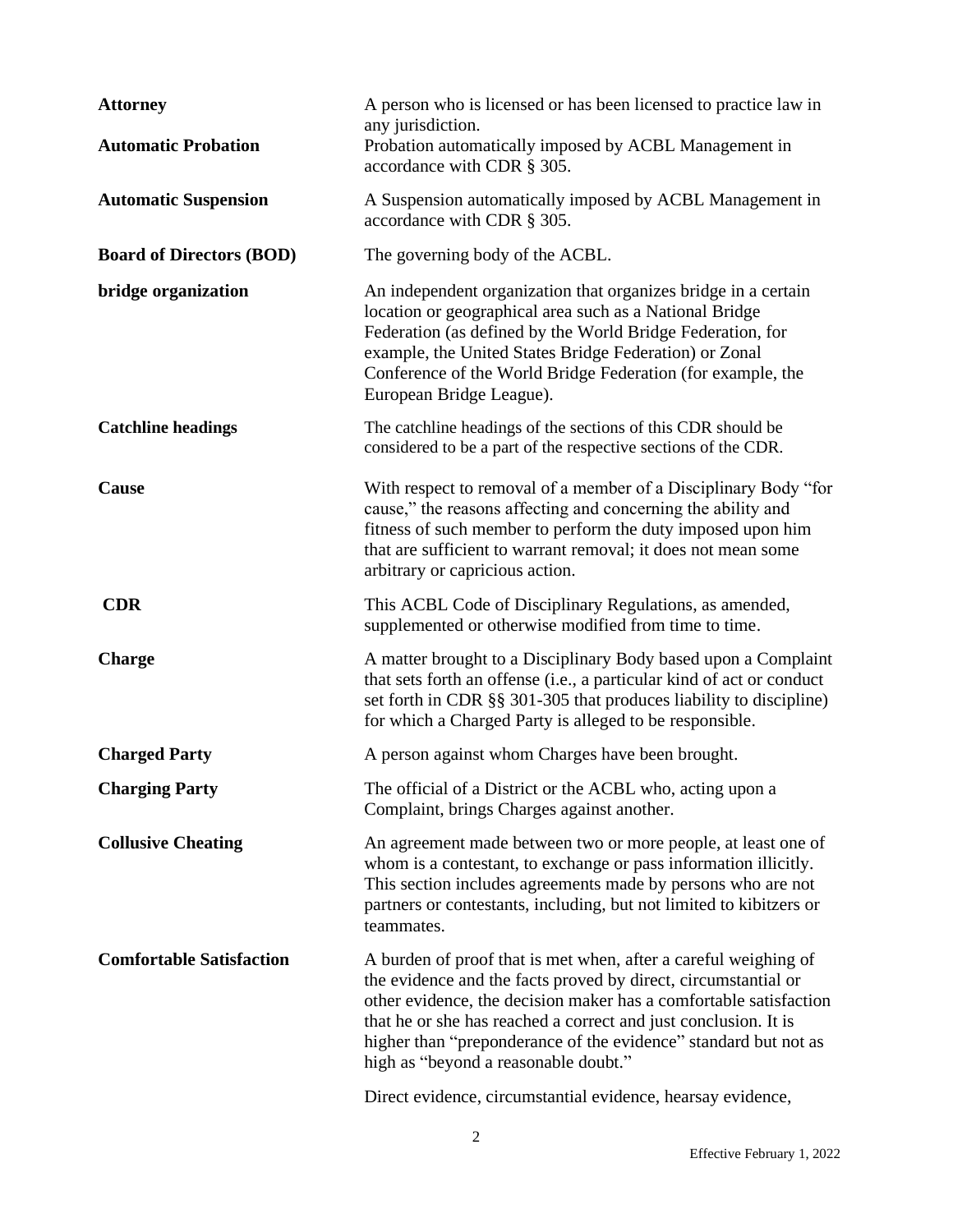**Attorney** A person who is licensed or has been licensed to practice law in any jurisdiction.

**Automatic Probation** Probation automatically imposed by ACBL Management in accordance with CDR § 305.

**Automatic Suspension** A Suspension automatically imposed by ACBL Management in accordance with CDR § 305.

**Board of Directors (BOD)** The governing body of the ACBL.

**bridge organization** An independent organization that organizes bridge in a certain location or geographical area such as a National Bridge Federation (as defined by the World Bridge Federation, for example, the United States Bridge Federation) or Zonal Conference of the World Bridge Federation (for example, the European Bridge League).

**Catchline headings** The catchline headings of the sections of this CDR should be considered to be a part of the respective sections of the CDR.

**Cause** With respect to removal of a member of a Disciplinary Body "for cause," the reasons affecting and concerning the ability and fitness of such member to perform the duty imposed upon him that are sufficient to warrant removal; it does not mean some arbitrary or capricious action.

**CDR** This ACBL Code of Disciplinary Regulations, as amended, supplemented or otherwise modified from time to time.

**Charge** A matter brought to a Disciplinary Body based upon a Complaint that sets forth an offense (i.e., a particular kind of act or conduct set forth in CDR §§ 301-305 that produces liability to discipline) for which a Charged Party is alleged to be responsible.

**Charged Party** A person against whom Charges have been brought.

**Charging Party** The official of a District or the ACBL who, acting upon a Complaint, brings Charges against another.

**Collusive Cheating** An agreement made between two or more people, at least one of whom is a contestant, to exchange or pass information illicitly. This section includes agreements made by persons who are not partners or contestants, including, but not limited to kibitzers or teammates.

**Comfortable Satisfaction** A burden of proof that is met when, after a careful weighing of the evidence and the facts proved by direct, circumstantial or other evidence, the decision maker has a comfortable satisfaction that he or she has reached a correct and just conclusion. It is higher than "preponderance of the evidence" standard but not as high as "beyond a reasonable doubt."

Direct evidence, circumstantial evidence, hearsay evidence,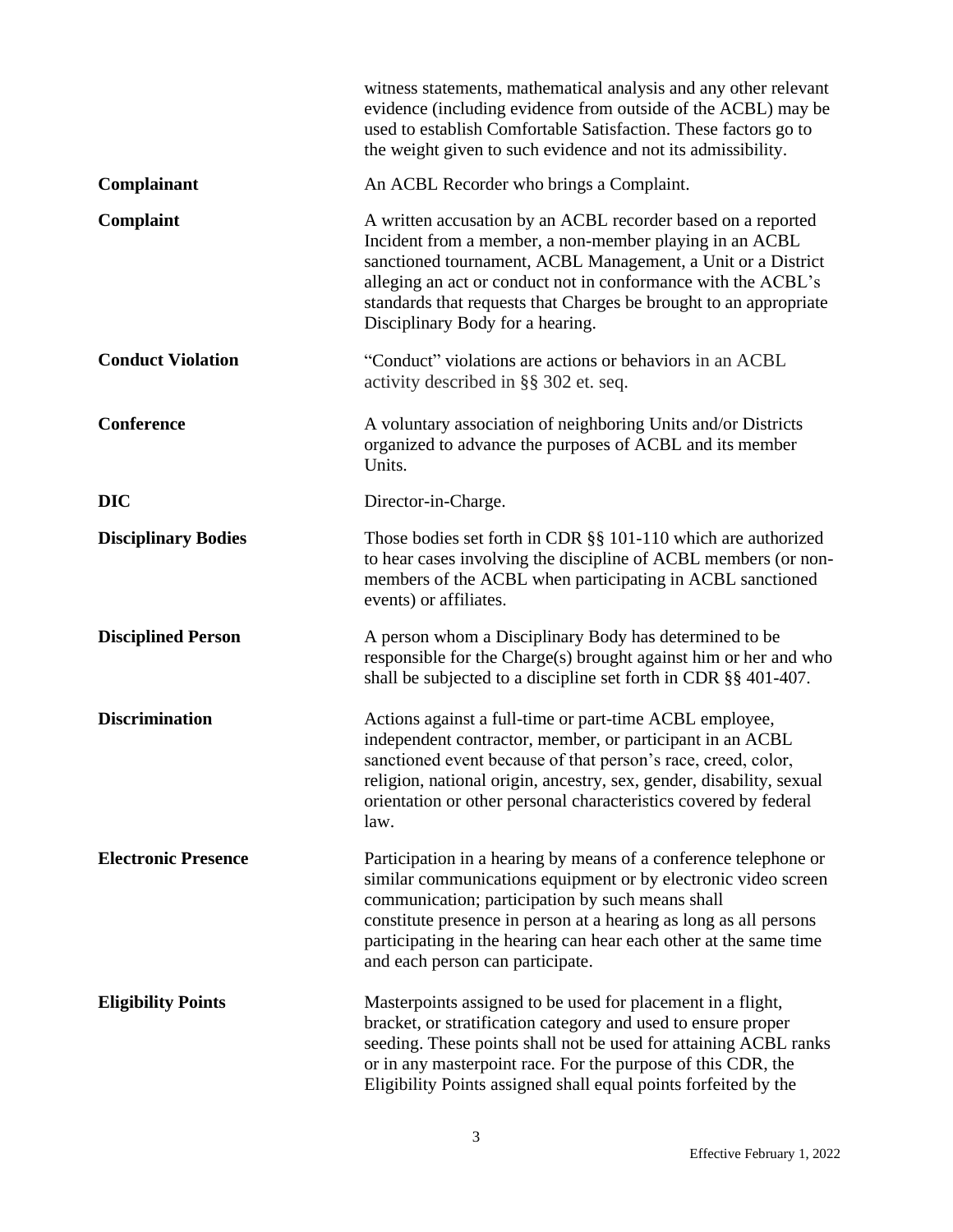witness statements, mathematical analysis and any other relevant evidence (including evidence from outside of the ACBL) may be used to establish Comfortable Satisfaction. These factors go to the weight given to such evidence and not its admissibility.

**Complainant**
An ACBL Recorder who brings a Complaint.

**Complaint**
A written accusation by an ACBL recorder based on a reported Incident from a member, a non-member playing in an ACBL sanctioned tournament, ACBL Management, a Unit or a District alleging an act or conduct not in conformance with the ACBL's standards that requests that Charges be brought to an appropriate Disciplinary Body for a hearing.

**Conduct Violation**
"Conduct" violations are actions or behaviors in an ACBL activity described in §§ 302 et. seq.

**Conference**
A voluntary association of neighboring Units and/or Districts organized to advance the purposes of ACBL and its member Units.

**DIC**
Director-in-Charge.

**Disciplinary Bodies**
Those bodies set forth in CDR §§ 101-110 which are authorized to hear cases involving the discipline of ACBL members (or non-members of the ACBL when participating in ACBL sanctioned events) or affiliates.

**Disciplined Person**
A person whom a Disciplinary Body has determined to be responsible for the Charge(s) brought against him or her and who shall be subjected to a discipline set forth in CDR §§ 401-407.

**Discrimination**
Actions against a full-time or part-time ACBL employee, independent contractor, member, or participant in an ACBL sanctioned event because of that person's race, creed, color, religion, national origin, ancestry, sex, gender, disability, sexual orientation or other personal characteristics covered by federal law.

**Electronic Presence**
Participation in a hearing by means of a conference telephone or similar communications equipment or by electronic video screen communication; participation by such means shall constitute presence in person at a hearing as long as all persons participating in the hearing can hear each other at the same time and each person can participate.

**Eligibility Points**
Masterpoints assigned to be used for placement in a flight, bracket, or stratification category and used to ensure proper seeding. These points shall not be used for attaining ACBL ranks or in any masterpoint race. For the purpose of this CDR, the Eligibility Points assigned shall equal points forfeited by the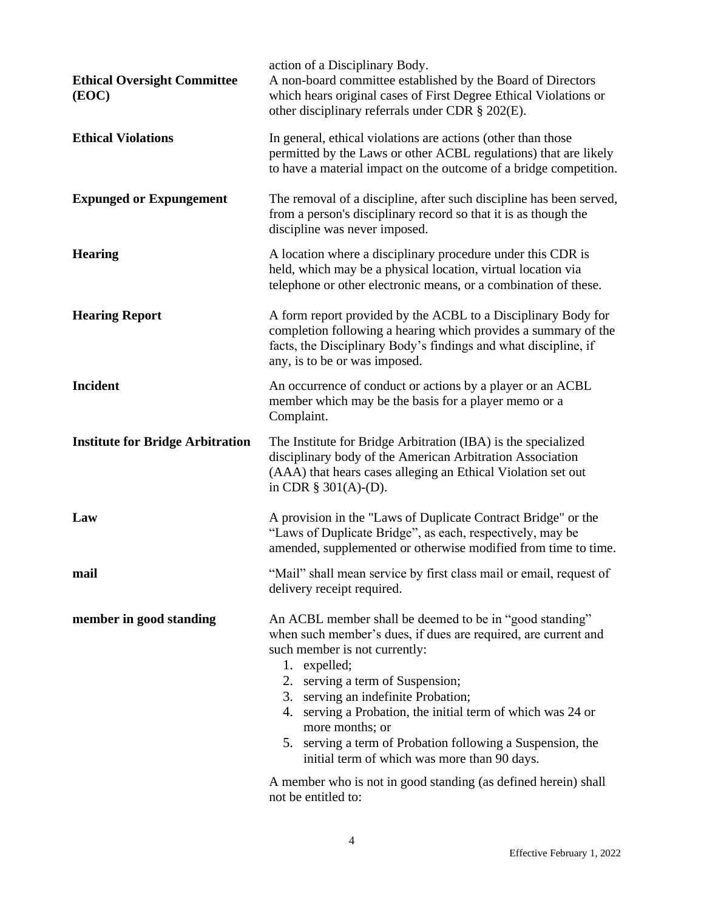action of a Disciplinary Body.

**Ethical Oversight Committee (EOC)** — A non-board committee established by the Board of Directors which hears original cases of First Degree Ethical Violations or other disciplinary referrals under CDR § 202(E).

**Ethical Violations** — In general, ethical violations are actions (other than those permitted by the Laws or other ACBL regulations) that are likely to have a material impact on the outcome of a bridge competition.

**Expunged or Expungement** — The removal of a discipline, after such discipline has been served, from a person's disciplinary record so that it is as though the discipline was never imposed.

**Hearing** — A location where a disciplinary procedure under this CDR is held, which may be a physical location, virtual location via telephone or other electronic means, or a combination of these.

**Hearing Report** — A form report provided by the ACBL to a Disciplinary Body for completion following a hearing which provides a summary of the facts, the Disciplinary Body's findings and what discipline, if any, is to be or was imposed.

**Incident** — An occurrence of conduct or actions by a player or an ACBL member which may be the basis for a player memo or a Complaint.

**Institute for Bridge Arbitration** — The Institute for Bridge Arbitration (IBA) is the specialized disciplinary body of the American Arbitration Association (AAA) that hears cases alleging an Ethical Violation set out in CDR § 301(A)-(D).

**Law** — A provision in the "Laws of Duplicate Contract Bridge" or the "Laws of Duplicate Bridge", as each, respectively, may be amended, supplemented or otherwise modified from time to time.

**mail** — "Mail" shall mean service by first class mail or email, request of delivery receipt required.

**member in good standing** — An ACBL member shall be deemed to be in "good standing" when such member's dues, if dues are required, are current and such member is not currently:

1. expelled;
2. serving a term of Suspension;
3. serving an indefinite Probation;
4. serving a Probation, the initial term of which was 24 or more months; or
5. serving a term of Probation following a Suspension, the initial term of which was more than 90 days.

A member who is not in good standing (as defined herein) shall not be entitled to: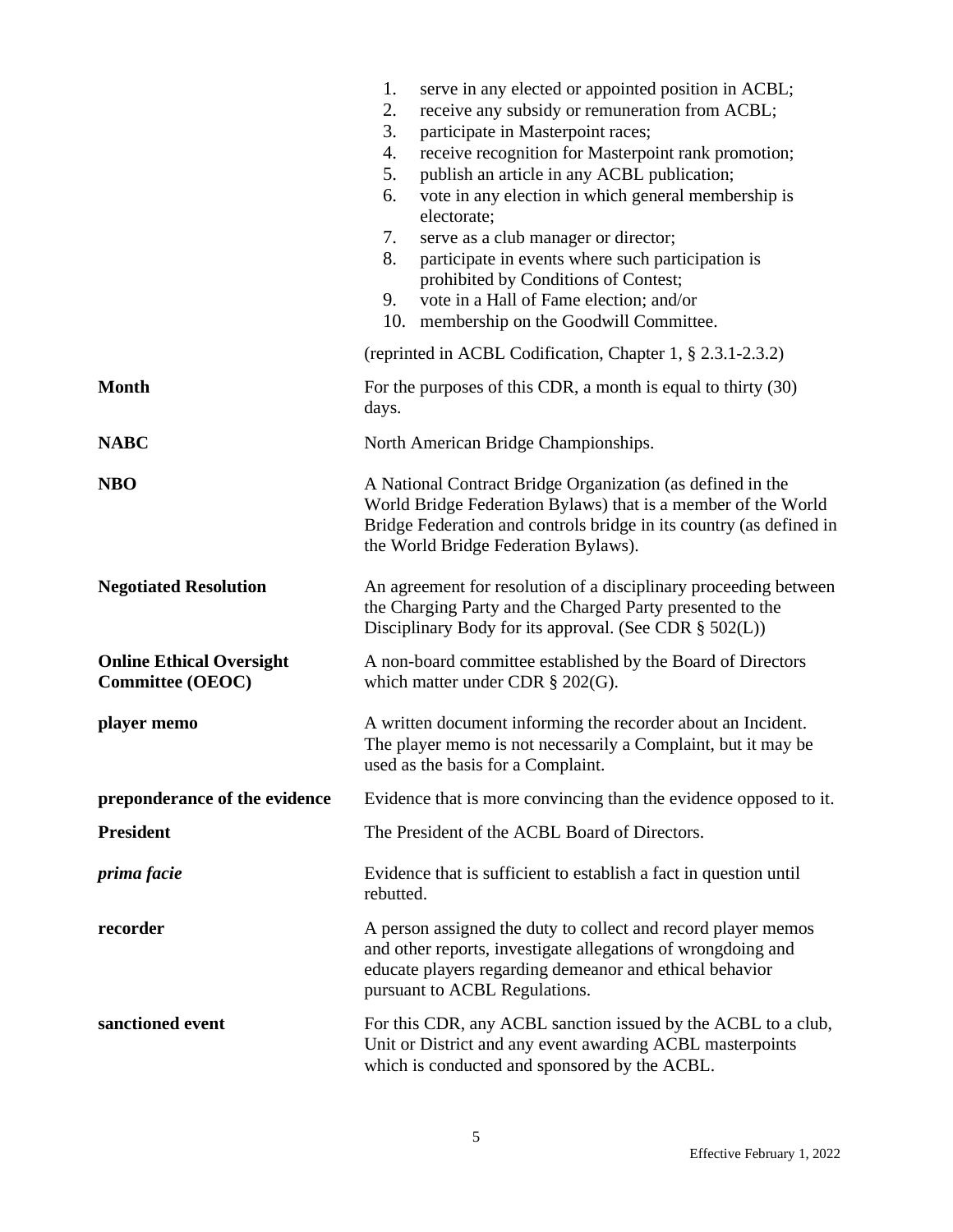1. serve in any elected or appointed position in ACBL;
2. receive any subsidy or remuneration from ACBL;
3. participate in Masterpoint races;
4. receive recognition for Masterpoint rank promotion;
5. publish an article in any ACBL publication;
6. vote in any election in which general membership is electorate;
7. serve as a club manager or director;
8. participate in events where such participation is prohibited by Conditions of Contest;
9. vote in a Hall of Fame election; and/or
10. membership on the Goodwill Committee.

(reprinted in ACBL Codification, Chapter 1, § 2.3.1-2.3.2)

**Month** — For the purposes of this CDR, a month is equal to thirty (30) days.

**NABC** — North American Bridge Championships.

**NBO** — A National Contract Bridge Organization (as defined in the World Bridge Federation Bylaws) that is a member of the World Bridge Federation and controls bridge in its country (as defined in the World Bridge Federation Bylaws).

**Negotiated Resolution** — An agreement for resolution of a disciplinary proceeding between the Charging Party and the Charged Party presented to the Disciplinary Body for its approval. (See CDR § 502(L))

**Online Ethical Oversight Committee (OEOC)** — A non-board committee established by the Board of Directors which matter under CDR § 202(G).

**player memo** — A written document informing the recorder about an Incident. The player memo is not necessarily a Complaint, but it may be used as the basis for a Complaint.

**preponderance of the evidence** — Evidence that is more convincing than the evidence opposed to it.

**President** — The President of the ACBL Board of Directors.

***prima facie*** — Evidence that is sufficient to establish a fact in question until rebutted.

**recorder** — A person assigned the duty to collect and record player memos and other reports, investigate allegations of wrongdoing and educate players regarding demeanor and ethical behavior pursuant to ACBL Regulations.

**sanctioned event** — For this CDR, any ACBL sanction issued by the ACBL to a club, Unit or District and any event awarding ACBL masterpoints which is conducted and sponsored by the ACBL.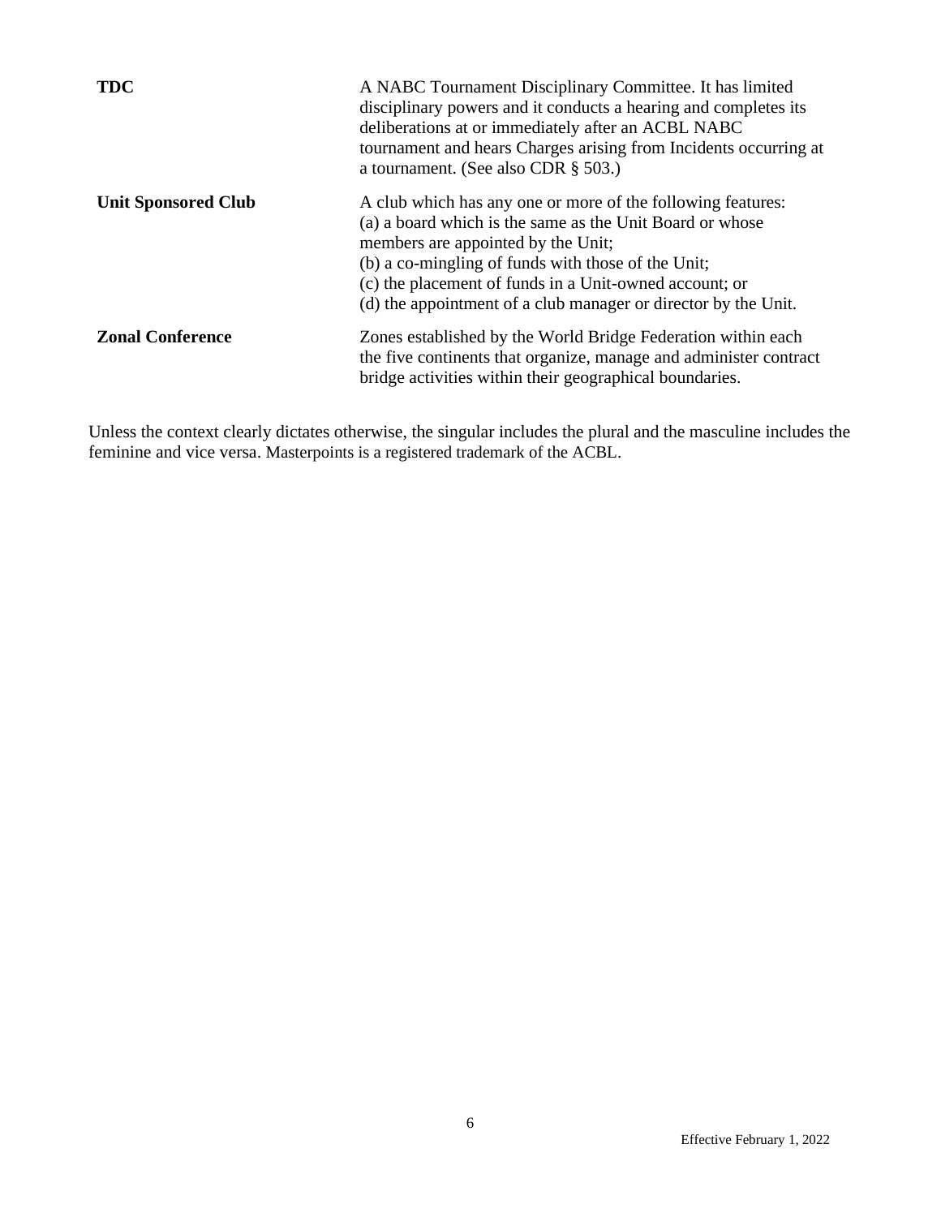| | |
|---|---|
| **TDC** | A NABC Tournament Disciplinary Committee. It has limited disciplinary powers and it conducts a hearing and completes its deliberations at or immediately after an ACBL NABC tournament and hears Charges arising from Incidents occurring at a tournament. (See also CDR § 503.) |
| **Unit Sponsored Club** | A club which has any one or more of the following features:<br>(a) a board which is the same as the Unit Board or whose members are appointed by the Unit;<br>(b) a co-mingling of funds with those of the Unit;<br>(c) the placement of funds in a Unit-owned account; or<br>(d) the appointment of a club manager or director by the Unit. |
| **Zonal Conference** | Zones established by the World Bridge Federation within each the five continents that organize, manage and administer contract bridge activities within their geographical boundaries. |

Unless the context clearly dictates otherwise, the singular includes the plural and the masculine includes the feminine and vice versa. Masterpoints is a registered trademark of the ACBL.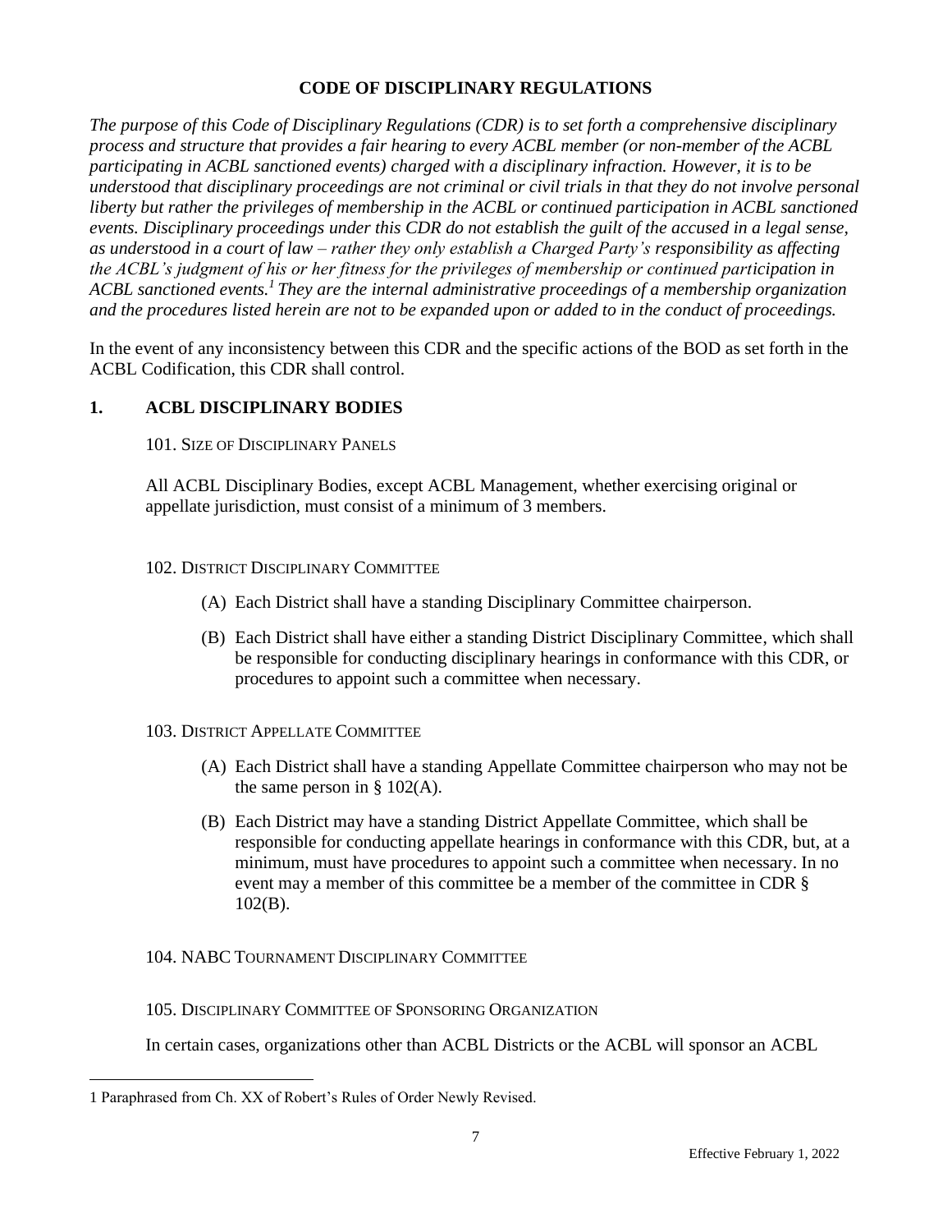# CODE OF DISCIPLINARY REGULATIONS

*The purpose of this Code of Disciplinary Regulations (CDR) is to set forth a comprehensive disciplinary process and structure that provides a fair hearing to every ACBL member (or non-member of the ACBL participating in ACBL sanctioned events) charged with a disciplinary infraction. However, it is to be understood that disciplinary proceedings are not criminal or civil trials in that they do not involve personal liberty but rather the privileges of membership in the ACBL or continued participation in ACBL sanctioned events. Disciplinary proceedings under this CDR do not establish the guilt of the accused in a legal sense, as understood in a court of law – rather they only establish a Charged Party's responsibility as affecting the ACBL's judgment of his or her fitness for the privileges of membership or continued participation in ACBL sanctioned events.*[1] *They are the internal administrative proceedings of a membership organization and the procedures listed herein are not to be expanded upon or added to in the conduct of proceedings.*

In the event of any inconsistency between this CDR and the specific actions of the BOD as set forth in the ACBL Codification, this CDR shall control.

## 1. ACBL DISCIPLINARY BODIES

### 101. Size of Disciplinary Panels

All ACBL Disciplinary Bodies, except ACBL Management, whether exercising original or appellate jurisdiction, must consist of a minimum of 3 members.

### 102. District Disciplinary Committee

(A) Each District shall have a standing Disciplinary Committee chairperson.

(B) Each District shall have either a standing District Disciplinary Committee, which shall be responsible for conducting disciplinary hearings in conformance with this CDR, or procedures to appoint such a committee when necessary.

### 103. District Appellate Committee

(A) Each District shall have a standing Appellate Committee chairperson who may not be the same person in § 102(A).

(B) Each District may have a standing District Appellate Committee, which shall be responsible for conducting appellate hearings in conformance with this CDR, but, at a minimum, must have procedures to appoint such a committee when necessary. In no event may a member of this committee be a member of the committee in CDR § 102(B).

### 104. NABC Tournament Disciplinary Committee

### 105. Disciplinary Committee of Sponsoring Organization

In certain cases, organizations other than ACBL Districts or the ACBL will sponsor an ACBL

---

1 Paraphrased from Ch. XX of Robert's Rules of Order Newly Revised.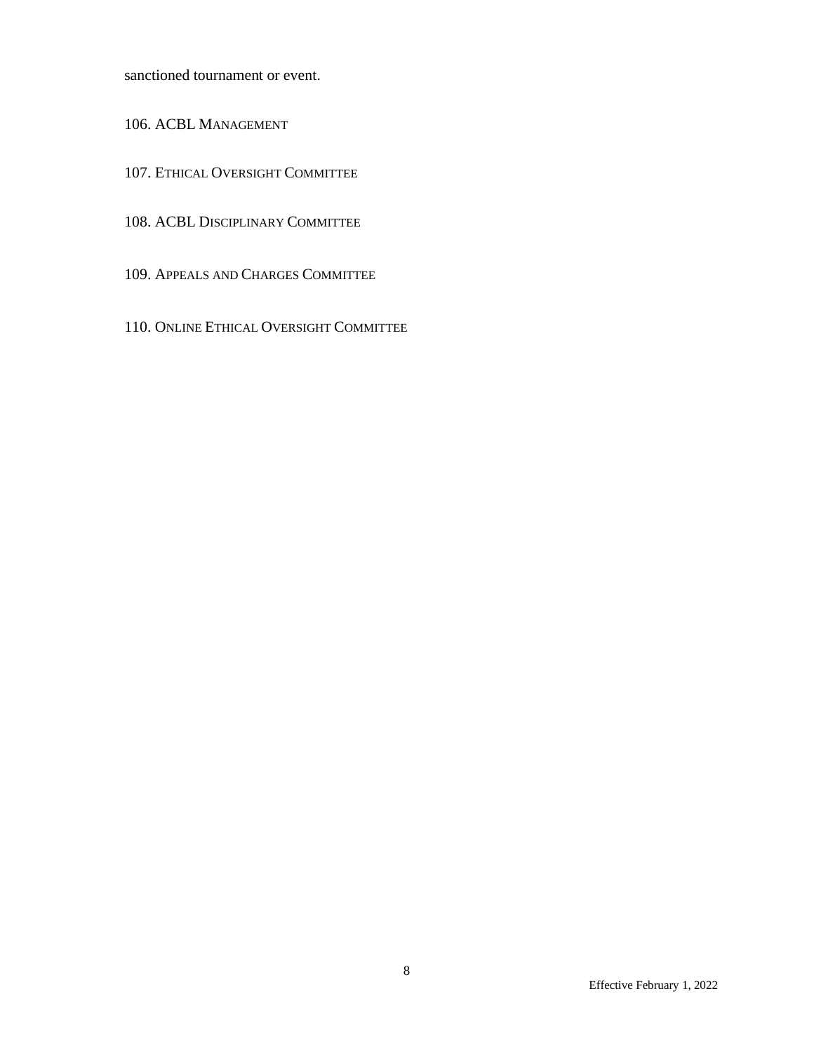sanctioned tournament or event.

106. ACBL MANAGEMENT

107. ETHICAL OVERSIGHT COMMITTEE

108. ACBL DISCIPLINARY COMMITTEE

109. APPEALS AND CHARGES COMMITTEE

110. ONLINE ETHICAL OVERSIGHT COMMITTEE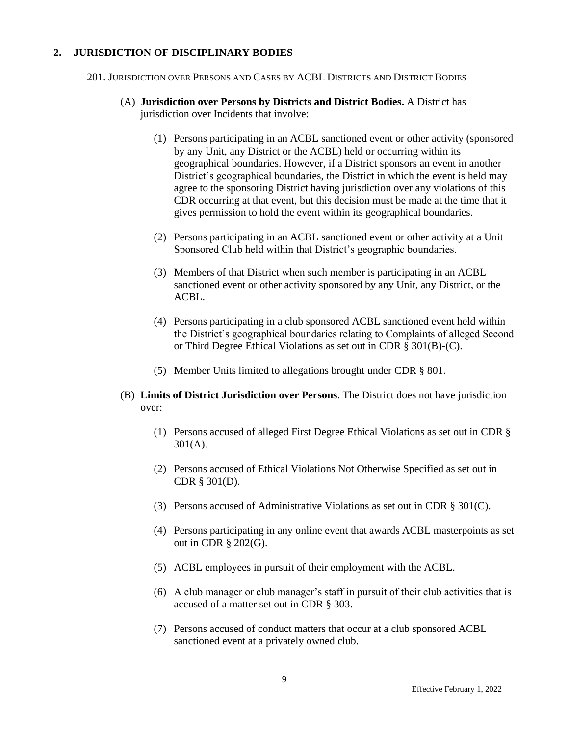## 2. JURISDICTION OF DISCIPLINARY BODIES

### 201. Jurisdiction over Persons and Cases by ACBL Districts and District Bodies

(A) **Jurisdiction over Persons by Districts and District Bodies.** A District has jurisdiction over Incidents that involve:

(1) Persons participating in an ACBL sanctioned event or other activity (sponsored by any Unit, any District or the ACBL) held or occurring within its geographical boundaries. However, if a District sponsors an event in another District's geographical boundaries, the District in which the event is held may agree to the sponsoring District having jurisdiction over any violations of this CDR occurring at that event, but this decision must be made at the time that it gives permission to hold the event within its geographical boundaries.

(2) Persons participating in an ACBL sanctioned event or other activity at a Unit Sponsored Club held within that District's geographic boundaries.

(3) Members of that District when such member is participating in an ACBL sanctioned event or other activity sponsored by any Unit, any District, or the ACBL.

(4) Persons participating in a club sponsored ACBL sanctioned event held within the District's geographical boundaries relating to Complaints of alleged Second or Third Degree Ethical Violations as set out in CDR § 301(B)-(C).

(5) Member Units limited to allegations brought under CDR § 801.

(B) **Limits of District Jurisdiction over Persons**. The District does not have jurisdiction over:

(1) Persons accused of alleged First Degree Ethical Violations as set out in CDR § 301(A).

(2) Persons accused of Ethical Violations Not Otherwise Specified as set out in CDR § 301(D).

(3) Persons accused of Administrative Violations as set out in CDR § 301(C).

(4) Persons participating in any online event that awards ACBL masterpoints as set out in CDR § 202(G).

(5) ACBL employees in pursuit of their employment with the ACBL.

(6) A club manager or club manager's staff in pursuit of their club activities that is accused of a matter set out in CDR § 303.

(7) Persons accused of conduct matters that occur at a club sponsored ACBL sanctioned event at a privately owned club.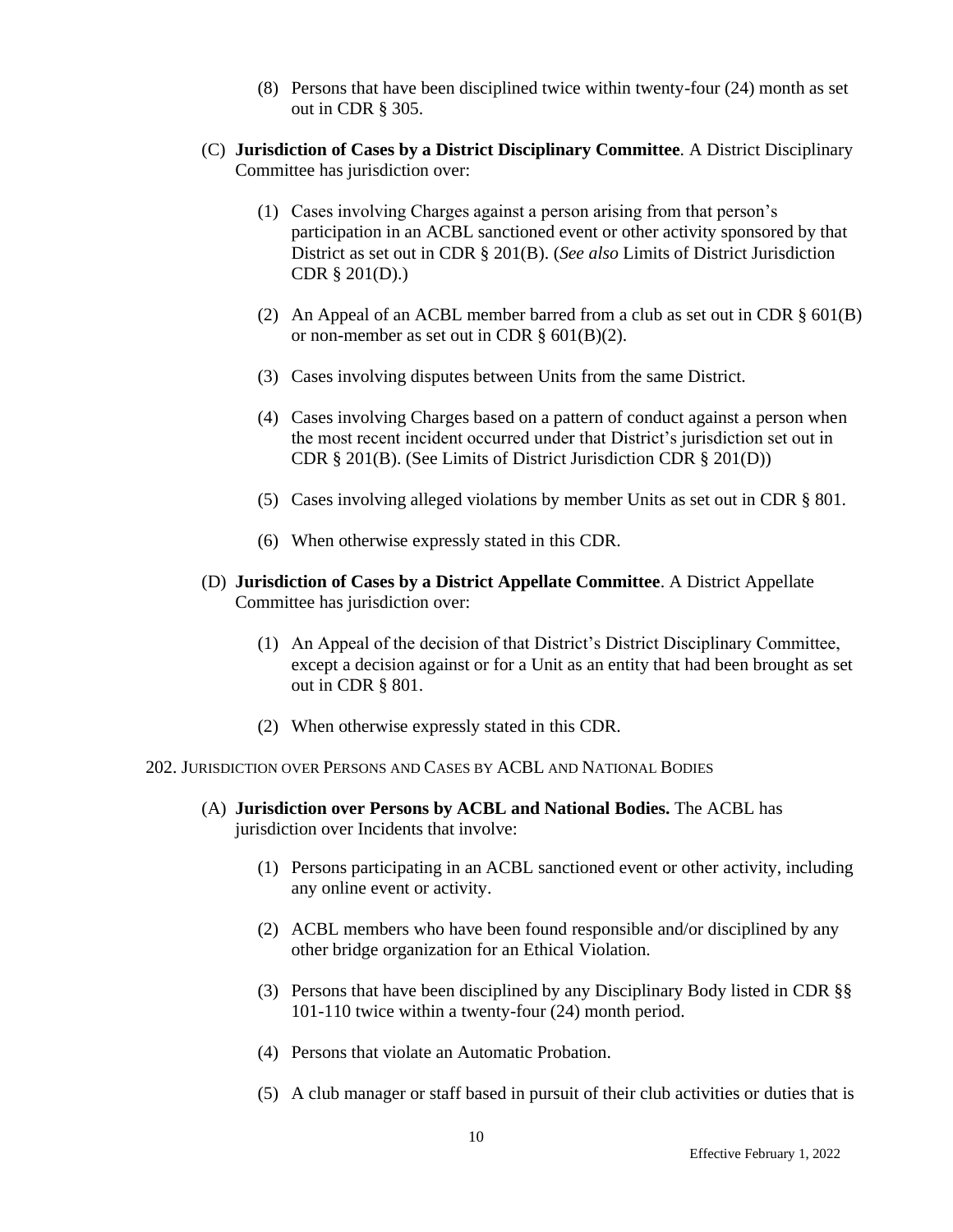(8) Persons that have been disciplined twice within twenty-four (24) month as set out in CDR § 305.

(C) **Jurisdiction of Cases by a District Disciplinary Committee**. A District Disciplinary Committee has jurisdiction over:

(1) Cases involving Charges against a person arising from that person's participation in an ACBL sanctioned event or other activity sponsored by that District as set out in CDR § 201(B). (*See also* Limits of District Jurisdiction CDR § 201(D).)

(2) An Appeal of an ACBL member barred from a club as set out in CDR § 601(B) or non-member as set out in CDR § 601(B)(2).

(3) Cases involving disputes between Units from the same District.

(4) Cases involving Charges based on a pattern of conduct against a person when the most recent incident occurred under that District's jurisdiction set out in CDR § 201(B). (See Limits of District Jurisdiction CDR § 201(D))

(5) Cases involving alleged violations by member Units as set out in CDR § 801.

(6) When otherwise expressly stated in this CDR.

(D) **Jurisdiction of Cases by a District Appellate Committee**. A District Appellate Committee has jurisdiction over:

(1) An Appeal of the decision of that District's District Disciplinary Committee, except a decision against or for a Unit as an entity that had been brought as set out in CDR § 801.

(2) When otherwise expressly stated in this CDR.

202. JURISDICTION OVER PERSONS AND CASES BY ACBL AND NATIONAL BODIES

(A) **Jurisdiction over Persons by ACBL and National Bodies.** The ACBL has jurisdiction over Incidents that involve:

(1) Persons participating in an ACBL sanctioned event or other activity, including any online event or activity.

(2) ACBL members who have been found responsible and/or disciplined by any other bridge organization for an Ethical Violation.

(3) Persons that have been disciplined by any Disciplinary Body listed in CDR §§ 101-110 twice within a twenty-four (24) month period.

(4) Persons that violate an Automatic Probation.

(5) A club manager or staff based in pursuit of their club activities or duties that is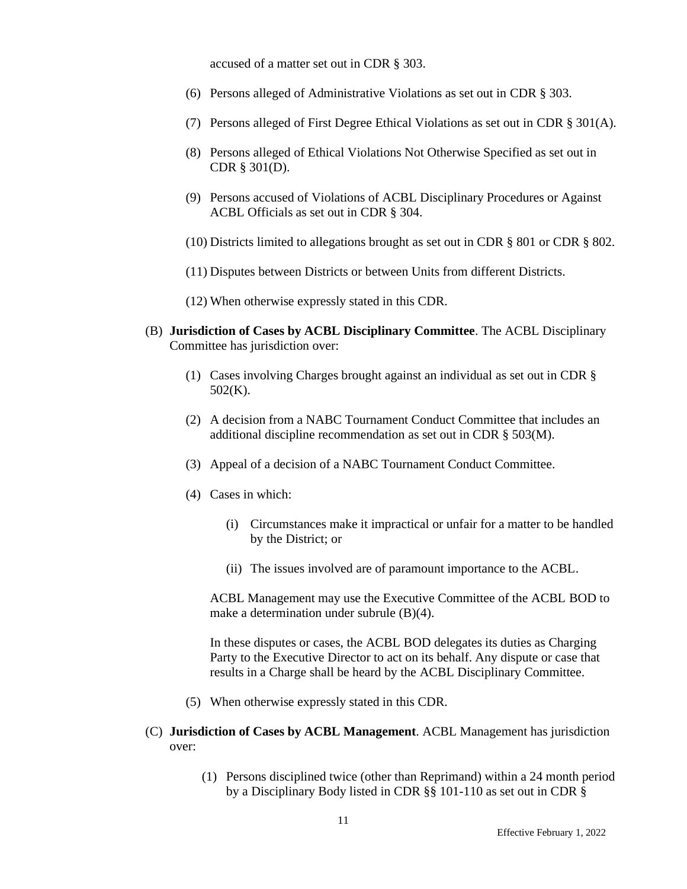accused of a matter set out in CDR § 303.

(6) Persons alleged of Administrative Violations as set out in CDR § 303.

(7) Persons alleged of First Degree Ethical Violations as set out in CDR § 301(A).

(8) Persons alleged of Ethical Violations Not Otherwise Specified as set out in CDR § 301(D).

(9) Persons accused of Violations of ACBL Disciplinary Procedures or Against ACBL Officials as set out in CDR § 304.

(10) Districts limited to allegations brought as set out in CDR § 801 or CDR § 802.

(11) Disputes between Districts or between Units from different Districts.

(12) When otherwise expressly stated in this CDR.

(B) **Jurisdiction of Cases by ACBL Disciplinary Committee**. The ACBL Disciplinary Committee has jurisdiction over:

(1) Cases involving Charges brought against an individual as set out in CDR § 502(K).

(2) A decision from a NABC Tournament Conduct Committee that includes an additional discipline recommendation as set out in CDR § 503(M).

(3) Appeal of a decision of a NABC Tournament Conduct Committee.

(4) Cases in which:

(i) Circumstances make it impractical or unfair for a matter to be handled by the District; or

(ii) The issues involved are of paramount importance to the ACBL.

ACBL Management may use the Executive Committee of the ACBL BOD to make a determination under subrule (B)(4).

In these disputes or cases, the ACBL BOD delegates its duties as Charging Party to the Executive Director to act on its behalf. Any dispute or case that results in a Charge shall be heard by the ACBL Disciplinary Committee.

(5) When otherwise expressly stated in this CDR.

(C) **Jurisdiction of Cases by ACBL Management**. ACBL Management has jurisdiction over:

(1) Persons disciplined twice (other than Reprimand) within a 24 month period by a Disciplinary Body listed in CDR §§ 101-110 as set out in CDR §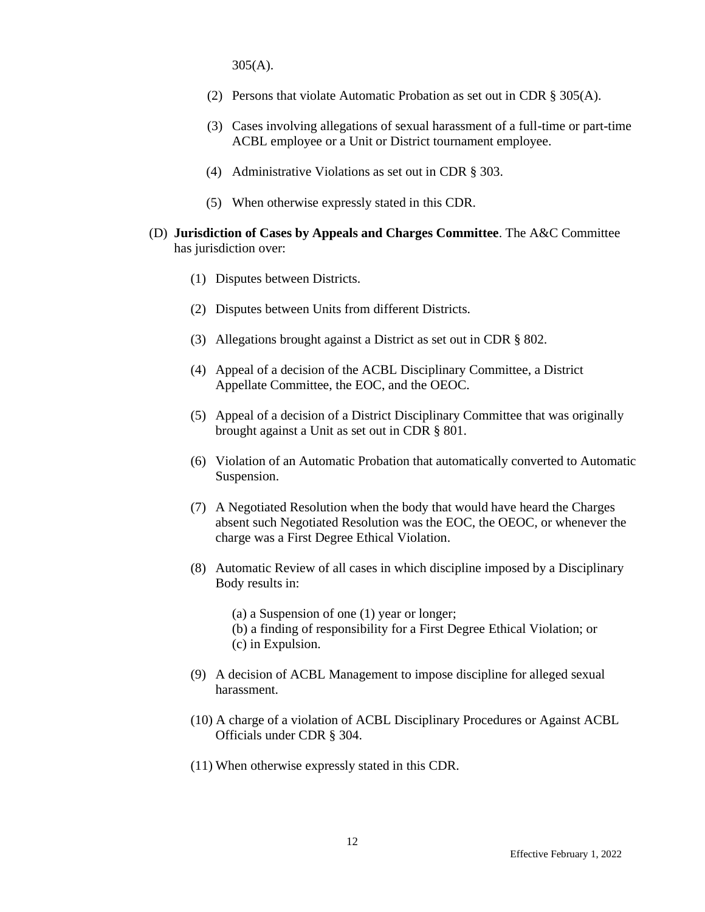305(A).

(2) Persons that violate Automatic Probation as set out in CDR § 305(A).

(3) Cases involving allegations of sexual harassment of a full-time or part-time ACBL employee or a Unit or District tournament employee.

(4) Administrative Violations as set out in CDR § 303.

(5) When otherwise expressly stated in this CDR.

(D) **Jurisdiction of Cases by Appeals and Charges Committee**. The A&C Committee has jurisdiction over:

(1) Disputes between Districts.

(2) Disputes between Units from different Districts.

(3) Allegations brought against a District as set out in CDR § 802.

(4) Appeal of a decision of the ACBL Disciplinary Committee, a District Appellate Committee, the EOC, and the OEOC.

(5) Appeal of a decision of a District Disciplinary Committee that was originally brought against a Unit as set out in CDR § 801.

(6) Violation of an Automatic Probation that automatically converted to Automatic Suspension.

(7) A Negotiated Resolution when the body that would have heard the Charges absent such Negotiated Resolution was the EOC, the OEOC, or whenever the charge was a First Degree Ethical Violation.

(8) Automatic Review of all cases in which discipline imposed by a Disciplinary Body results in:

(a) a Suspension of one (1) year or longer;
(b) a finding of responsibility for a First Degree Ethical Violation; or
(c) in Expulsion.

(9) A decision of ACBL Management to impose discipline for alleged sexual harassment.

(10) A charge of a violation of ACBL Disciplinary Procedures or Against ACBL Officials under CDR § 304.

(11) When otherwise expressly stated in this CDR.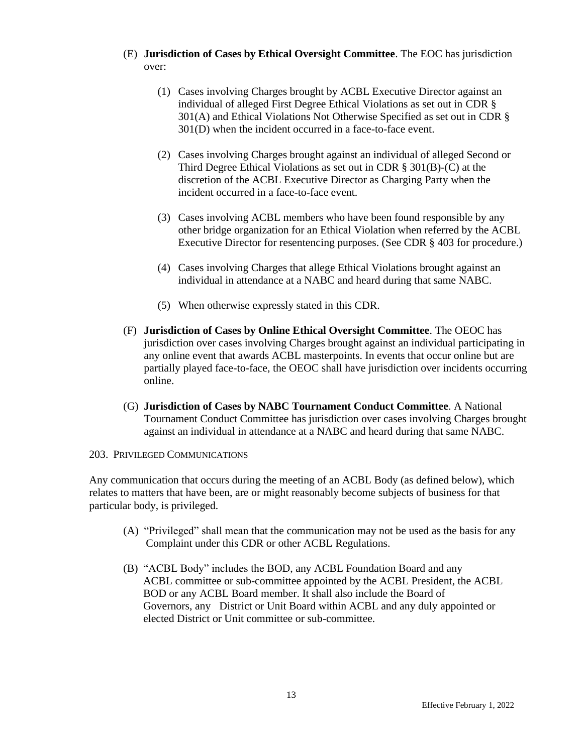(E) **Jurisdiction of Cases by Ethical Oversight Committee**. The EOC has jurisdiction over:

(1) Cases involving Charges brought by ACBL Executive Director against an individual of alleged First Degree Ethical Violations as set out in CDR § 301(A) and Ethical Violations Not Otherwise Specified as set out in CDR § 301(D) when the incident occurred in a face-to-face event.

(2) Cases involving Charges brought against an individual of alleged Second or Third Degree Ethical Violations as set out in CDR § 301(B)-(C) at the discretion of the ACBL Executive Director as Charging Party when the incident occurred in a face-to-face event.

(3) Cases involving ACBL members who have been found responsible by any other bridge organization for an Ethical Violation when referred by the ACBL Executive Director for resentencing purposes. (See CDR § 403 for procedure.)

(4) Cases involving Charges that allege Ethical Violations brought against an individual in attendance at a NABC and heard during that same NABC.

(5) When otherwise expressly stated in this CDR.

(F) **Jurisdiction of Cases by Online Ethical Oversight Committee**. The OEOC has jurisdiction over cases involving Charges brought against an individual participating in any online event that awards ACBL masterpoints. In events that occur online but are partially played face-to-face, the OEOC shall have jurisdiction over incidents occurring online.

(G) **Jurisdiction of Cases by NABC Tournament Conduct Committee**. A National Tournament Conduct Committee has jurisdiction over cases involving Charges brought against an individual in attendance at a NABC and heard during that same NABC.

## 203. PRIVILEGED COMMUNICATIONS

Any communication that occurs during the meeting of an ACBL Body (as defined below), which relates to matters that have been, are or might reasonably become subjects of business for that particular body, is privileged.

(A) "Privileged" shall mean that the communication may not be used as the basis for any Complaint under this CDR or other ACBL Regulations.

(B) "ACBL Body" includes the BOD, any ACBL Foundation Board and any ACBL committee or sub-committee appointed by the ACBL President, the ACBL BOD or any ACBL Board member. It shall also include the Board of Governors, any District or Unit Board within ACBL and any duly appointed or elected District or Unit committee or sub-committee.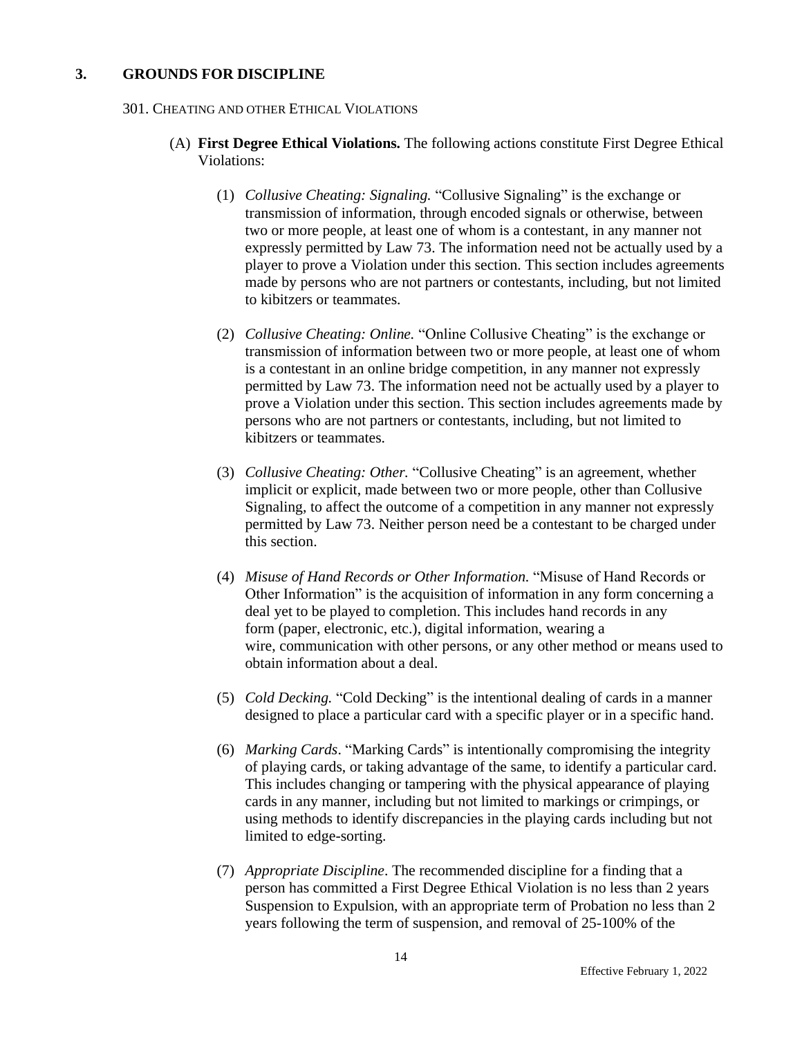## 3. GROUNDS FOR DISCIPLINE

### 301. Cheating and other Ethical Violations

(A) **First Degree Ethical Violations.** The following actions constitute First Degree Ethical Violations:

(1) *Collusive Cheating: Signaling.* "Collusive Signaling" is the exchange or transmission of information, through encoded signals or otherwise, between two or more people, at least one of whom is a contestant, in any manner not expressly permitted by Law 73. The information need not be actually used by a player to prove a Violation under this section. This section includes agreements made by persons who are not partners or contestants, including, but not limited to kibitzers or teammates.

(2) *Collusive Cheating: Online.* "Online Collusive Cheating" is the exchange or transmission of information between two or more people, at least one of whom is a contestant in an online bridge competition, in any manner not expressly permitted by Law 73. The information need not be actually used by a player to prove a Violation under this section. This section includes agreements made by persons who are not partners or contestants, including, but not limited to kibitzers or teammates.

(3) *Collusive Cheating: Other.* "Collusive Cheating" is an agreement, whether implicit or explicit, made between two or more people, other than Collusive Signaling, to affect the outcome of a competition in any manner not expressly permitted by Law 73. Neither person need be a contestant to be charged under this section.

(4) *Misuse of Hand Records or Other Information.* "Misuse of Hand Records or Other Information" is the acquisition of information in any form concerning a deal yet to be played to completion. This includes hand records in any form (paper, electronic, etc.), digital information, wearing a wire, communication with other persons, or any other method or means used to obtain information about a deal.

(5) *Cold Decking.* "Cold Decking" is the intentional dealing of cards in a manner designed to place a particular card with a specific player or in a specific hand.

(6) *Marking Cards*. "Marking Cards" is intentionally compromising the integrity of playing cards, or taking advantage of the same, to identify a particular card. This includes changing or tampering with the physical appearance of playing cards in any manner, including but not limited to markings or crimpings, or using methods to identify discrepancies in the playing cards including but not limited to edge-sorting.

(7) *Appropriate Discipline*. The recommended discipline for a finding that a person has committed a First Degree Ethical Violation is no less than 2 years Suspension to Expulsion, with an appropriate term of Probation no less than 2 years following the term of suspension, and removal of 25-100% of the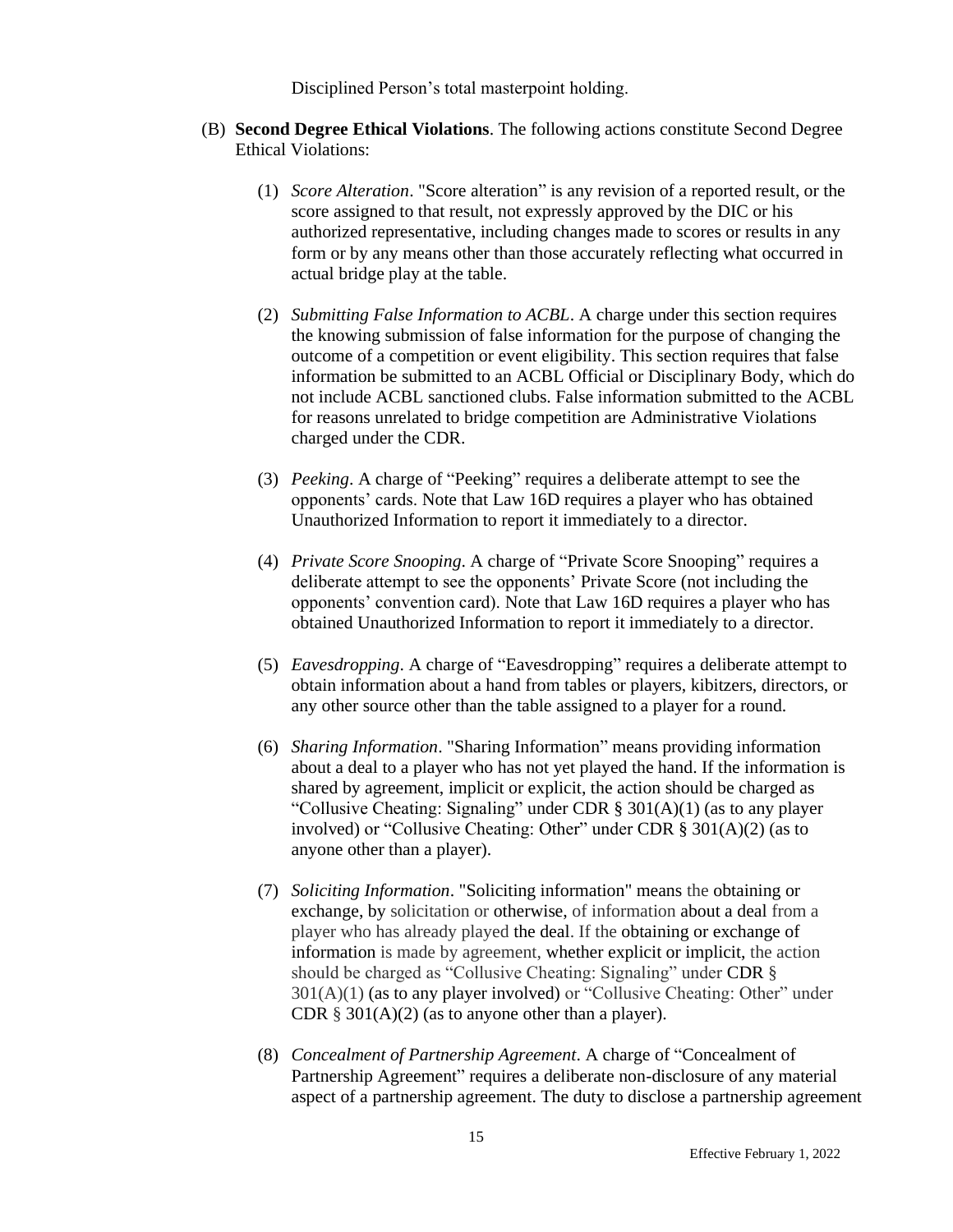Disciplined Person's total masterpoint holding.

(B) **Second Degree Ethical Violations**. The following actions constitute Second Degree Ethical Violations:

(1) *Score Alteration*. "Score alteration" is any revision of a reported result, or the score assigned to that result, not expressly approved by the DIC or his authorized representative, including changes made to scores or results in any form or by any means other than those accurately reflecting what occurred in actual bridge play at the table.

(2) *Submitting False Information to ACBL*. A charge under this section requires the knowing submission of false information for the purpose of changing the outcome of a competition or event eligibility. This section requires that false information be submitted to an ACBL Official or Disciplinary Body, which do not include ACBL sanctioned clubs. False information submitted to the ACBL for reasons unrelated to bridge competition are Administrative Violations charged under the CDR.

(3) *Peeking*. A charge of "Peeking" requires a deliberate attempt to see the opponents' cards. Note that Law 16D requires a player who has obtained Unauthorized Information to report it immediately to a director.

(4) *Private Score Snooping*. A charge of "Private Score Snooping" requires a deliberate attempt to see the opponents' Private Score (not including the opponents' convention card). Note that Law 16D requires a player who has obtained Unauthorized Information to report it immediately to a director.

(5) *Eavesdropping*. A charge of "Eavesdropping" requires a deliberate attempt to obtain information about a hand from tables or players, kibitzers, directors, or any other source other than the table assigned to a player for a round.

(6) *Sharing Information*. "Sharing Information" means providing information about a deal to a player who has not yet played the hand. If the information is shared by agreement, implicit or explicit, the action should be charged as "Collusive Cheating: Signaling" under CDR § 301(A)(1) (as to any player involved) or "Collusive Cheating: Other" under CDR § 301(A)(2) (as to anyone other than a player).

(7) *Soliciting Information*. "Soliciting information" means the obtaining or exchange, by solicitation or otherwise, of information about a deal from a player who has already played the deal. If the obtaining or exchange of information is made by agreement, whether explicit or implicit, the action should be charged as "Collusive Cheating: Signaling" under CDR § 301(A)(1) (as to any player involved) or "Collusive Cheating: Other" under CDR § 301(A)(2) (as to anyone other than a player).

(8) *Concealment of Partnership Agreement*. A charge of "Concealment of Partnership Agreement" requires a deliberate non-disclosure of any material aspect of a partnership agreement. The duty to disclose a partnership agreement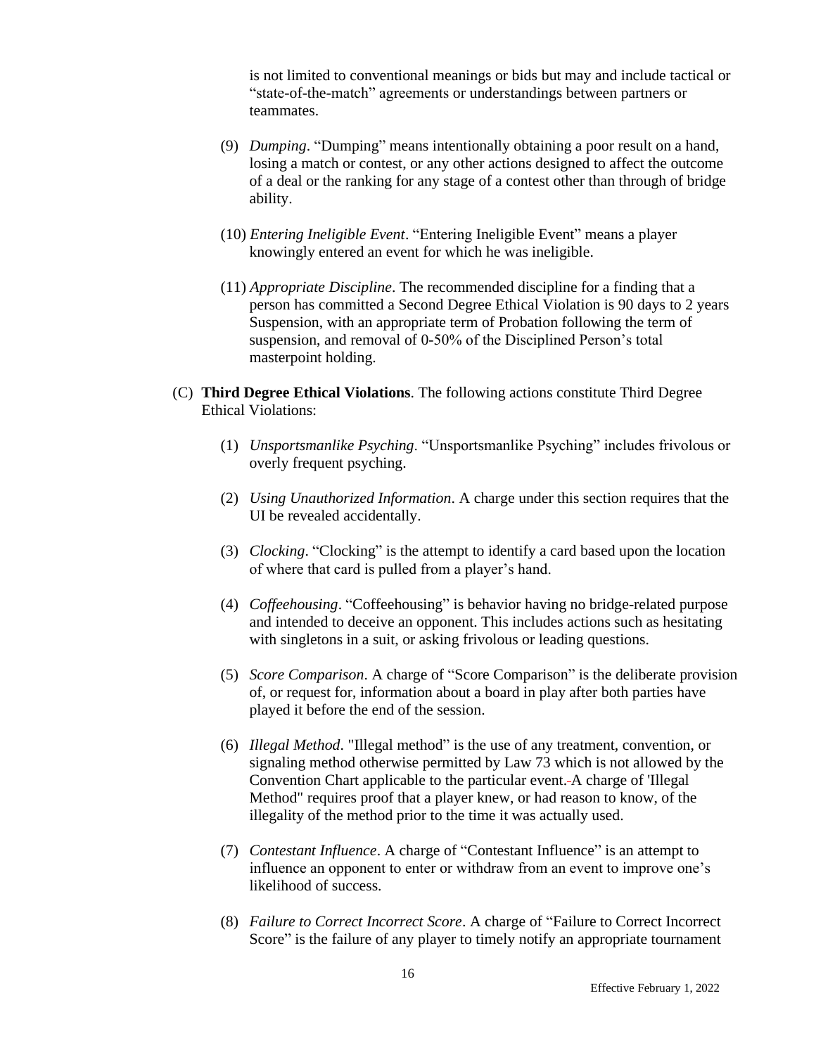is not limited to conventional meanings or bids but may and include tactical or "state-of-the-match" agreements or understandings between partners or teammates.

(9) *Dumping*. "Dumping" means intentionally obtaining a poor result on a hand, losing a match or contest, or any other actions designed to affect the outcome of a deal or the ranking for any stage of a contest other than through of bridge ability.

(10) *Entering Ineligible Event*. "Entering Ineligible Event" means a player knowingly entered an event for which he was ineligible.

(11) *Appropriate Discipline*. The recommended discipline for a finding that a person has committed a Second Degree Ethical Violation is 90 days to 2 years Suspension, with an appropriate term of Probation following the term of suspension, and removal of 0-50% of the Disciplined Person's total masterpoint holding.

(C) **Third Degree Ethical Violations**. The following actions constitute Third Degree Ethical Violations:

(1) *Unsportsmanlike Psyching*. "Unsportsmanlike Psyching" includes frivolous or overly frequent psyching.

(2) *Using Unauthorized Information*. A charge under this section requires that the UI be revealed accidentally.

(3) *Clocking*. "Clocking" is the attempt to identify a card based upon the location of where that card is pulled from a player's hand.

(4) *Coffeehousing*. "Coffeehousing" is behavior having no bridge-related purpose and intended to deceive an opponent. This includes actions such as hesitating with singletons in a suit, or asking frivolous or leading questions.

(5) *Score Comparison*. A charge of "Score Comparison" is the deliberate provision of, or request for, information about a board in play after both parties have played it before the end of the session.

(6) *Illegal Method*. "Illegal method" is the use of any treatment, convention, or signaling method otherwise permitted by Law 73 which is not allowed by the Convention Chart applicable to the particular event. A charge of 'Illegal Method" requires proof that a player knew, or had reason to know, of the illegality of the method prior to the time it was actually used.

(7) *Contestant Influence*. A charge of "Contestant Influence" is an attempt to influence an opponent to enter or withdraw from an event to improve one's likelihood of success.

(8) *Failure to Correct Incorrect Score*. A charge of "Failure to Correct Incorrect Score" is the failure of any player to timely notify an appropriate tournament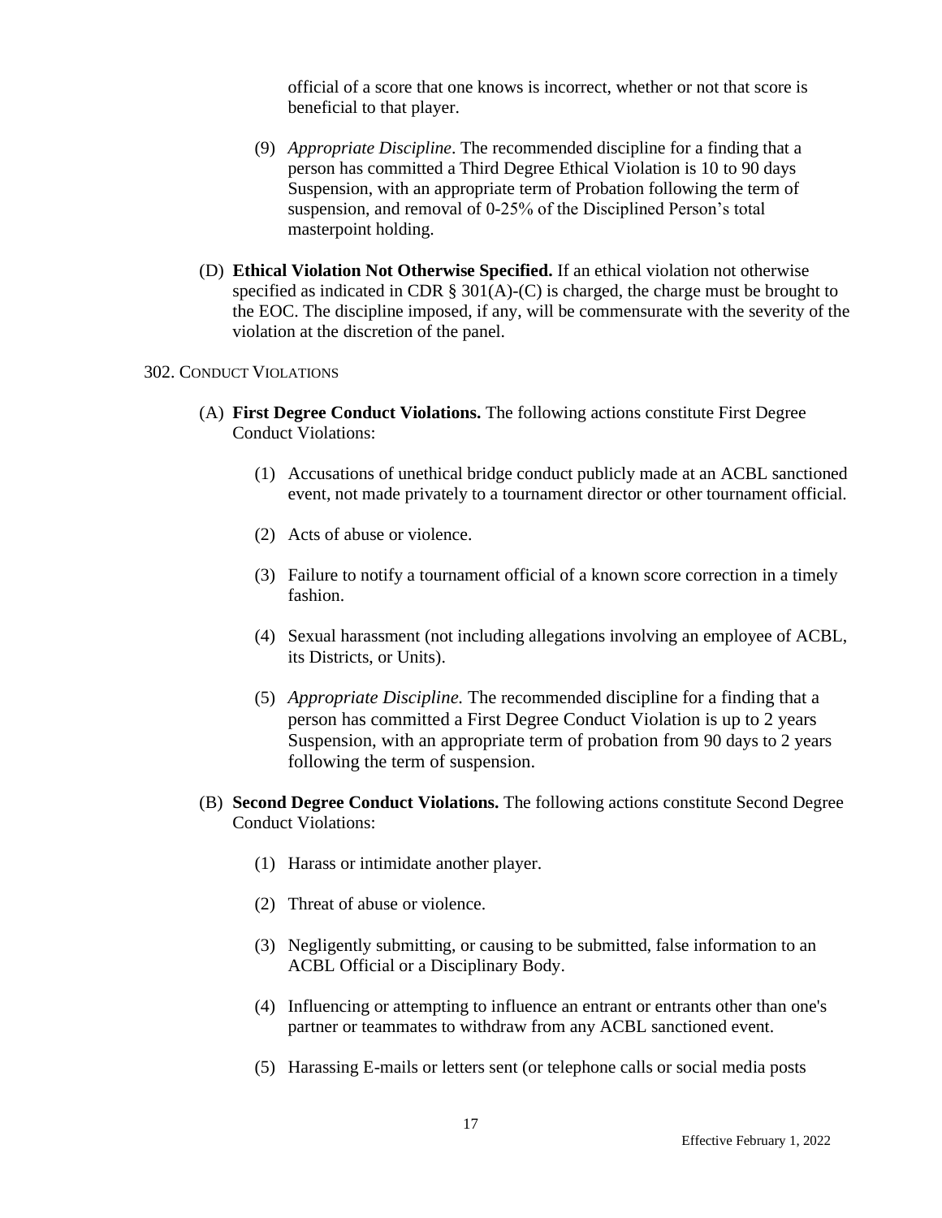official of a score that one knows is incorrect, whether or not that score is beneficial to that player.

(9) *Appropriate Discipline*. The recommended discipline for a finding that a person has committed a Third Degree Ethical Violation is 10 to 90 days Suspension, with an appropriate term of Probation following the term of suspension, and removal of 0-25% of the Disciplined Person's total masterpoint holding.

(D) **Ethical Violation Not Otherwise Specified.** If an ethical violation not otherwise specified as indicated in CDR § 301(A)-(C) is charged, the charge must be brought to the EOC. The discipline imposed, if any, will be commensurate with the severity of the violation at the discretion of the panel.

## 302. Conduct Violations

(A) **First Degree Conduct Violations.** The following actions constitute First Degree Conduct Violations:

(1) Accusations of unethical bridge conduct publicly made at an ACBL sanctioned event, not made privately to a tournament director or other tournament official.

(2) Acts of abuse or violence.

(3) Failure to notify a tournament official of a known score correction in a timely fashion.

(4) Sexual harassment (not including allegations involving an employee of ACBL, its Districts, or Units).

(5) *Appropriate Discipline.* The recommended discipline for a finding that a person has committed a First Degree Conduct Violation is up to 2 years Suspension, with an appropriate term of probation from 90 days to 2 years following the term of suspension.

(B) **Second Degree Conduct Violations.** The following actions constitute Second Degree Conduct Violations:

(1) Harass or intimidate another player.

(2) Threat of abuse or violence.

(3) Negligently submitting, or causing to be submitted, false information to an ACBL Official or a Disciplinary Body.

(4) Influencing or attempting to influence an entrant or entrants other than one's partner or teammates to withdraw from any ACBL sanctioned event.

(5) Harassing E-mails or letters sent (or telephone calls or social media posts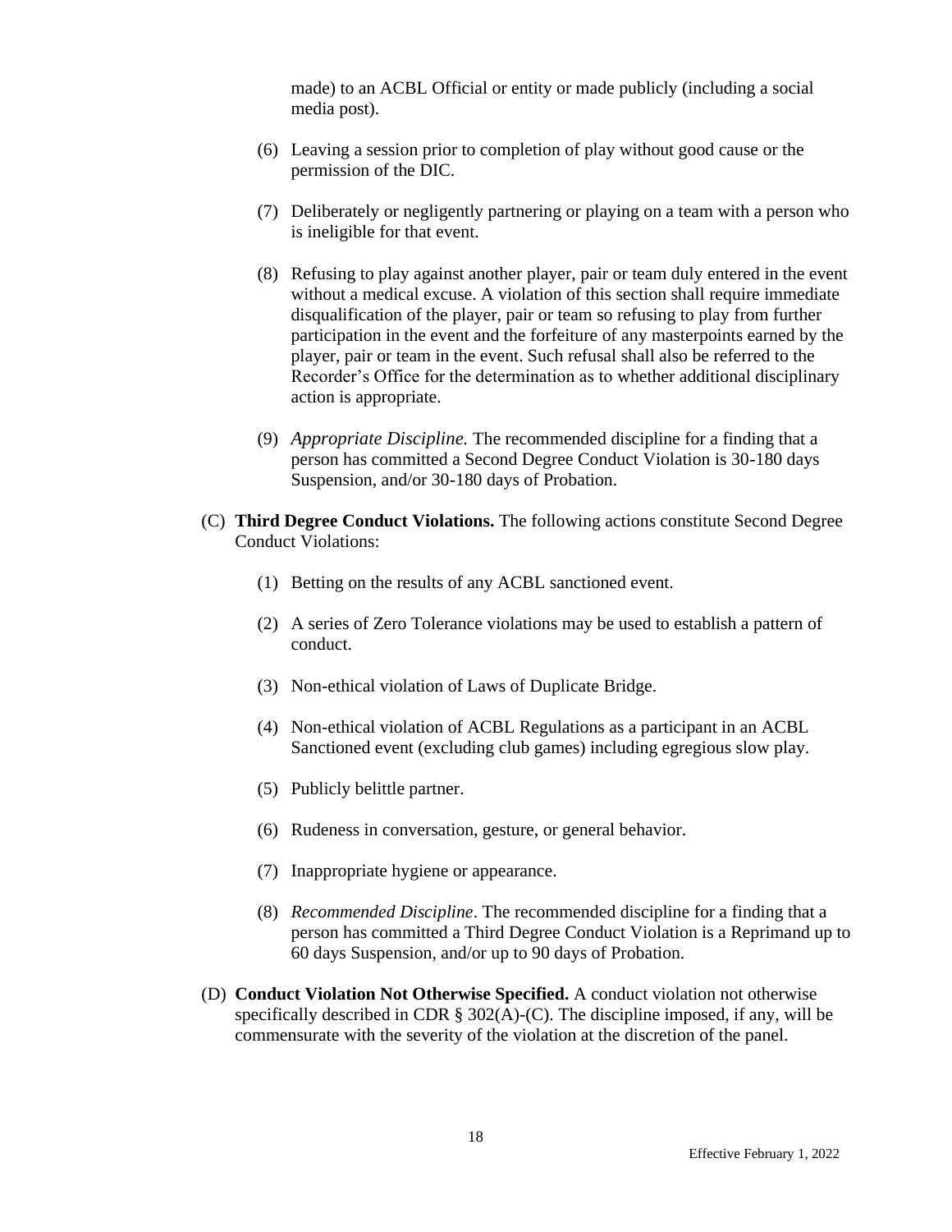made) to an ACBL Official or entity or made publicly (including a social media post).

(6) Leaving a session prior to completion of play without good cause or the permission of the DIC.

(7) Deliberately or negligently partnering or playing on a team with a person who is ineligible for that event.

(8) Refusing to play against another player, pair or team duly entered in the event without a medical excuse. A violation of this section shall require immediate disqualification of the player, pair or team so refusing to play from further participation in the event and the forfeiture of any masterpoints earned by the player, pair or team in the event. Such refusal shall also be referred to the Recorder's Office for the determination as to whether additional disciplinary action is appropriate.

(9) *Appropriate Discipline.* The recommended discipline for a finding that a person has committed a Second Degree Conduct Violation is 30-180 days Suspension, and/or 30-180 days of Probation.

(C) **Third Degree Conduct Violations.** The following actions constitute Second Degree Conduct Violations:

(1) Betting on the results of any ACBL sanctioned event.

(2) A series of Zero Tolerance violations may be used to establish a pattern of conduct.

(3) Non-ethical violation of Laws of Duplicate Bridge.

(4) Non-ethical violation of ACBL Regulations as a participant in an ACBL Sanctioned event (excluding club games) including egregious slow play.

(5) Publicly belittle partner.

(6) Rudeness in conversation, gesture, or general behavior.

(7) Inappropriate hygiene or appearance.

(8) *Recommended Discipline*. The recommended discipline for a finding that a person has committed a Third Degree Conduct Violation is a Reprimand up to 60 days Suspension, and/or up to 90 days of Probation.

(D) **Conduct Violation Not Otherwise Specified.** A conduct violation not otherwise specifically described in CDR § 302(A)-(C). The discipline imposed, if any, will be commensurate with the severity of the violation at the discretion of the panel.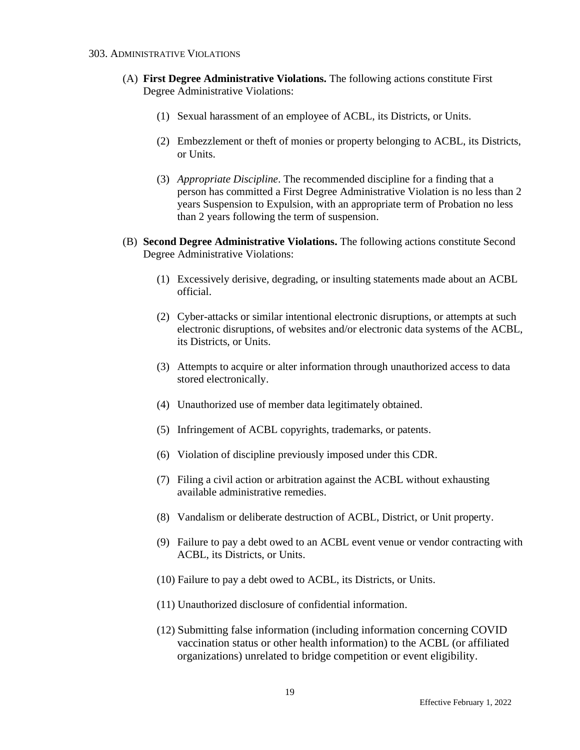303. Administrative Violations

(A) **First Degree Administrative Violations.** The following actions constitute First Degree Administrative Violations:

(1) Sexual harassment of an employee of ACBL, its Districts, or Units.

(2) Embezzlement or theft of monies or property belonging to ACBL, its Districts, or Units.

(3) *Appropriate Discipline*. The recommended discipline for a finding that a person has committed a First Degree Administrative Violation is no less than 2 years Suspension to Expulsion, with an appropriate term of Probation no less than 2 years following the term of suspension.

(B) **Second Degree Administrative Violations.** The following actions constitute Second Degree Administrative Violations:

(1) Excessively derisive, degrading, or insulting statements made about an ACBL official.

(2) Cyber-attacks or similar intentional electronic disruptions, or attempts at such electronic disruptions, of websites and/or electronic data systems of the ACBL, its Districts, or Units.

(3) Attempts to acquire or alter information through unauthorized access to data stored electronically.

(4) Unauthorized use of member data legitimately obtained.

(5) Infringement of ACBL copyrights, trademarks, or patents.

(6) Violation of discipline previously imposed under this CDR.

(7) Filing a civil action or arbitration against the ACBL without exhausting available administrative remedies.

(8) Vandalism or deliberate destruction of ACBL, District, or Unit property.

(9) Failure to pay a debt owed to an ACBL event venue or vendor contracting with ACBL, its Districts, or Units.

(10) Failure to pay a debt owed to ACBL, its Districts, or Units.

(11) Unauthorized disclosure of confidential information.

(12) Submitting false information (including information concerning COVID vaccination status or other health information) to the ACBL (or affiliated organizations) unrelated to bridge competition or event eligibility.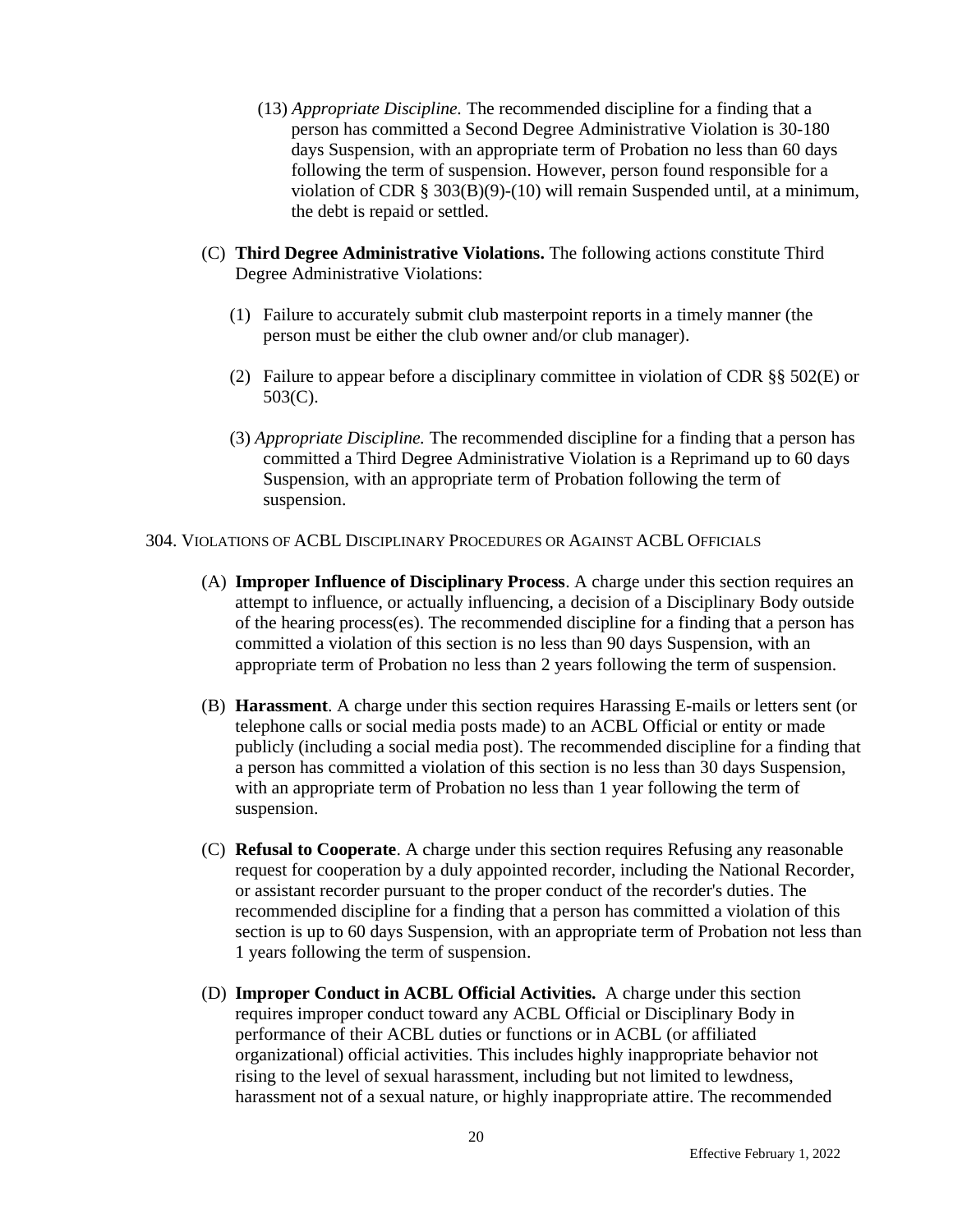(13) *Appropriate Discipline.* The recommended discipline for a finding that a person has committed a Second Degree Administrative Violation is 30-180 days Suspension, with an appropriate term of Probation no less than 60 days following the term of suspension. However, person found responsible for a violation of CDR § 303(B)(9)-(10) will remain Suspended until, at a minimum, the debt is repaid or settled.

(C) **Third Degree Administrative Violations.** The following actions constitute Third Degree Administrative Violations:

(1) Failure to accurately submit club masterpoint reports in a timely manner (the person must be either the club owner and/or club manager).

(2) Failure to appear before a disciplinary committee in violation of CDR §§ 502(E) or 503(C).

(3) *Appropriate Discipline.* The recommended discipline for a finding that a person has committed a Third Degree Administrative Violation is a Reprimand up to 60 days Suspension, with an appropriate term of Probation following the term of suspension.

304. VIOLATIONS OF ACBL DISCIPLINARY PROCEDURES OR AGAINST ACBL OFFICIALS

(A) **Improper Influence of Disciplinary Process**. A charge under this section requires an attempt to influence, or actually influencing, a decision of a Disciplinary Body outside of the hearing process(es). The recommended discipline for a finding that a person has committed a violation of this section is no less than 90 days Suspension, with an appropriate term of Probation no less than 2 years following the term of suspension.

(B) **Harassment**. A charge under this section requires Harassing E-mails or letters sent (or telephone calls or social media posts made) to an ACBL Official or entity or made publicly (including a social media post). The recommended discipline for a finding that a person has committed a violation of this section is no less than 30 days Suspension, with an appropriate term of Probation no less than 1 year following the term of suspension.

(C) **Refusal to Cooperate**. A charge under this section requires Refusing any reasonable request for cooperation by a duly appointed recorder, including the National Recorder, or assistant recorder pursuant to the proper conduct of the recorder's duties. The recommended discipline for a finding that a person has committed a violation of this section is up to 60 days Suspension, with an appropriate term of Probation not less than 1 years following the term of suspension.

(D) **Improper Conduct in ACBL Official Activities.** A charge under this section requires improper conduct toward any ACBL Official or Disciplinary Body in performance of their ACBL duties or functions or in ACBL (or affiliated organizational) official activities. This includes highly inappropriate behavior not rising to the level of sexual harassment, including but not limited to lewdness, harassment not of a sexual nature, or highly inappropriate attire. The recommended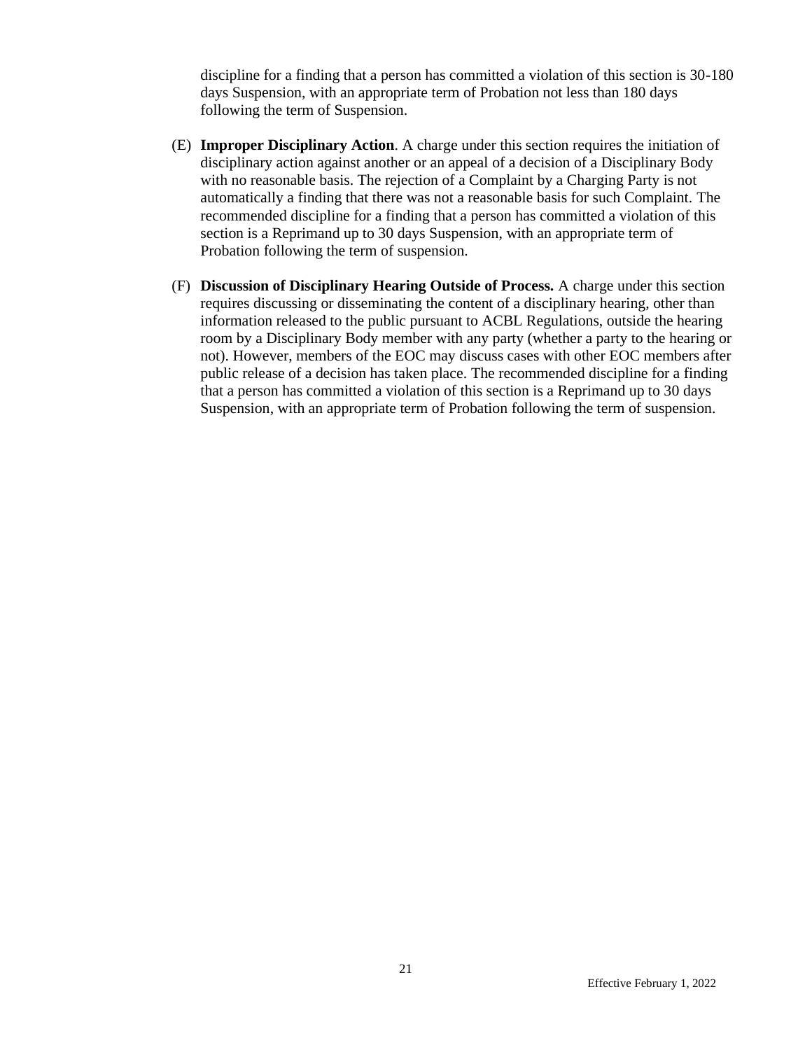discipline for a finding that a person has committed a violation of this section is 30-180 days Suspension, with an appropriate term of Probation not less than 180 days following the term of Suspension.

(E) **Improper Disciplinary Action**. A charge under this section requires the initiation of disciplinary action against another or an appeal of a decision of a Disciplinary Body with no reasonable basis. The rejection of a Complaint by a Charging Party is not automatically a finding that there was not a reasonable basis for such Complaint. The recommended discipline for a finding that a person has committed a violation of this section is a Reprimand up to 30 days Suspension, with an appropriate term of Probation following the term of suspension.

(F) **Discussion of Disciplinary Hearing Outside of Process.** A charge under this section requires discussing or disseminating the content of a disciplinary hearing, other than information released to the public pursuant to ACBL Regulations, outside the hearing room by a Disciplinary Body member with any party (whether a party to the hearing or not). However, members of the EOC may discuss cases with other EOC members after public release of a decision has taken place. The recommended discipline for a finding that a person has committed a violation of this section is a Reprimand up to 30 days Suspension, with an appropriate term of Probation following the term of suspension.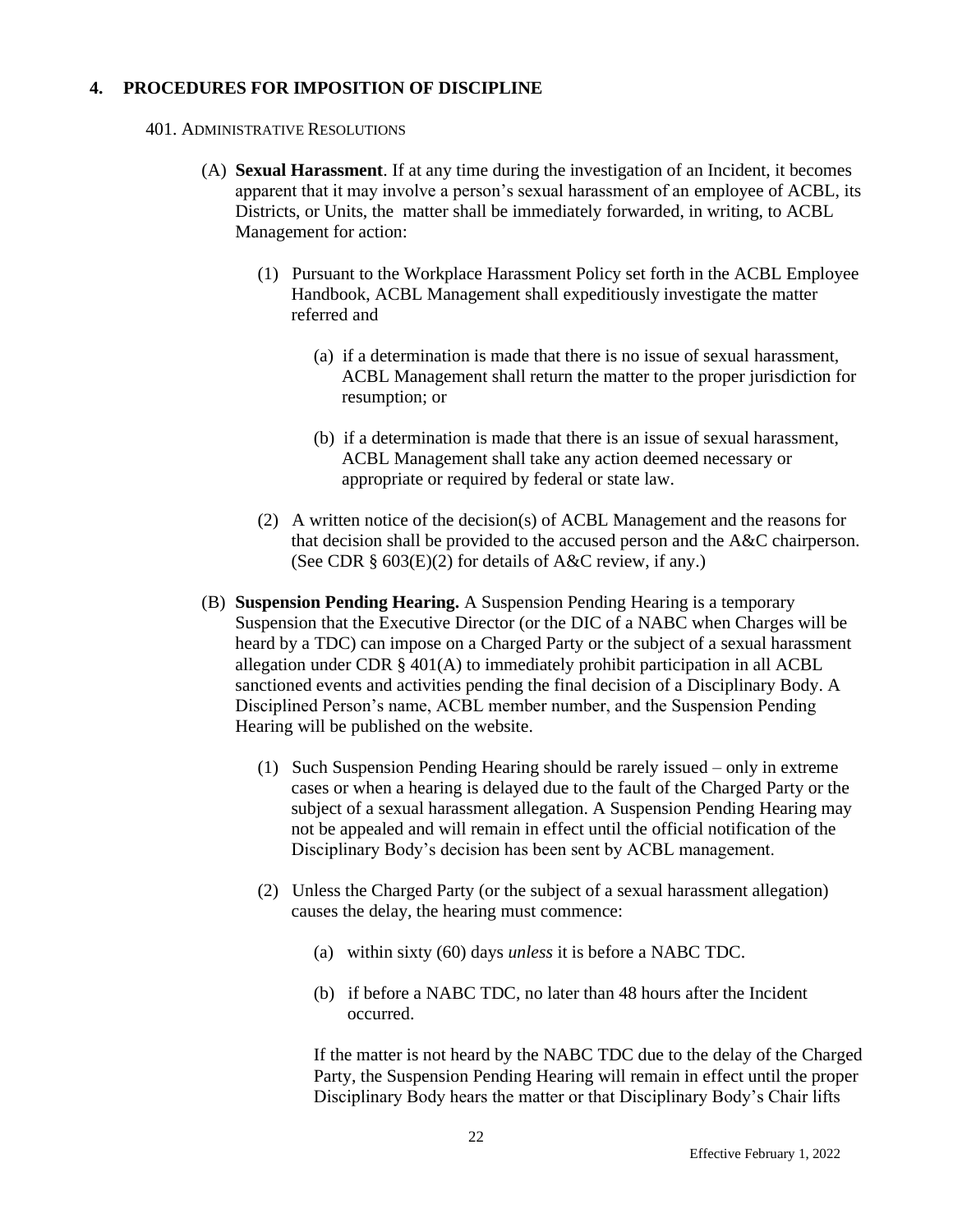## 4. PROCEDURES FOR IMPOSITION OF DISCIPLINE

### 401. ADMINISTRATIVE RESOLUTIONS

(A) **Sexual Harassment**. If at any time during the investigation of an Incident, it becomes apparent that it may involve a person's sexual harassment of an employee of ACBL, its Districts, or Units, the matter shall be immediately forwarded, in writing, to ACBL Management for action:

(1) Pursuant to the Workplace Harassment Policy set forth in the ACBL Employee Handbook, ACBL Management shall expeditiously investigate the matter referred and

(a) if a determination is made that there is no issue of sexual harassment, ACBL Management shall return the matter to the proper jurisdiction for resumption; or

(b) if a determination is made that there is an issue of sexual harassment, ACBL Management shall take any action deemed necessary or appropriate or required by federal or state law.

(2) A written notice of the decision(s) of ACBL Management and the reasons for that decision shall be provided to the accused person and the A&C chairperson. (See CDR § 603(E)(2) for details of A&C review, if any.)

(B) **Suspension Pending Hearing.** A Suspension Pending Hearing is a temporary Suspension that the Executive Director (or the DIC of a NABC when Charges will be heard by a TDC) can impose on a Charged Party or the subject of a sexual harassment allegation under CDR § 401(A) to immediately prohibit participation in all ACBL sanctioned events and activities pending the final decision of a Disciplinary Body. A Disciplined Person's name, ACBL member number, and the Suspension Pending Hearing will be published on the website.

(1) Such Suspension Pending Hearing should be rarely issued – only in extreme cases or when a hearing is delayed due to the fault of the Charged Party or the subject of a sexual harassment allegation. A Suspension Pending Hearing may not be appealed and will remain in effect until the official notification of the Disciplinary Body's decision has been sent by ACBL management.

(2) Unless the Charged Party (or the subject of a sexual harassment allegation) causes the delay, the hearing must commence:

(a) within sixty (60) days *unless* it is before a NABC TDC.

(b) if before a NABC TDC, no later than 48 hours after the Incident occurred.

If the matter is not heard by the NABC TDC due to the delay of the Charged Party, the Suspension Pending Hearing will remain in effect until the proper Disciplinary Body hears the matter or that Disciplinary Body's Chair lifts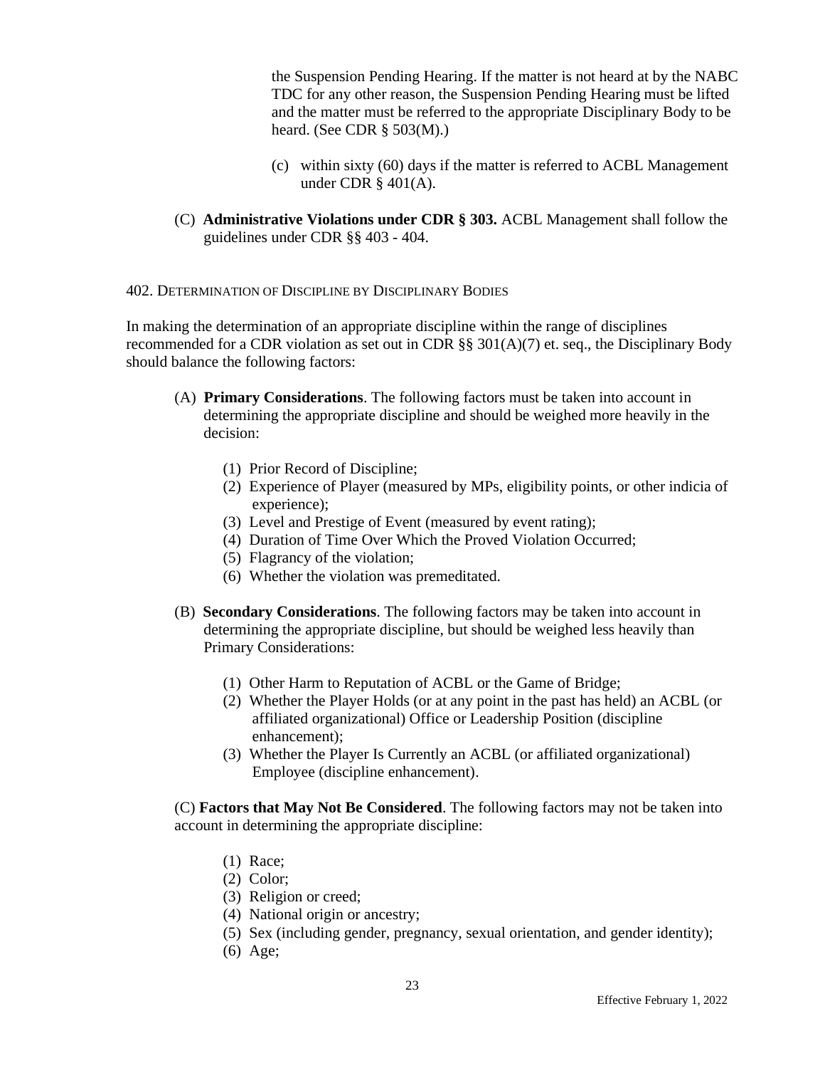the Suspension Pending Hearing. If the matter is not heard at by the NABC TDC for any other reason, the Suspension Pending Hearing must be lifted and the matter must be referred to the appropriate Disciplinary Body to be heard. (See CDR § 503(M).)

(c) within sixty (60) days if the matter is referred to ACBL Management under CDR § 401(A).

(C) **Administrative Violations under CDR § 303.** ACBL Management shall follow the guidelines under CDR §§ 403 - 404.

## 402. Determination of Discipline by Disciplinary Bodies

In making the determination of an appropriate discipline within the range of disciplines recommended for a CDR violation as set out in CDR §§ 301(A)(7) et. seq., the Disciplinary Body should balance the following factors:

(A) **Primary Considerations**. The following factors must be taken into account in determining the appropriate discipline and should be weighed more heavily in the decision:

- (1) Prior Record of Discipline;
- (2) Experience of Player (measured by MPs, eligibility points, or other indicia of experience);
- (3) Level and Prestige of Event (measured by event rating);
- (4) Duration of Time Over Which the Proved Violation Occurred;
- (5) Flagrancy of the violation;
- (6) Whether the violation was premeditated.

(B) **Secondary Considerations**. The following factors may be taken into account in determining the appropriate discipline, but should be weighed less heavily than Primary Considerations:

- (1) Other Harm to Reputation of ACBL or the Game of Bridge;
- (2) Whether the Player Holds (or at any point in the past has held) an ACBL (or affiliated organizational) Office or Leadership Position (discipline enhancement);
- (3) Whether the Player Is Currently an ACBL (or affiliated organizational) Employee (discipline enhancement).

(C) **Factors that May Not Be Considered**. The following factors may not be taken into account in determining the appropriate discipline:

- (1) Race;
- (2) Color;
- (3) Religion or creed;
- (4) National origin or ancestry;
- (5) Sex (including gender, pregnancy, sexual orientation, and gender identity);
- (6) Age;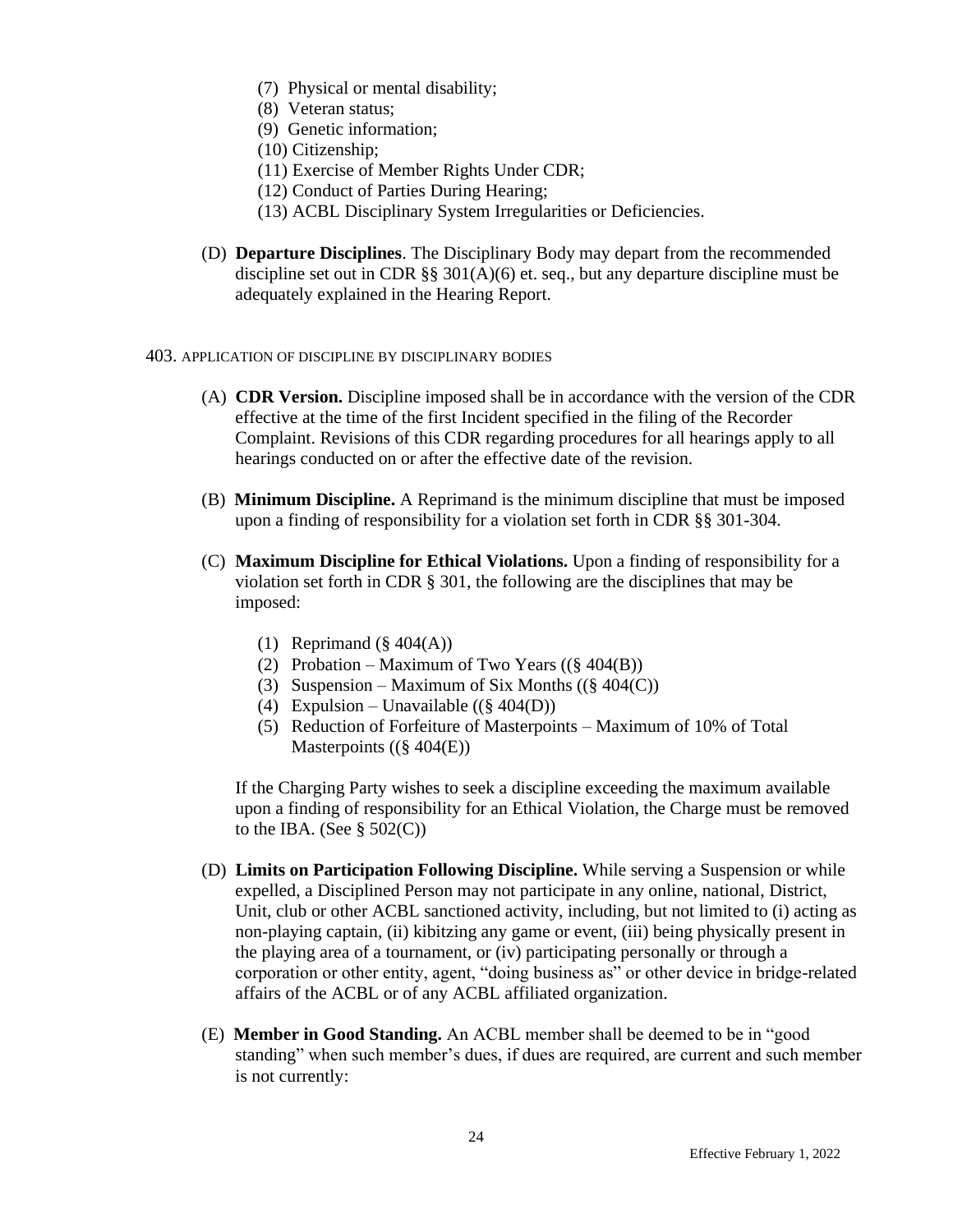(7) Physical or mental disability;
(8) Veteran status;
(9) Genetic information;
(10) Citizenship;
(11) Exercise of Member Rights Under CDR;
(12) Conduct of Parties During Hearing;
(13) ACBL Disciplinary System Irregularities or Deficiencies.

(D) **Departure Disciplines**. The Disciplinary Body may depart from the recommended discipline set out in CDR §§ 301(A)(6) et. seq., but any departure discipline must be adequately explained in the Hearing Report.

## 403. APPLICATION OF DISCIPLINE BY DISCIPLINARY BODIES

(A) **CDR Version.** Discipline imposed shall be in accordance with the version of the CDR effective at the time of the first Incident specified in the filing of the Recorder Complaint. Revisions of this CDR regarding procedures for all hearings apply to all hearings conducted on or after the effective date of the revision.

(B) **Minimum Discipline.** A Reprimand is the minimum discipline that must be imposed upon a finding of responsibility for a violation set forth in CDR §§ 301-304.

(C) **Maximum Discipline for Ethical Violations.** Upon a finding of responsibility for a violation set forth in CDR § 301, the following are the disciplines that may be imposed:

(1) Reprimand (§ 404(A))
(2) Probation – Maximum of Two Years ((§ 404(B))
(3) Suspension – Maximum of Six Months ((§ 404(C))
(4) Expulsion – Unavailable ((§ 404(D))
(5) Reduction of Forfeiture of Masterpoints – Maximum of 10% of Total Masterpoints ((§ 404(E))

If the Charging Party wishes to seek a discipline exceeding the maximum available upon a finding of responsibility for an Ethical Violation, the Charge must be removed to the IBA. (See § 502(C))

(D) **Limits on Participation Following Discipline.** While serving a Suspension or while expelled, a Disciplined Person may not participate in any online, national, District, Unit, club or other ACBL sanctioned activity, including, but not limited to (i) acting as non-playing captain, (ii) kibitzing any game or event, (iii) being physically present in the playing area of a tournament, or (iv) participating personally or through a corporation or other entity, agent, "doing business as" or other device in bridge-related affairs of the ACBL or of any ACBL affiliated organization.

(E) **Member in Good Standing.** An ACBL member shall be deemed to be in "good standing" when such member's dues, if dues are required, are current and such member is not currently: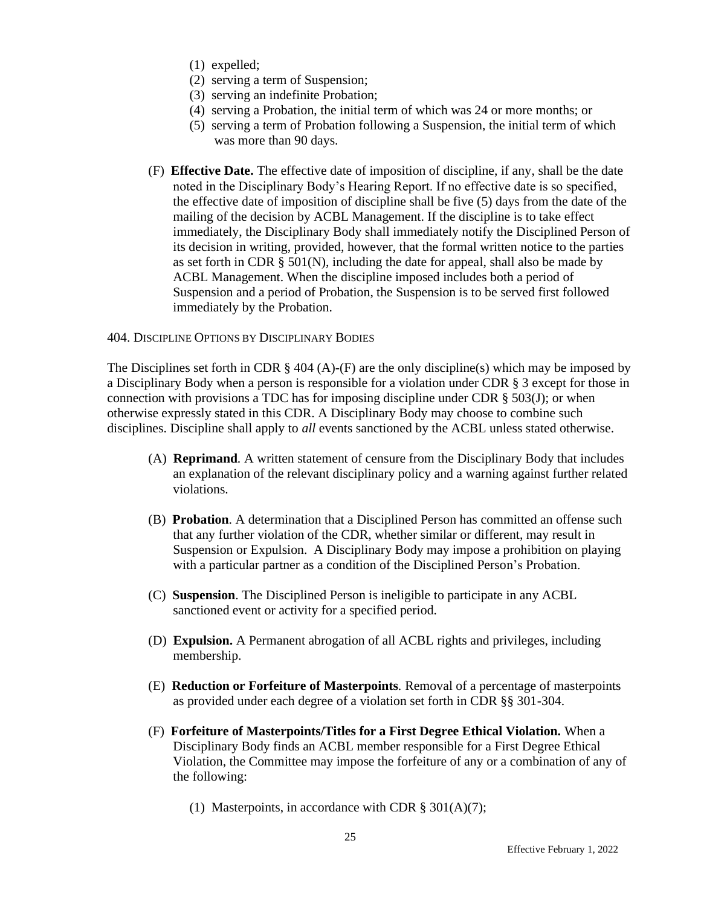(1) expelled;
(2) serving a term of Suspension;
(3) serving an indefinite Probation;
(4) serving a Probation, the initial term of which was 24 or more months; or
(5) serving a term of Probation following a Suspension, the initial term of which was more than 90 days.

(F) **Effective Date.** The effective date of imposition of discipline, if any, shall be the date noted in the Disciplinary Body's Hearing Report. If no effective date is so specified, the effective date of imposition of discipline shall be five (5) days from the date of the mailing of the decision by ACBL Management. If the discipline is to take effect immediately, the Disciplinary Body shall immediately notify the Disciplined Person of its decision in writing, provided, however, that the formal written notice to the parties as set forth in CDR § 501(N), including the date for appeal, shall also be made by ACBL Management. When the discipline imposed includes both a period of Suspension and a period of Probation, the Suspension is to be served first followed immediately by the Probation.

## 404. Discipline Options by Disciplinary Bodies

The Disciplines set forth in CDR § 404 (A)-(F) are the only discipline(s) which may be imposed by a Disciplinary Body when a person is responsible for a violation under CDR § 3 except for those in connection with provisions a TDC has for imposing discipline under CDR § 503(J); or when otherwise expressly stated in this CDR. A Disciplinary Body may choose to combine such disciplines. Discipline shall apply to *all* events sanctioned by the ACBL unless stated otherwise.

(A) **Reprimand**. A written statement of censure from the Disciplinary Body that includes an explanation of the relevant disciplinary policy and a warning against further related violations.

(B) **Probation**. A determination that a Disciplined Person has committed an offense such that any further violation of the CDR, whether similar or different, may result in Suspension or Expulsion. A Disciplinary Body may impose a prohibition on playing with a particular partner as a condition of the Disciplined Person's Probation.

(C) **Suspension**. The Disciplined Person is ineligible to participate in any ACBL sanctioned event or activity for a specified period.

(D) **Expulsion.** A Permanent abrogation of all ACBL rights and privileges, including membership.

(E) **Reduction or Forfeiture of Masterpoints**. Removal of a percentage of masterpoints as provided under each degree of a violation set forth in CDR §§ 301-304.

(F) **Forfeiture of Masterpoints/Titles for a First Degree Ethical Violation.** When a Disciplinary Body finds an ACBL member responsible for a First Degree Ethical Violation, the Committee may impose the forfeiture of any or a combination of any of the following:

(1) Masterpoints, in accordance with CDR § 301(A)(7);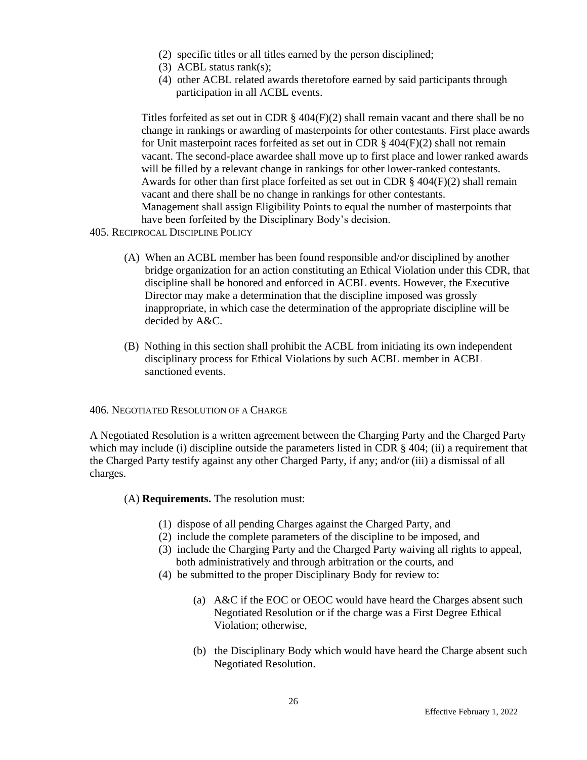(2) specific titles or all titles earned by the person disciplined;
(3) ACBL status rank(s);
(4) other ACBL related awards theretofore earned by said participants through participation in all ACBL events.

Titles forfeited as set out in CDR § 404(F)(2) shall remain vacant and there shall be no change in rankings or awarding of masterpoints for other contestants. First place awards for Unit masterpoint races forfeited as set out in CDR § 404(F)(2) shall not remain vacant. The second-place awardee shall move up to first place and lower ranked awards will be filled by a relevant change in rankings for other lower-ranked contestants. Awards for other than first place forfeited as set out in CDR § 404(F)(2) shall remain vacant and there shall be no change in rankings for other contestants. Management shall assign Eligibility Points to equal the number of masterpoints that have been forfeited by the Disciplinary Body's decision.

## 405. Reciprocal Discipline Policy

(A) When an ACBL member has been found responsible and/or disciplined by another bridge organization for an action constituting an Ethical Violation under this CDR, that discipline shall be honored and enforced in ACBL events. However, the Executive Director may make a determination that the discipline imposed was grossly inappropriate, in which case the determination of the appropriate discipline will be decided by A&C.

(B) Nothing in this section shall prohibit the ACBL from initiating its own independent disciplinary process for Ethical Violations by such ACBL member in ACBL sanctioned events.

## 406. Negotiated Resolution of a Charge

A Negotiated Resolution is a written agreement between the Charging Party and the Charged Party which may include (i) discipline outside the parameters listed in CDR § 404; (ii) a requirement that the Charged Party testify against any other Charged Party, if any; and/or (iii) a dismissal of all charges.

(A) **Requirements.** The resolution must:

(1) dispose of all pending Charges against the Charged Party, and
(2) include the complete parameters of the discipline to be imposed, and
(3) include the Charging Party and the Charged Party waiving all rights to appeal, both administratively and through arbitration or the courts, and
(4) be submitted to the proper Disciplinary Body for review to:

(a) A&C if the EOC or OEOC would have heard the Charges absent such Negotiated Resolution or if the charge was a First Degree Ethical Violation; otherwise,

(b) the Disciplinary Body which would have heard the Charge absent such Negotiated Resolution.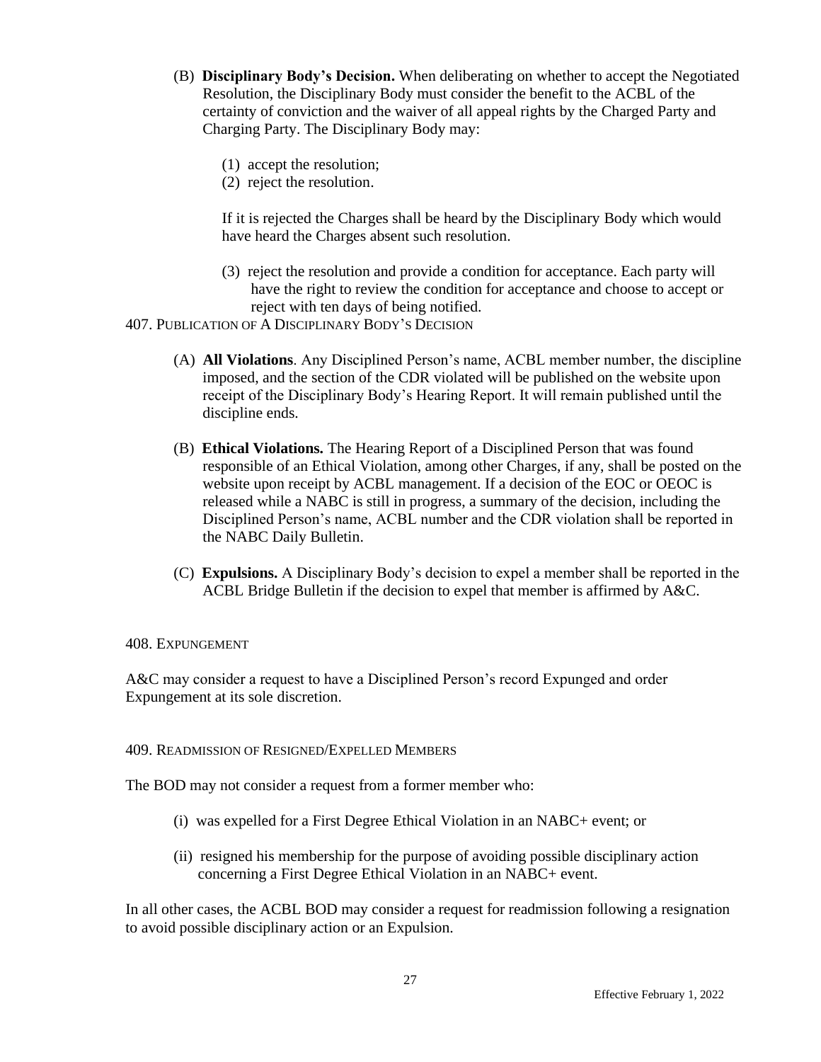(B) **Disciplinary Body's Decision.** When deliberating on whether to accept the Negotiated Resolution, the Disciplinary Body must consider the benefit to the ACBL of the certainty of conviction and the waiver of all appeal rights by the Charged Party and Charging Party. The Disciplinary Body may:

(1) accept the resolution;
(2) reject the resolution.

If it is rejected the Charges shall be heard by the Disciplinary Body which would have heard the Charges absent such resolution.

(3) reject the resolution and provide a condition for acceptance. Each party will have the right to review the condition for acceptance and choose to accept or reject with ten days of being notified.

407. PUBLICATION OF A DISCIPLINARY BODY'S DECISION

(A) **All Violations**. Any Disciplined Person's name, ACBL member number, the discipline imposed, and the section of the CDR violated will be published on the website upon receipt of the Disciplinary Body's Hearing Report. It will remain published until the discipline ends.

(B) **Ethical Violations.** The Hearing Report of a Disciplined Person that was found responsible of an Ethical Violation, among other Charges, if any, shall be posted on the website upon receipt by ACBL management. If a decision of the EOC or OEOC is released while a NABC is still in progress, a summary of the decision, including the Disciplined Person's name, ACBL number and the CDR violation shall be reported in the NABC Daily Bulletin.

(C) **Expulsions.** A Disciplinary Body's decision to expel a member shall be reported in the ACBL Bridge Bulletin if the decision to expel that member is affirmed by A&C.

408. EXPUNGEMENT

A&C may consider a request to have a Disciplined Person's record Expunged and order Expungement at its sole discretion.

409. READMISSION OF RESIGNED/EXPELLED MEMBERS

The BOD may not consider a request from a former member who:

(i) was expelled for a First Degree Ethical Violation in an NABC+ event; or

(ii) resigned his membership for the purpose of avoiding possible disciplinary action concerning a First Degree Ethical Violation in an NABC+ event.

In all other cases, the ACBL BOD may consider a request for readmission following a resignation to avoid possible disciplinary action or an Expulsion.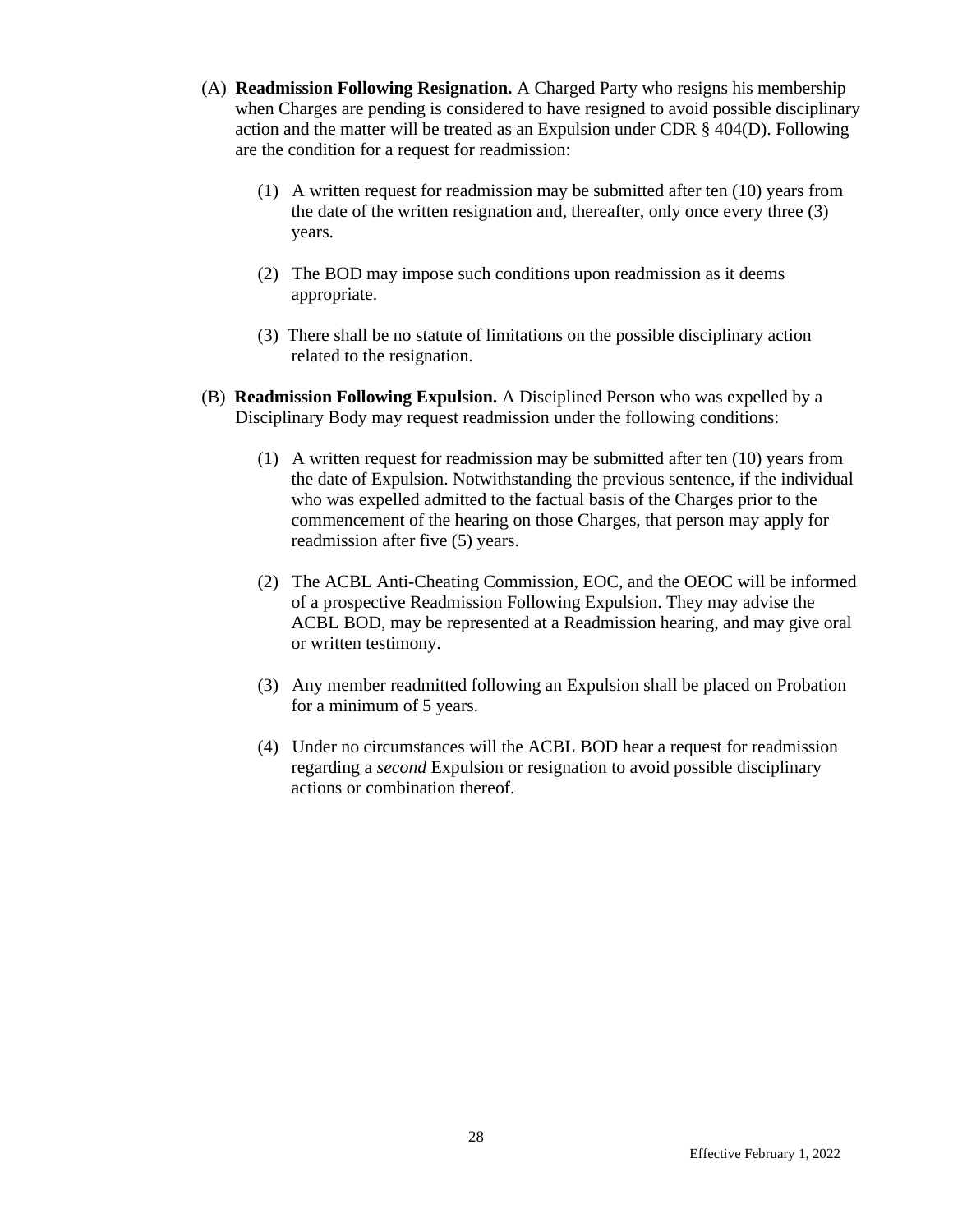(A) **Readmission Following Resignation.** A Charged Party who resigns his membership when Charges are pending is considered to have resigned to avoid possible disciplinary action and the matter will be treated as an Expulsion under CDR § 404(D). Following are the condition for a request for readmission:

(1) A written request for readmission may be submitted after ten (10) years from the date of the written resignation and, thereafter, only once every three (3) years.

(2) The BOD may impose such conditions upon readmission as it deems appropriate.

(3) There shall be no statute of limitations on the possible disciplinary action related to the resignation.

(B) **Readmission Following Expulsion.** A Disciplined Person who was expelled by a Disciplinary Body may request readmission under the following conditions:

(1) A written request for readmission may be submitted after ten (10) years from the date of Expulsion. Notwithstanding the previous sentence, if the individual who was expelled admitted to the factual basis of the Charges prior to the commencement of the hearing on those Charges, that person may apply for readmission after five (5) years.

(2) The ACBL Anti-Cheating Commission, EOC, and the OEOC will be informed of a prospective Readmission Following Expulsion. They may advise the ACBL BOD, may be represented at a Readmission hearing, and may give oral or written testimony.

(3) Any member readmitted following an Expulsion shall be placed on Probation for a minimum of 5 years.

(4) Under no circumstances will the ACBL BOD hear a request for readmission regarding a *second* Expulsion or resignation to avoid possible disciplinary actions or combination thereof.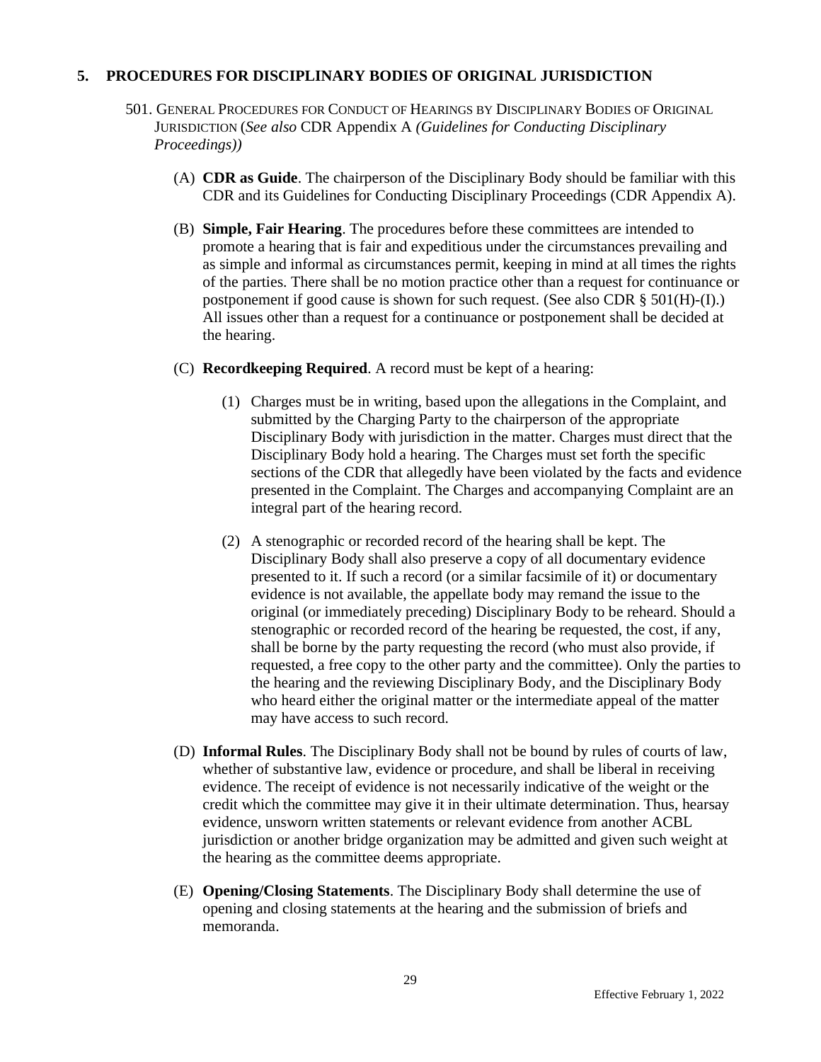## 5. PROCEDURES FOR DISCIPLINARY BODIES OF ORIGINAL JURISDICTION

### 501. General Procedures for Conduct of Hearings by Disciplinary Bodies of Original Jurisdiction (*See also* CDR Appendix A *(Guidelines for Conducting Disciplinary Proceedings)*)

(A) **CDR as Guide**. The chairperson of the Disciplinary Body should be familiar with this CDR and its Guidelines for Conducting Disciplinary Proceedings (CDR Appendix A).

(B) **Simple, Fair Hearing**. The procedures before these committees are intended to promote a hearing that is fair and expeditious under the circumstances prevailing and as simple and informal as circumstances permit, keeping in mind at all times the rights of the parties. There shall be no motion practice other than a request for continuance or postponement if good cause is shown for such request. (See also CDR § 501(H)-(I).) All issues other than a request for a continuance or postponement shall be decided at the hearing.

(C) **Recordkeeping Required**. A record must be kept of a hearing:

(1) Charges must be in writing, based upon the allegations in the Complaint, and submitted by the Charging Party to the chairperson of the appropriate Disciplinary Body with jurisdiction in the matter. Charges must direct that the Disciplinary Body hold a hearing. The Charges must set forth the specific sections of the CDR that allegedly have been violated by the facts and evidence presented in the Complaint. The Charges and accompanying Complaint are an integral part of the hearing record.

(2) A stenographic or recorded record of the hearing shall be kept. The Disciplinary Body shall also preserve a copy of all documentary evidence presented to it. If such a record (or a similar facsimile of it) or documentary evidence is not available, the appellate body may remand the issue to the original (or immediately preceding) Disciplinary Body to be reheard. Should a stenographic or recorded record of the hearing be requested, the cost, if any, shall be borne by the party requesting the record (who must also provide, if requested, a free copy to the other party and the committee). Only the parties to the hearing and the reviewing Disciplinary Body, and the Disciplinary Body who heard either the original matter or the intermediate appeal of the matter may have access to such record.

(D) **Informal Rules**. The Disciplinary Body shall not be bound by rules of courts of law, whether of substantive law, evidence or procedure, and shall be liberal in receiving evidence. The receipt of evidence is not necessarily indicative of the weight or the credit which the committee may give it in their ultimate determination. Thus, hearsay evidence, unsworn written statements or relevant evidence from another ACBL jurisdiction or another bridge organization may be admitted and given such weight at the hearing as the committee deems appropriate.

(E) **Opening/Closing Statements**. The Disciplinary Body shall determine the use of opening and closing statements at the hearing and the submission of briefs and memoranda.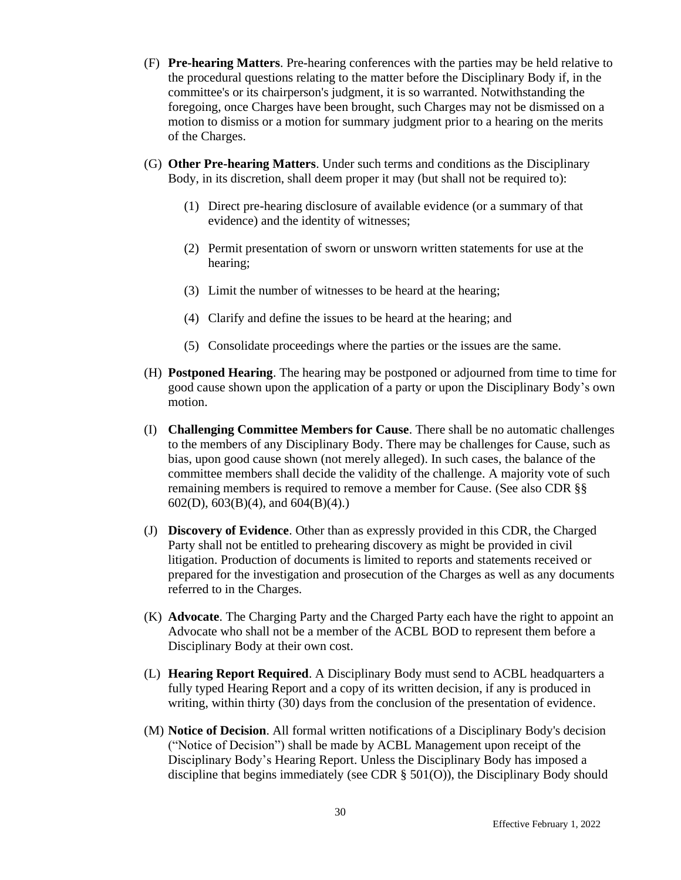(F) **Pre-hearing Matters**. Pre-hearing conferences with the parties may be held relative to the procedural questions relating to the matter before the Disciplinary Body if, in the committee's or its chairperson's judgment, it is so warranted. Notwithstanding the foregoing, once Charges have been brought, such Charges may not be dismissed on a motion to dismiss or a motion for summary judgment prior to a hearing on the merits of the Charges.

(G) **Other Pre-hearing Matters**. Under such terms and conditions as the Disciplinary Body, in its discretion, shall deem proper it may (but shall not be required to):

(1) Direct pre-hearing disclosure of available evidence (or a summary of that evidence) and the identity of witnesses;

(2) Permit presentation of sworn or unsworn written statements for use at the hearing;

(3) Limit the number of witnesses to be heard at the hearing;

(4) Clarify and define the issues to be heard at the hearing; and

(5) Consolidate proceedings where the parties or the issues are the same.

(H) **Postponed Hearing**. The hearing may be postponed or adjourned from time to time for good cause shown upon the application of a party or upon the Disciplinary Body's own motion.

(I) **Challenging Committee Members for Cause**. There shall be no automatic challenges to the members of any Disciplinary Body. There may be challenges for Cause, such as bias, upon good cause shown (not merely alleged). In such cases, the balance of the committee members shall decide the validity of the challenge. A majority vote of such remaining members is required to remove a member for Cause. (See also CDR §§ 602(D), 603(B)(4), and 604(B)(4).)

(J) **Discovery of Evidence**. Other than as expressly provided in this CDR, the Charged Party shall not be entitled to prehearing discovery as might be provided in civil litigation. Production of documents is limited to reports and statements received or prepared for the investigation and prosecution of the Charges as well as any documents referred to in the Charges.

(K) **Advocate**. The Charging Party and the Charged Party each have the right to appoint an Advocate who shall not be a member of the ACBL BOD to represent them before a Disciplinary Body at their own cost.

(L) **Hearing Report Required**. A Disciplinary Body must send to ACBL headquarters a fully typed Hearing Report and a copy of its written decision, if any is produced in writing, within thirty (30) days from the conclusion of the presentation of evidence.

(M) **Notice of Decision**. All formal written notifications of a Disciplinary Body's decision ("Notice of Decision") shall be made by ACBL Management upon receipt of the Disciplinary Body's Hearing Report. Unless the Disciplinary Body has imposed a discipline that begins immediately (see CDR § 501(O)), the Disciplinary Body should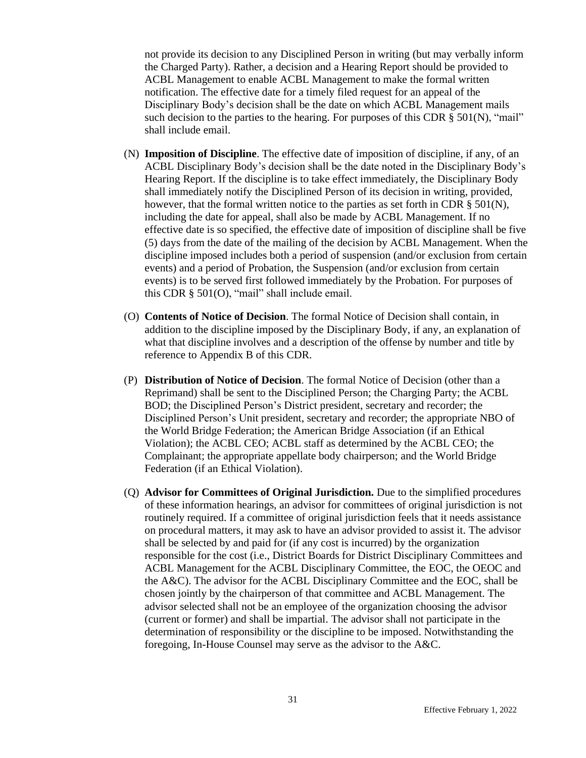not provide its decision to any Disciplined Person in writing (but may verbally inform the Charged Party). Rather, a decision and a Hearing Report should be provided to ACBL Management to enable ACBL Management to make the formal written notification. The effective date for a timely filed request for an appeal of the Disciplinary Body's decision shall be the date on which ACBL Management mails such decision to the parties to the hearing. For purposes of this CDR § 501(N), "mail" shall include email.

(N) **Imposition of Discipline**. The effective date of imposition of discipline, if any, of an ACBL Disciplinary Body's decision shall be the date noted in the Disciplinary Body's Hearing Report. If the discipline is to take effect immediately, the Disciplinary Body shall immediately notify the Disciplined Person of its decision in writing, provided, however, that the formal written notice to the parties as set forth in CDR § 501(N), including the date for appeal, shall also be made by ACBL Management. If no effective date is so specified, the effective date of imposition of discipline shall be five (5) days from the date of the mailing of the decision by ACBL Management. When the discipline imposed includes both a period of suspension (and/or exclusion from certain events) and a period of Probation, the Suspension (and/or exclusion from certain events) is to be served first followed immediately by the Probation. For purposes of this CDR § 501(O), "mail" shall include email.

(O) **Contents of Notice of Decision**. The formal Notice of Decision shall contain, in addition to the discipline imposed by the Disciplinary Body, if any, an explanation of what that discipline involves and a description of the offense by number and title by reference to Appendix B of this CDR.

(P) **Distribution of Notice of Decision**. The formal Notice of Decision (other than a Reprimand) shall be sent to the Disciplined Person; the Charging Party; the ACBL BOD; the Disciplined Person's District president, secretary and recorder; the Disciplined Person's Unit president, secretary and recorder; the appropriate NBO of the World Bridge Federation; the American Bridge Association (if an Ethical Violation); the ACBL CEO; ACBL staff as determined by the ACBL CEO; the Complainant; the appropriate appellate body chairperson; and the World Bridge Federation (if an Ethical Violation).

(Q) **Advisor for Committees of Original Jurisdiction.** Due to the simplified procedures of these information hearings, an advisor for committees of original jurisdiction is not routinely required. If a committee of original jurisdiction feels that it needs assistance on procedural matters, it may ask to have an advisor provided to assist it. The advisor shall be selected by and paid for (if any cost is incurred) by the organization responsible for the cost (i.e., District Boards for District Disciplinary Committees and ACBL Management for the ACBL Disciplinary Committee, the EOC, the OEOC and the A&C). The advisor for the ACBL Disciplinary Committee and the EOC, shall be chosen jointly by the chairperson of that committee and ACBL Management. The advisor selected shall not be an employee of the organization choosing the advisor (current or former) and shall be impartial. The advisor shall not participate in the determination of responsibility or the discipline to be imposed. Notwithstanding the foregoing, In-House Counsel may serve as the advisor to the A&C.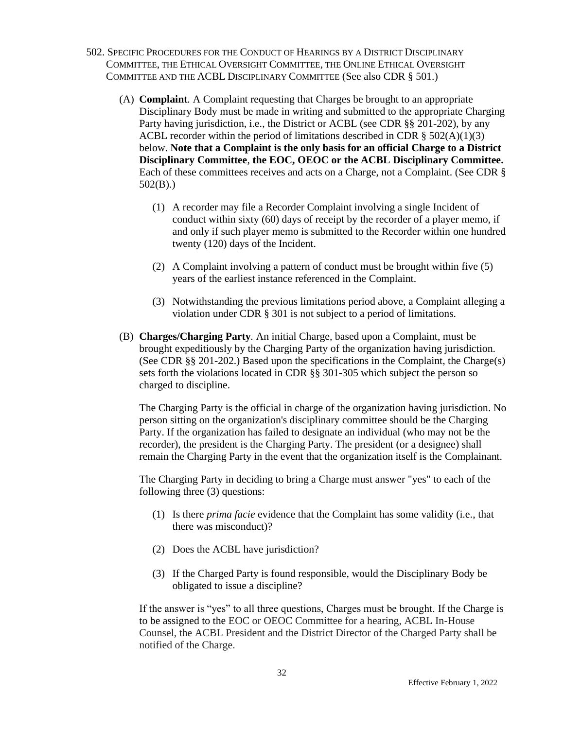## 502. Specific Procedures for the Conduct of Hearings by a District Disciplinary Committee, the Ethical Oversight Committee, the Online Ethical Oversight Committee and the ACBL Disciplinary Committee (See also CDR § 501.)

(A) **Complaint**. A Complaint requesting that Charges be brought to an appropriate Disciplinary Body must be made in writing and submitted to the appropriate Charging Party having jurisdiction, i.e., the District or ACBL (see CDR §§ 201-202), by any ACBL recorder within the period of limitations described in CDR § 502(A)(1)(3) below. **Note that a Complaint is the only basis for an official Charge to a District Disciplinary Committee**, **the EOC, OEOC or the ACBL Disciplinary Committee.** Each of these committees receives and acts on a Charge, not a Complaint. (See CDR § 502(B).)

(1) A recorder may file a Recorder Complaint involving a single Incident of conduct within sixty (60) days of receipt by the recorder of a player memo, if and only if such player memo is submitted to the Recorder within one hundred twenty (120) days of the Incident.

(2) A Complaint involving a pattern of conduct must be brought within five (5) years of the earliest instance referenced in the Complaint.

(3) Notwithstanding the previous limitations period above, a Complaint alleging a violation under CDR § 301 is not subject to a period of limitations.

(B) **Charges/Charging Party**. An initial Charge, based upon a Complaint, must be brought expeditiously by the Charging Party of the organization having jurisdiction. (See CDR §§ 201-202.) Based upon the specifications in the Complaint, the Charge(s) sets forth the violations located in CDR §§ 301-305 which subject the person so charged to discipline.

The Charging Party is the official in charge of the organization having jurisdiction. No person sitting on the organization's disciplinary committee should be the Charging Party. If the organization has failed to designate an individual (who may not be the recorder), the president is the Charging Party. The president (or a designee) shall remain the Charging Party in the event that the organization itself is the Complainant.

The Charging Party in deciding to bring a Charge must answer "yes" to each of the following three (3) questions:

(1) Is there *prima facie* evidence that the Complaint has some validity (i.e., that there was misconduct)?

(2) Does the ACBL have jurisdiction?

(3) If the Charged Party is found responsible, would the Disciplinary Body be obligated to issue a discipline?

If the answer is "yes" to all three questions, Charges must be brought. If the Charge is to be assigned to the EOC or OEOC Committee for a hearing, ACBL In-House Counsel, the ACBL President and the District Director of the Charged Party shall be notified of the Charge.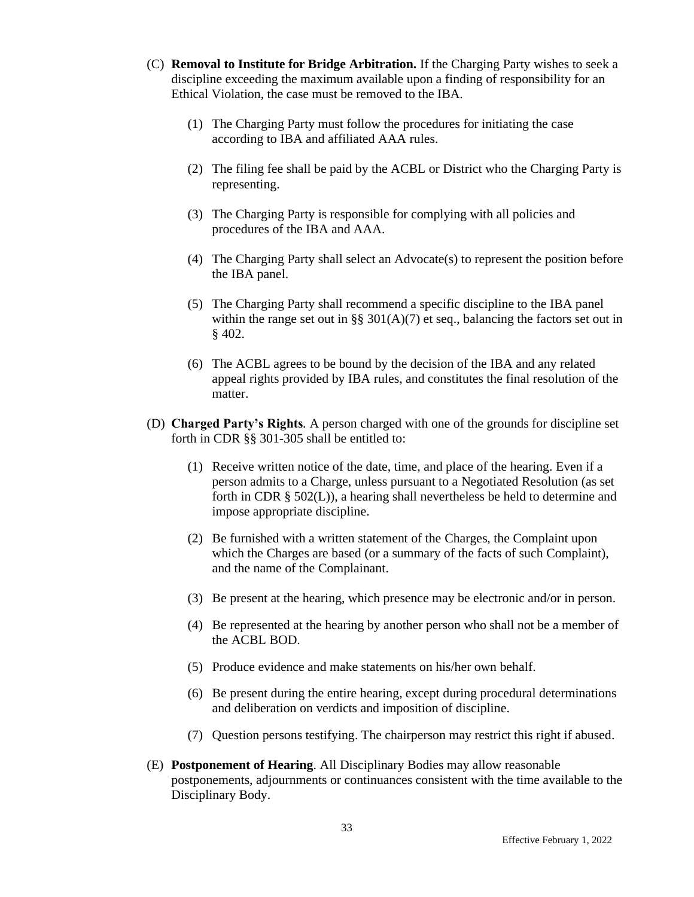(C) **Removal to Institute for Bridge Arbitration.** If the Charging Party wishes to seek a discipline exceeding the maximum available upon a finding of responsibility for an Ethical Violation, the case must be removed to the IBA.

   (1) The Charging Party must follow the procedures for initiating the case according to IBA and affiliated AAA rules.

   (2) The filing fee shall be paid by the ACBL or District who the Charging Party is representing.

   (3) The Charging Party is responsible for complying with all policies and procedures of the IBA and AAA.

   (4) The Charging Party shall select an Advocate(s) to represent the position before the IBA panel.

   (5) The Charging Party shall recommend a specific discipline to the IBA panel within the range set out in §§ 301(A)(7) et seq., balancing the factors set out in § 402.

   (6) The ACBL agrees to be bound by the decision of the IBA and any related appeal rights provided by IBA rules, and constitutes the final resolution of the matter.

(D) **Charged Party's Rights**. A person charged with one of the grounds for discipline set forth in CDR §§ 301-305 shall be entitled to:

   (1) Receive written notice of the date, time, and place of the hearing. Even if a person admits to a Charge, unless pursuant to a Negotiated Resolution (as set forth in CDR § 502(L)), a hearing shall nevertheless be held to determine and impose appropriate discipline.

   (2) Be furnished with a written statement of the Charges, the Complaint upon which the Charges are based (or a summary of the facts of such Complaint), and the name of the Complainant.

   (3) Be present at the hearing, which presence may be electronic and/or in person.

   (4) Be represented at the hearing by another person who shall not be a member of the ACBL BOD.

   (5) Produce evidence and make statements on his/her own behalf.

   (6) Be present during the entire hearing, except during procedural determinations and deliberation on verdicts and imposition of discipline.

   (7) Question persons testifying. The chairperson may restrict this right if abused.

(E) **Postponement of Hearing**. All Disciplinary Bodies may allow reasonable postponements, adjournments or continuances consistent with the time available to the Disciplinary Body.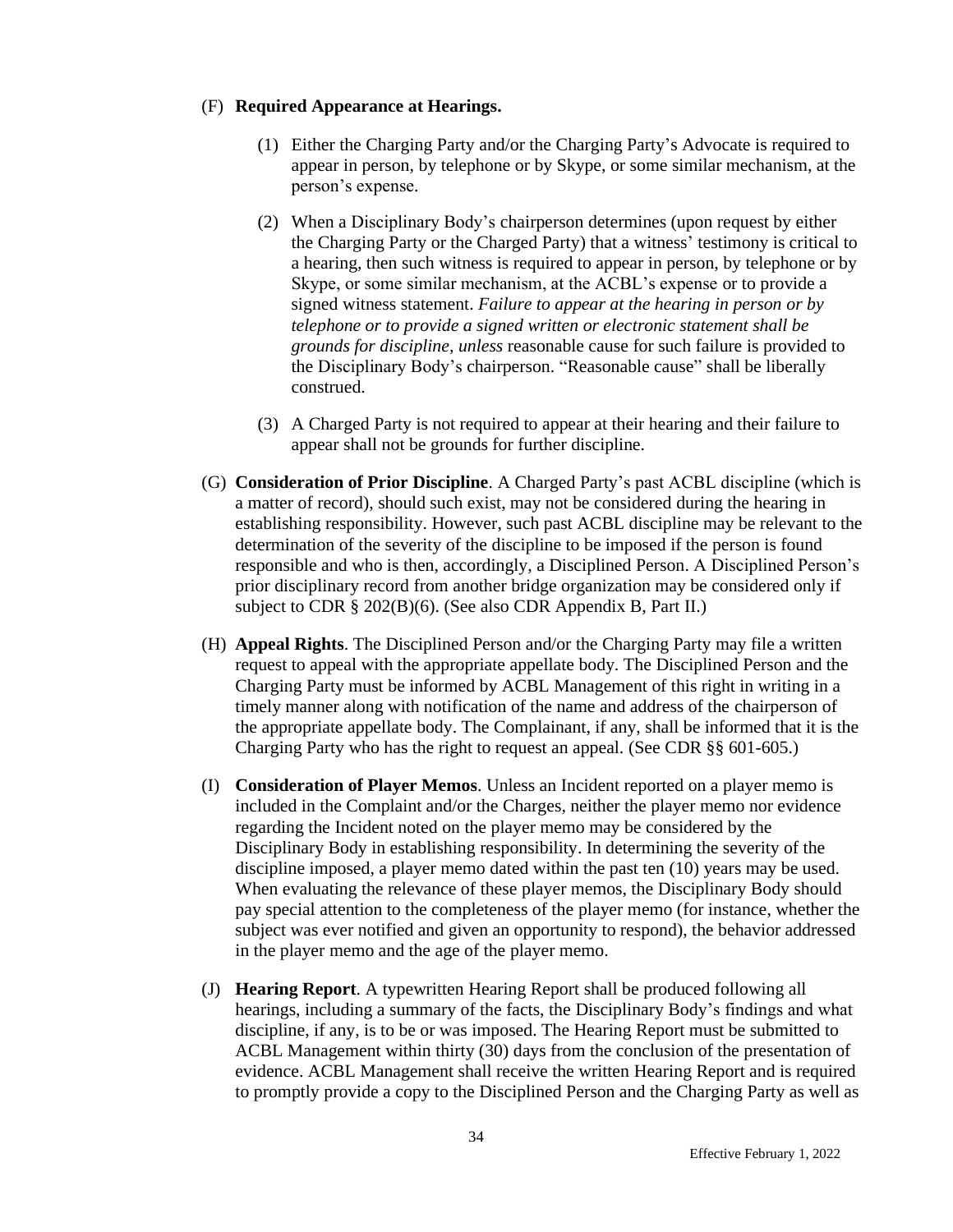(F) **Required Appearance at Hearings.**

   (1) Either the Charging Party and/or the Charging Party's Advocate is required to appear in person, by telephone or by Skype, or some similar mechanism, at the person's expense.

   (2) When a Disciplinary Body's chairperson determines (upon request by either the Charging Party or the Charged Party) that a witness' testimony is critical to a hearing, then such witness is required to appear in person, by telephone or by Skype, or some similar mechanism, at the ACBL's expense or to provide a signed witness statement. *Failure to appear at the hearing in person or by telephone or to provide a signed written or electronic statement shall be grounds for discipline, unless* reasonable cause for such failure is provided to the Disciplinary Body's chairperson. "Reasonable cause" shall be liberally construed.

   (3) A Charged Party is not required to appear at their hearing and their failure to appear shall not be grounds for further discipline.

(G) **Consideration of Prior Discipline**. A Charged Party's past ACBL discipline (which is a matter of record), should such exist, may not be considered during the hearing in establishing responsibility. However, such past ACBL discipline may be relevant to the determination of the severity of the discipline to be imposed if the person is found responsible and who is then, accordingly, a Disciplined Person. A Disciplined Person's prior disciplinary record from another bridge organization may be considered only if subject to CDR § 202(B)(6). (See also CDR Appendix B, Part II.)

(H) **Appeal Rights**. The Disciplined Person and/or the Charging Party may file a written request to appeal with the appropriate appellate body. The Disciplined Person and the Charging Party must be informed by ACBL Management of this right in writing in a timely manner along with notification of the name and address of the chairperson of the appropriate appellate body. The Complainant, if any, shall be informed that it is the Charging Party who has the right to request an appeal. (See CDR §§ 601-605.)

(I) **Consideration of Player Memos**. Unless an Incident reported on a player memo is included in the Complaint and/or the Charges, neither the player memo nor evidence regarding the Incident noted on the player memo may be considered by the Disciplinary Body in establishing responsibility. In determining the severity of the discipline imposed, a player memo dated within the past ten (10) years may be used. When evaluating the relevance of these player memos, the Disciplinary Body should pay special attention to the completeness of the player memo (for instance, whether the subject was ever notified and given an opportunity to respond), the behavior addressed in the player memo and the age of the player memo.

(J) **Hearing Report**. A typewritten Hearing Report shall be produced following all hearings, including a summary of the facts, the Disciplinary Body's findings and what discipline, if any, is to be or was imposed. The Hearing Report must be submitted to ACBL Management within thirty (30) days from the conclusion of the presentation of evidence. ACBL Management shall receive the written Hearing Report and is required to promptly provide a copy to the Disciplined Person and the Charging Party as well as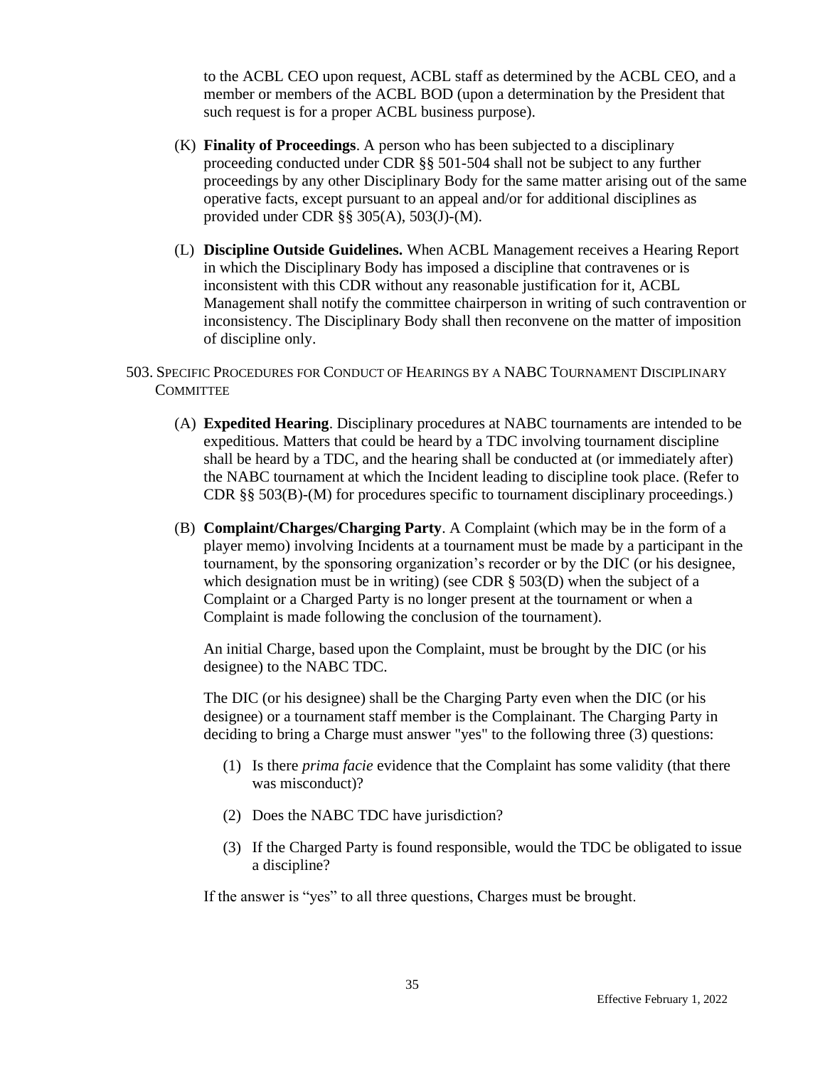to the ACBL CEO upon request, ACBL staff as determined by the ACBL CEO, and a member or members of the ACBL BOD (upon a determination by the President that such request is for a proper ACBL business purpose).

(K) **Finality of Proceedings**. A person who has been subjected to a disciplinary proceeding conducted under CDR §§ 501-504 shall not be subject to any further proceedings by any other Disciplinary Body for the same matter arising out of the same operative facts, except pursuant to an appeal and/or for additional disciplines as provided under CDR §§ 305(A), 503(J)-(M).

(L) **Discipline Outside Guidelines.** When ACBL Management receives a Hearing Report in which the Disciplinary Body has imposed a discipline that contravenes or is inconsistent with this CDR without any reasonable justification for it, ACBL Management shall notify the committee chairperson in writing of such contravention or inconsistency. The Disciplinary Body shall then reconvene on the matter of imposition of discipline only.

## 503. Specific Procedures for Conduct of Hearings by a NABC Tournament Disciplinary Committee

(A) **Expedited Hearing**. Disciplinary procedures at NABC tournaments are intended to be expeditious. Matters that could be heard by a TDC involving tournament discipline shall be heard by a TDC, and the hearing shall be conducted at (or immediately after) the NABC tournament at which the Incident leading to discipline took place. (Refer to CDR §§ 503(B)-(M) for procedures specific to tournament disciplinary proceedings.)

(B) **Complaint/Charges/Charging Party**. A Complaint (which may be in the form of a player memo) involving Incidents at a tournament must be made by a participant in the tournament, by the sponsoring organization's recorder or by the DIC (or his designee, which designation must be in writing) (see CDR § 503(D) when the subject of a Complaint or a Charged Party is no longer present at the tournament or when a Complaint is made following the conclusion of the tournament).

An initial Charge, based upon the Complaint, must be brought by the DIC (or his designee) to the NABC TDC.

The DIC (or his designee) shall be the Charging Party even when the DIC (or his designee) or a tournament staff member is the Complainant. The Charging Party in deciding to bring a Charge must answer "yes" to the following three (3) questions:

(1) Is there *prima facie* evidence that the Complaint has some validity (that there was misconduct)?

(2) Does the NABC TDC have jurisdiction?

(3) If the Charged Party is found responsible, would the TDC be obligated to issue a discipline?

If the answer is "yes" to all three questions, Charges must be brought.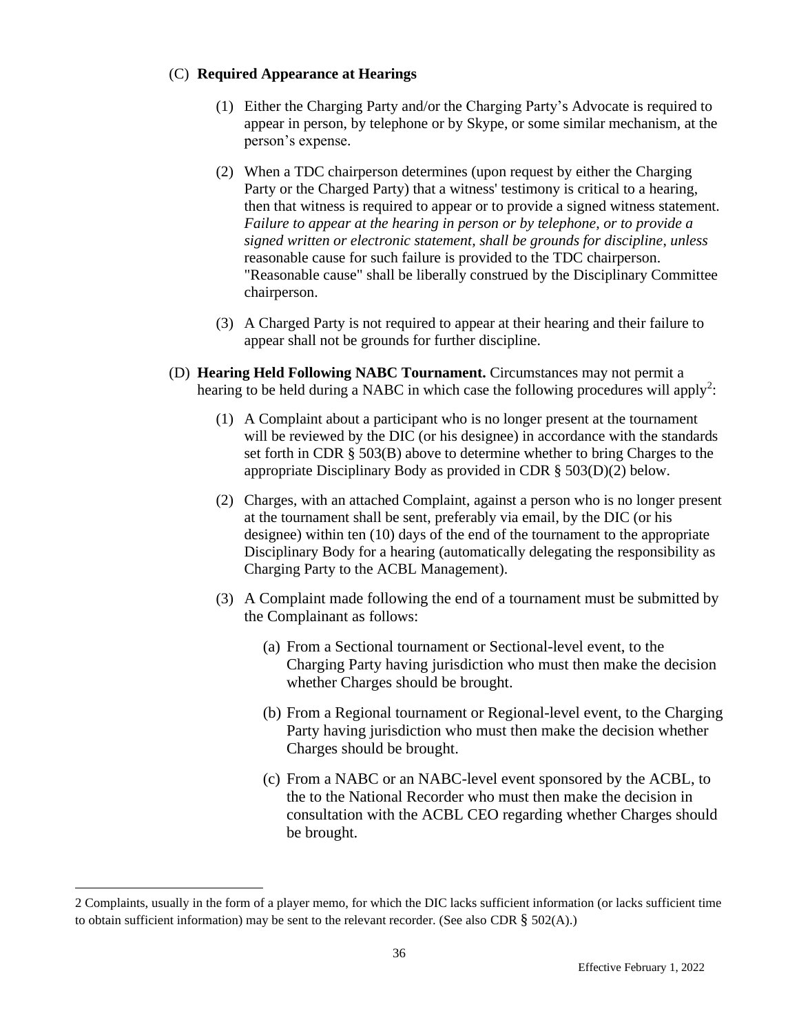(C) **Required Appearance at Hearings**

(1) Either the Charging Party and/or the Charging Party's Advocate is required to appear in person, by telephone or by Skype, or some similar mechanism, at the person's expense.

(2) When a TDC chairperson determines (upon request by either the Charging Party or the Charged Party) that a witness' testimony is critical to a hearing, then that witness is required to appear or to provide a signed witness statement. *Failure to appear at the hearing in person or by telephone, or to provide a signed written or electronic statement, shall be grounds for discipline, unless* reasonable cause for such failure is provided to the TDC chairperson. "Reasonable cause" shall be liberally construed by the Disciplinary Committee chairperson.

(3) A Charged Party is not required to appear at their hearing and their failure to appear shall not be grounds for further discipline.

(D) **Hearing Held Following NABC Tournament.** Circumstances may not permit a hearing to be held during a NABC in which case the following procedures will apply[2]:

(1) A Complaint about a participant who is no longer present at the tournament will be reviewed by the DIC (or his designee) in accordance with the standards set forth in CDR § 503(B) above to determine whether to bring Charges to the appropriate Disciplinary Body as provided in CDR § 503(D)(2) below.

(2) Charges, with an attached Complaint, against a person who is no longer present at the tournament shall be sent, preferably via email, by the DIC (or his designee) within ten (10) days of the end of the tournament to the appropriate Disciplinary Body for a hearing (automatically delegating the responsibility as Charging Party to the ACBL Management).

(3) A Complaint made following the end of a tournament must be submitted by the Complainant as follows:

(a) From a Sectional tournament or Sectional-level event, to the Charging Party having jurisdiction who must then make the decision whether Charges should be brought.

(b) From a Regional tournament or Regional-level event, to the Charging Party having jurisdiction who must then make the decision whether Charges should be brought.

(c) From a NABC or an NABC-level event sponsored by the ACBL, to the to the National Recorder who must then make the decision in consultation with the ACBL CEO regarding whether Charges should be brought.

---

2 Complaints, usually in the form of a player memo, for which the DIC lacks sufficient information (or lacks sufficient time to obtain sufficient information) may be sent to the relevant recorder. (See also CDR § 502(A).)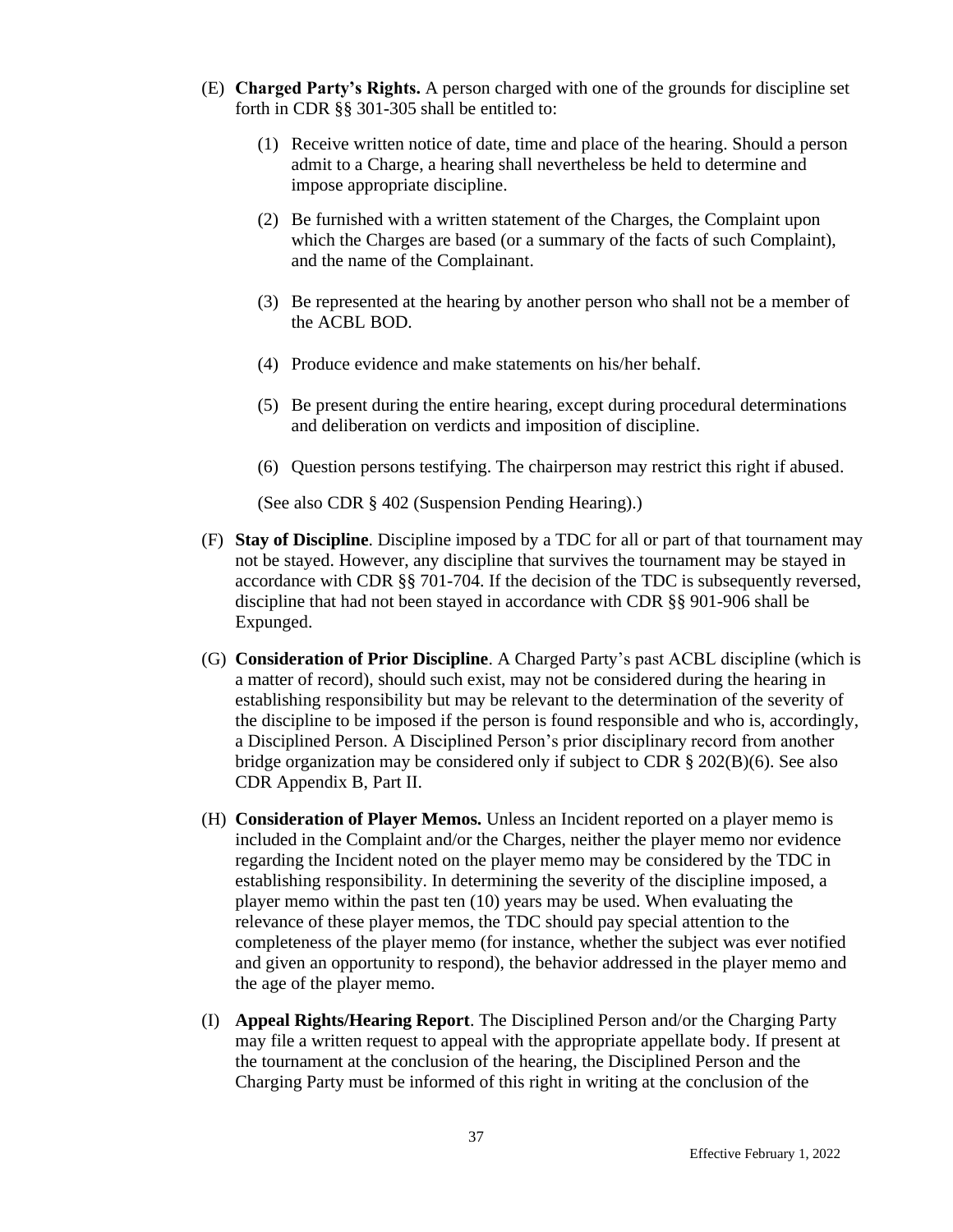(E) **Charged Party's Rights.** A person charged with one of the grounds for discipline set forth in CDR §§ 301-305 shall be entitled to:

(1) Receive written notice of date, time and place of the hearing. Should a person admit to a Charge, a hearing shall nevertheless be held to determine and impose appropriate discipline.

(2) Be furnished with a written statement of the Charges, the Complaint upon which the Charges are based (or a summary of the facts of such Complaint), and the name of the Complainant.

(3) Be represented at the hearing by another person who shall not be a member of the ACBL BOD.

(4) Produce evidence and make statements on his/her behalf.

(5) Be present during the entire hearing, except during procedural determinations and deliberation on verdicts and imposition of discipline.

(6) Question persons testifying. The chairperson may restrict this right if abused.

(See also CDR § 402 (Suspension Pending Hearing).)

(F) **Stay of Discipline**. Discipline imposed by a TDC for all or part of that tournament may not be stayed. However, any discipline that survives the tournament may be stayed in accordance with CDR §§ 701-704. If the decision of the TDC is subsequently reversed, discipline that had not been stayed in accordance with CDR §§ 901-906 shall be Expunged.

(G) **Consideration of Prior Discipline**. A Charged Party's past ACBL discipline (which is a matter of record), should such exist, may not be considered during the hearing in establishing responsibility but may be relevant to the determination of the severity of the discipline to be imposed if the person is found responsible and who is, accordingly, a Disciplined Person. A Disciplined Person's prior disciplinary record from another bridge organization may be considered only if subject to CDR § 202(B)(6). See also CDR Appendix B, Part II.

(H) **Consideration of Player Memos.** Unless an Incident reported on a player memo is included in the Complaint and/or the Charges, neither the player memo nor evidence regarding the Incident noted on the player memo may be considered by the TDC in establishing responsibility. In determining the severity of the discipline imposed, a player memo within the past ten (10) years may be used. When evaluating the relevance of these player memos, the TDC should pay special attention to the completeness of the player memo (for instance, whether the subject was ever notified and given an opportunity to respond), the behavior addressed in the player memo and the age of the player memo.

(I) **Appeal Rights/Hearing Report**. The Disciplined Person and/or the Charging Party may file a written request to appeal with the appropriate appellate body. If present at the tournament at the conclusion of the hearing, the Disciplined Person and the Charging Party must be informed of this right in writing at the conclusion of the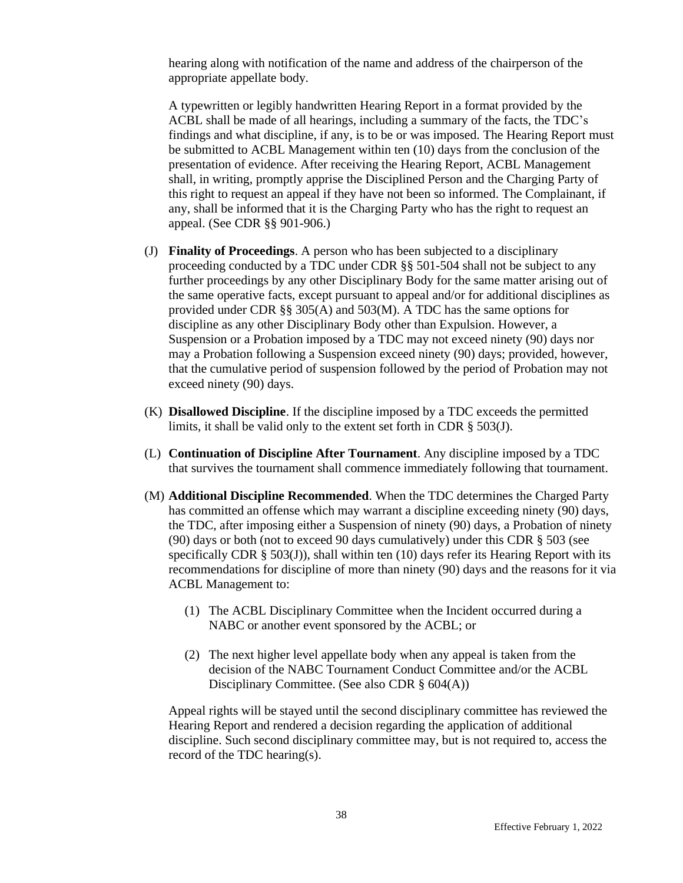hearing along with notification of the name and address of the chairperson of the appropriate appellate body.

A typewritten or legibly handwritten Hearing Report in a format provided by the ACBL shall be made of all hearings, including a summary of the facts, the TDC's findings and what discipline, if any, is to be or was imposed. The Hearing Report must be submitted to ACBL Management within ten (10) days from the conclusion of the presentation of evidence. After receiving the Hearing Report, ACBL Management shall, in writing, promptly apprise the Disciplined Person and the Charging Party of this right to request an appeal if they have not been so informed. The Complainant, if any, shall be informed that it is the Charging Party who has the right to request an appeal. (See CDR §§ 901-906.)

(J) **Finality of Proceedings**. A person who has been subjected to a disciplinary proceeding conducted by a TDC under CDR §§ 501-504 shall not be subject to any further proceedings by any other Disciplinary Body for the same matter arising out of the same operative facts, except pursuant to appeal and/or for additional disciplines as provided under CDR §§ 305(A) and 503(M). A TDC has the same options for discipline as any other Disciplinary Body other than Expulsion. However, a Suspension or a Probation imposed by a TDC may not exceed ninety (90) days nor may a Probation following a Suspension exceed ninety (90) days; provided, however, that the cumulative period of suspension followed by the period of Probation may not exceed ninety (90) days.

(K) **Disallowed Discipline**. If the discipline imposed by a TDC exceeds the permitted limits, it shall be valid only to the extent set forth in CDR § 503(J).

(L) **Continuation of Discipline After Tournament**. Any discipline imposed by a TDC that survives the tournament shall commence immediately following that tournament.

(M) **Additional Discipline Recommended**. When the TDC determines the Charged Party has committed an offense which may warrant a discipline exceeding ninety (90) days, the TDC, after imposing either a Suspension of ninety (90) days, a Probation of ninety (90) days or both (not to exceed 90 days cumulatively) under this CDR § 503 (see specifically CDR § 503(J)), shall within ten (10) days refer its Hearing Report with its recommendations for discipline of more than ninety (90) days and the reasons for it via ACBL Management to:

  (1) The ACBL Disciplinary Committee when the Incident occurred during a NABC or another event sponsored by the ACBL; or

  (2) The next higher level appellate body when any appeal is taken from the decision of the NABC Tournament Conduct Committee and/or the ACBL Disciplinary Committee. (See also CDR § 604(A))

Appeal rights will be stayed until the second disciplinary committee has reviewed the Hearing Report and rendered a decision regarding the application of additional discipline. Such second disciplinary committee may, but is not required to, access the record of the TDC hearing(s).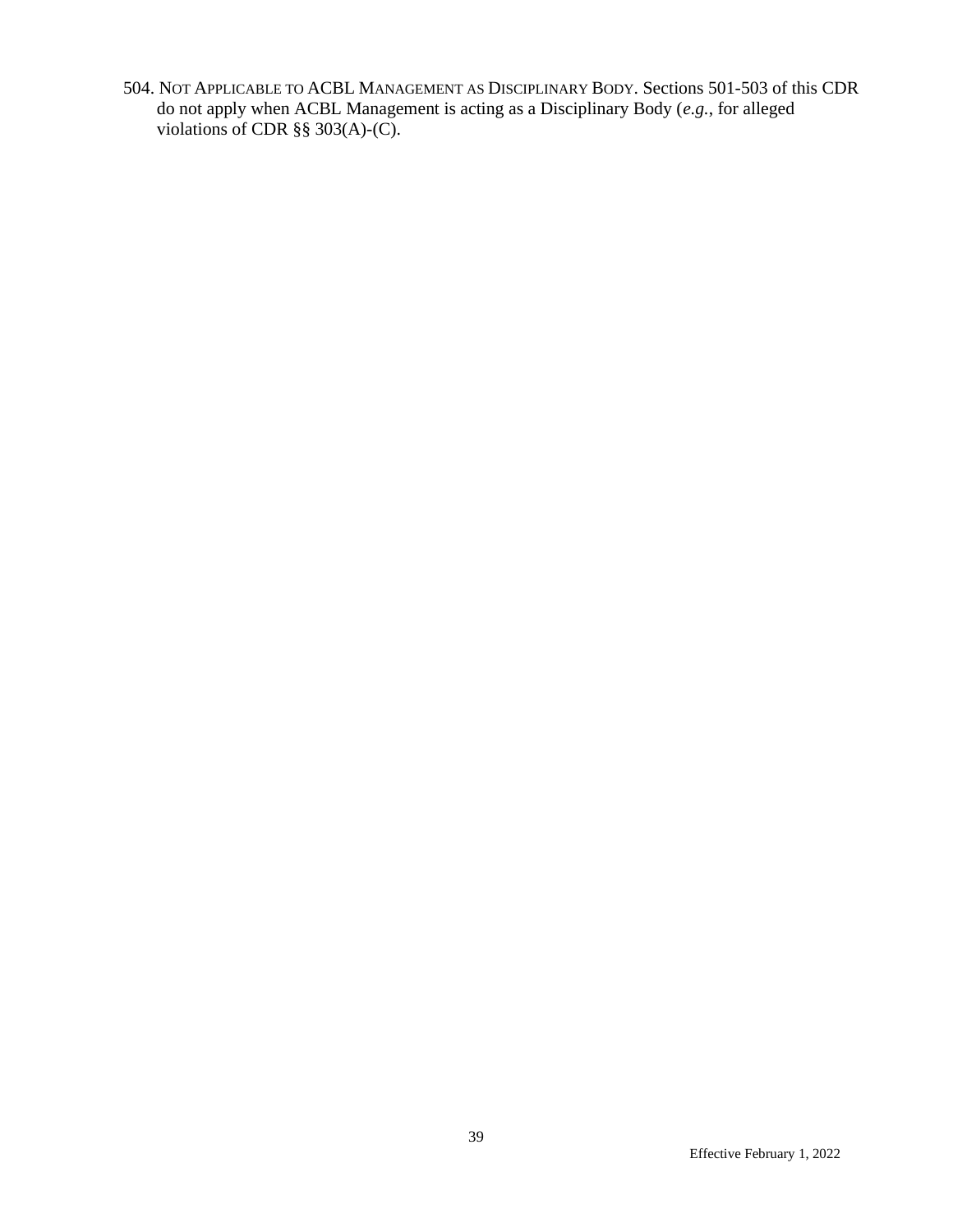504. NOT APPLICABLE TO ACBL MANAGEMENT AS DISCIPLINARY BODY. Sections 501-503 of this CDR do not apply when ACBL Management is acting as a Disciplinary Body (*e.g.*, for alleged violations of CDR §§ 303(A)-(C).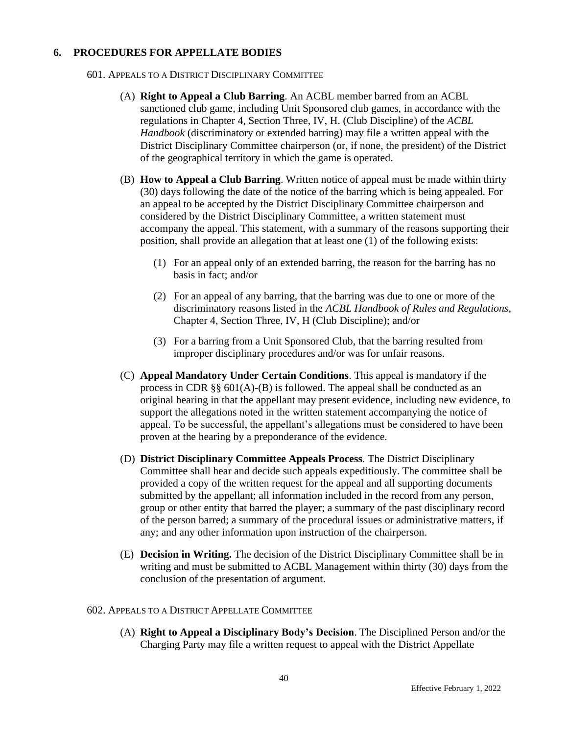## 6. PROCEDURES FOR APPELLATE BODIES

### 601. Appeals to a District Disciplinary Committee

(A) **Right to Appeal a Club Barring**. An ACBL member barred from an ACBL sanctioned club game, including Unit Sponsored club games, in accordance with the regulations in Chapter 4, Section Three, IV, H. (Club Discipline) of the *ACBL Handbook* (discriminatory or extended barring) may file a written appeal with the District Disciplinary Committee chairperson (or, if none, the president) of the District of the geographical territory in which the game is operated.

(B) **How to Appeal a Club Barring**. Written notice of appeal must be made within thirty (30) days following the date of the notice of the barring which is being appealed. For an appeal to be accepted by the District Disciplinary Committee chairperson and considered by the District Disciplinary Committee, a written statement must accompany the appeal. This statement, with a summary of the reasons supporting their position, shall provide an allegation that at least one (1) of the following exists:

(1) For an appeal only of an extended barring, the reason for the barring has no basis in fact; and/or

(2) For an appeal of any barring, that the barring was due to one or more of the discriminatory reasons listed in the *ACBL Handbook of Rules and Regulations*, Chapter 4, Section Three, IV, H (Club Discipline); and/or

(3) For a barring from a Unit Sponsored Club, that the barring resulted from improper disciplinary procedures and/or was for unfair reasons.

(C) **Appeal Mandatory Under Certain Conditions**. This appeal is mandatory if the process in CDR §§ 601(A)-(B) is followed. The appeal shall be conducted as an original hearing in that the appellant may present evidence, including new evidence, to support the allegations noted in the written statement accompanying the notice of appeal. To be successful, the appellant's allegations must be considered to have been proven at the hearing by a preponderance of the evidence.

(D) **District Disciplinary Committee Appeals Process**. The District Disciplinary Committee shall hear and decide such appeals expeditiously. The committee shall be provided a copy of the written request for the appeal and all supporting documents submitted by the appellant; all information included in the record from any person, group or other entity that barred the player; a summary of the past disciplinary record of the person barred; a summary of the procedural issues or administrative matters, if any; and any other information upon instruction of the chairperson.

(E) **Decision in Writing.** The decision of the District Disciplinary Committee shall be in writing and must be submitted to ACBL Management within thirty (30) days from the conclusion of the presentation of argument.

### 602. Appeals to a District Appellate Committee

(A) **Right to Appeal a Disciplinary Body's Decision**. The Disciplined Person and/or the Charging Party may file a written request to appeal with the District Appellate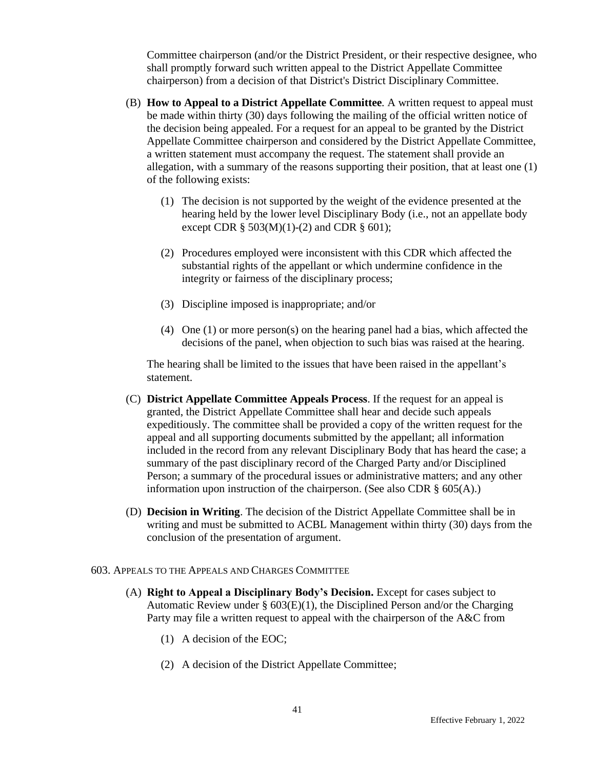Committee chairperson (and/or the District President, or their respective designee, who shall promptly forward such written appeal to the District Appellate Committee chairperson) from a decision of that District's District Disciplinary Committee.

(B) **How to Appeal to a District Appellate Committee**. A written request to appeal must be made within thirty (30) days following the mailing of the official written notice of the decision being appealed. For a request for an appeal to be granted by the District Appellate Committee chairperson and considered by the District Appellate Committee, a written statement must accompany the request. The statement shall provide an allegation, with a summary of the reasons supporting their position, that at least one (1) of the following exists:

(1) The decision is not supported by the weight of the evidence presented at the hearing held by the lower level Disciplinary Body (i.e., not an appellate body except CDR § 503(M)(1)-(2) and CDR § 601);

(2) Procedures employed were inconsistent with this CDR which affected the substantial rights of the appellant or which undermine confidence in the integrity or fairness of the disciplinary process;

(3) Discipline imposed is inappropriate; and/or

(4) One (1) or more person(s) on the hearing panel had a bias, which affected the decisions of the panel, when objection to such bias was raised at the hearing.

The hearing shall be limited to the issues that have been raised in the appellant's statement.

(C) **District Appellate Committee Appeals Process**. If the request for an appeal is granted, the District Appellate Committee shall hear and decide such appeals expeditiously. The committee shall be provided a copy of the written request for the appeal and all supporting documents submitted by the appellant; all information included in the record from any relevant Disciplinary Body that has heard the case; a summary of the past disciplinary record of the Charged Party and/or Disciplined Person; a summary of the procedural issues or administrative matters; and any other information upon instruction of the chairperson. (See also CDR § 605(A).)

(D) **Decision in Writing**. The decision of the District Appellate Committee shall be in writing and must be submitted to ACBL Management within thirty (30) days from the conclusion of the presentation of argument.

## 603. Appeals to the Appeals and Charges Committee

(A) **Right to Appeal a Disciplinary Body's Decision.** Except for cases subject to Automatic Review under § 603(E)(1), the Disciplined Person and/or the Charging Party may file a written request to appeal with the chairperson of the A&C from

(1) A decision of the EOC;

(2) A decision of the District Appellate Committee;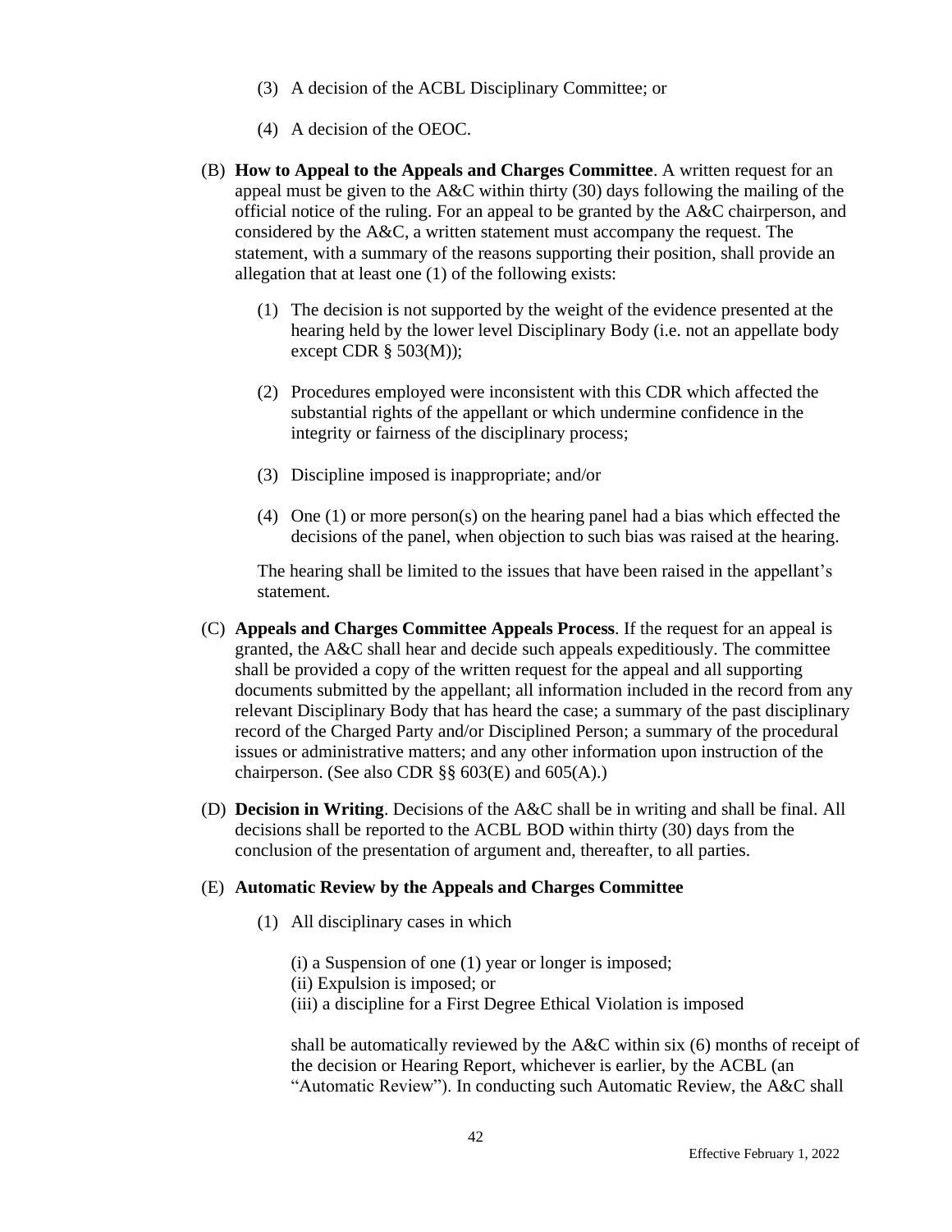(3) A decision of the ACBL Disciplinary Committee; or

(4) A decision of the OEOC.

(B) **How to Appeal to the Appeals and Charges Committee**. A written request for an appeal must be given to the A&C within thirty (30) days following the mailing of the official notice of the ruling. For an appeal to be granted by the A&C chairperson, and considered by the A&C, a written statement must accompany the request. The statement, with a summary of the reasons supporting their position, shall provide an allegation that at least one (1) of the following exists:

(1) The decision is not supported by the weight of the evidence presented at the hearing held by the lower level Disciplinary Body (i.e. not an appellate body except CDR § 503(M));

(2) Procedures employed were inconsistent with this CDR which affected the substantial rights of the appellant or which undermine confidence in the integrity or fairness of the disciplinary process;

(3) Discipline imposed is inappropriate; and/or

(4) One (1) or more person(s) on the hearing panel had a bias which effected the decisions of the panel, when objection to such bias was raised at the hearing.

The hearing shall be limited to the issues that have been raised in the appellant's statement.

(C) **Appeals and Charges Committee Appeals Process**. If the request for an appeal is granted, the A&C shall hear and decide such appeals expeditiously. The committee shall be provided a copy of the written request for the appeal and all supporting documents submitted by the appellant; all information included in the record from any relevant Disciplinary Body that has heard the case; a summary of the past disciplinary record of the Charged Party and/or Disciplined Person; a summary of the procedural issues or administrative matters; and any other information upon instruction of the chairperson. (See also CDR §§ 603(E) and 605(A).)

(D) **Decision in Writing**. Decisions of the A&C shall be in writing and shall be final. All decisions shall be reported to the ACBL BOD within thirty (30) days from the conclusion of the presentation of argument and, thereafter, to all parties.

(E) **Automatic Review by the Appeals and Charges Committee**

(1) All disciplinary cases in which

(i) a Suspension of one (1) year or longer is imposed;
(ii) Expulsion is imposed; or
(iii) a discipline for a First Degree Ethical Violation is imposed

shall be automatically reviewed by the A&C within six (6) months of receipt of the decision or Hearing Report, whichever is earlier, by the ACBL (an "Automatic Review"). In conducting such Automatic Review, the A&C shall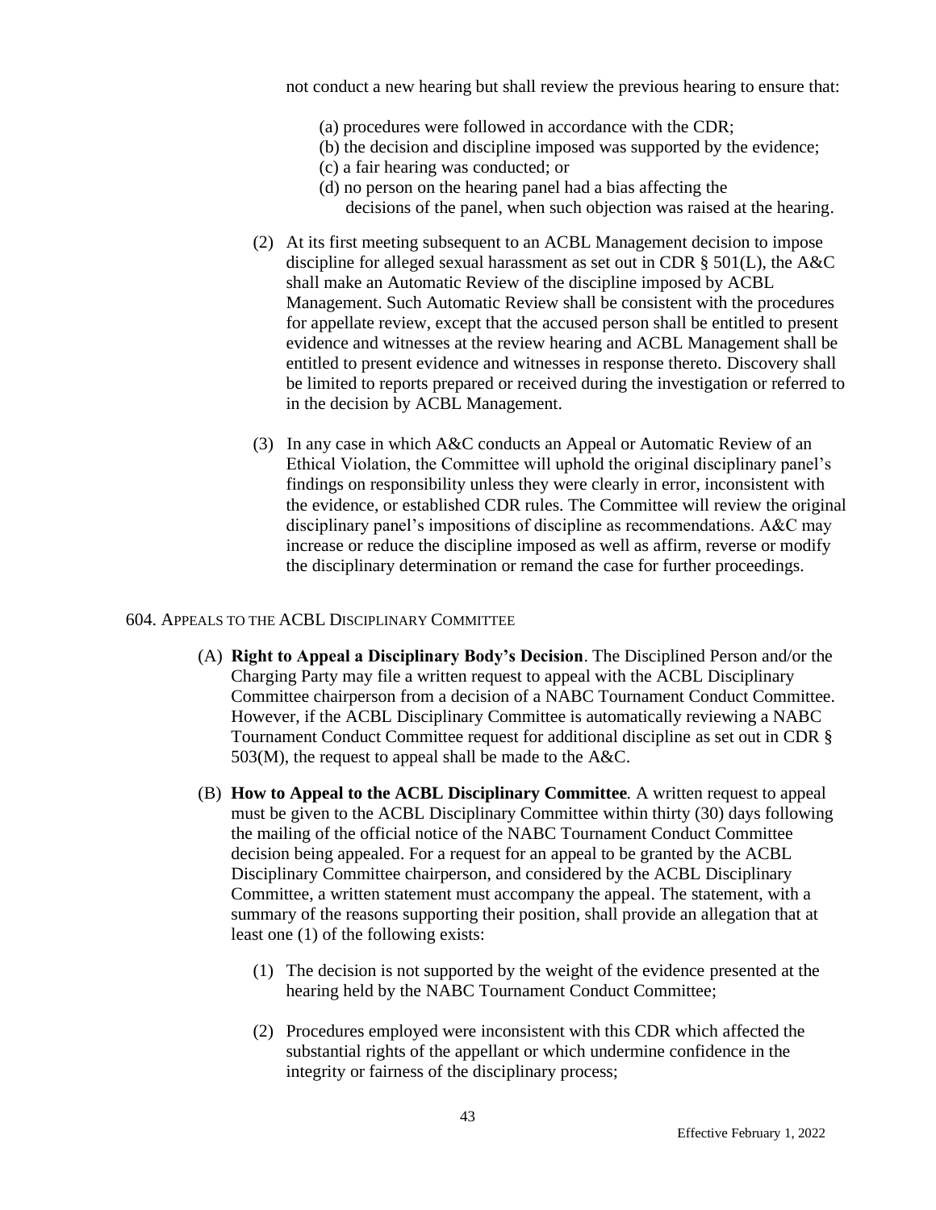not conduct a new hearing but shall review the previous hearing to ensure that:

(a) procedures were followed in accordance with the CDR;
(b) the decision and discipline imposed was supported by the evidence;
(c) a fair hearing was conducted; or
(d) no person on the hearing panel had a bias affecting the decisions of the panel, when such objection was raised at the hearing.

(2) At its first meeting subsequent to an ACBL Management decision to impose discipline for alleged sexual harassment as set out in CDR § 501(L), the A&C shall make an Automatic Review of the discipline imposed by ACBL Management. Such Automatic Review shall be consistent with the procedures for appellate review, except that the accused person shall be entitled to present evidence and witnesses at the review hearing and ACBL Management shall be entitled to present evidence and witnesses in response thereto. Discovery shall be limited to reports prepared or received during the investigation or referred to in the decision by ACBL Management.

(3) In any case in which A&C conducts an Appeal or Automatic Review of an Ethical Violation, the Committee will uphold the original disciplinary panel's findings on responsibility unless they were clearly in error, inconsistent with the evidence, or established CDR rules. The Committee will review the original disciplinary panel's impositions of discipline as recommendations. A&C may increase or reduce the discipline imposed as well as affirm, reverse or modify the disciplinary determination or remand the case for further proceedings.

## 604. Appeals to the ACBL Disciplinary Committee

(A) **Right to Appeal a Disciplinary Body's Decision**. The Disciplined Person and/or the Charging Party may file a written request to appeal with the ACBL Disciplinary Committee chairperson from a decision of a NABC Tournament Conduct Committee. However, if the ACBL Disciplinary Committee is automatically reviewing a NABC Tournament Conduct Committee request for additional discipline as set out in CDR § 503(M), the request to appeal shall be made to the A&C.

(B) **How to Appeal to the ACBL Disciplinary Committee**. A written request to appeal must be given to the ACBL Disciplinary Committee within thirty (30) days following the mailing of the official notice of the NABC Tournament Conduct Committee decision being appealed. For a request for an appeal to be granted by the ACBL Disciplinary Committee chairperson, and considered by the ACBL Disciplinary Committee, a written statement must accompany the appeal. The statement, with a summary of the reasons supporting their position, shall provide an allegation that at least one (1) of the following exists:

(1) The decision is not supported by the weight of the evidence presented at the hearing held by the NABC Tournament Conduct Committee;

(2) Procedures employed were inconsistent with this CDR which affected the substantial rights of the appellant or which undermine confidence in the integrity or fairness of the disciplinary process;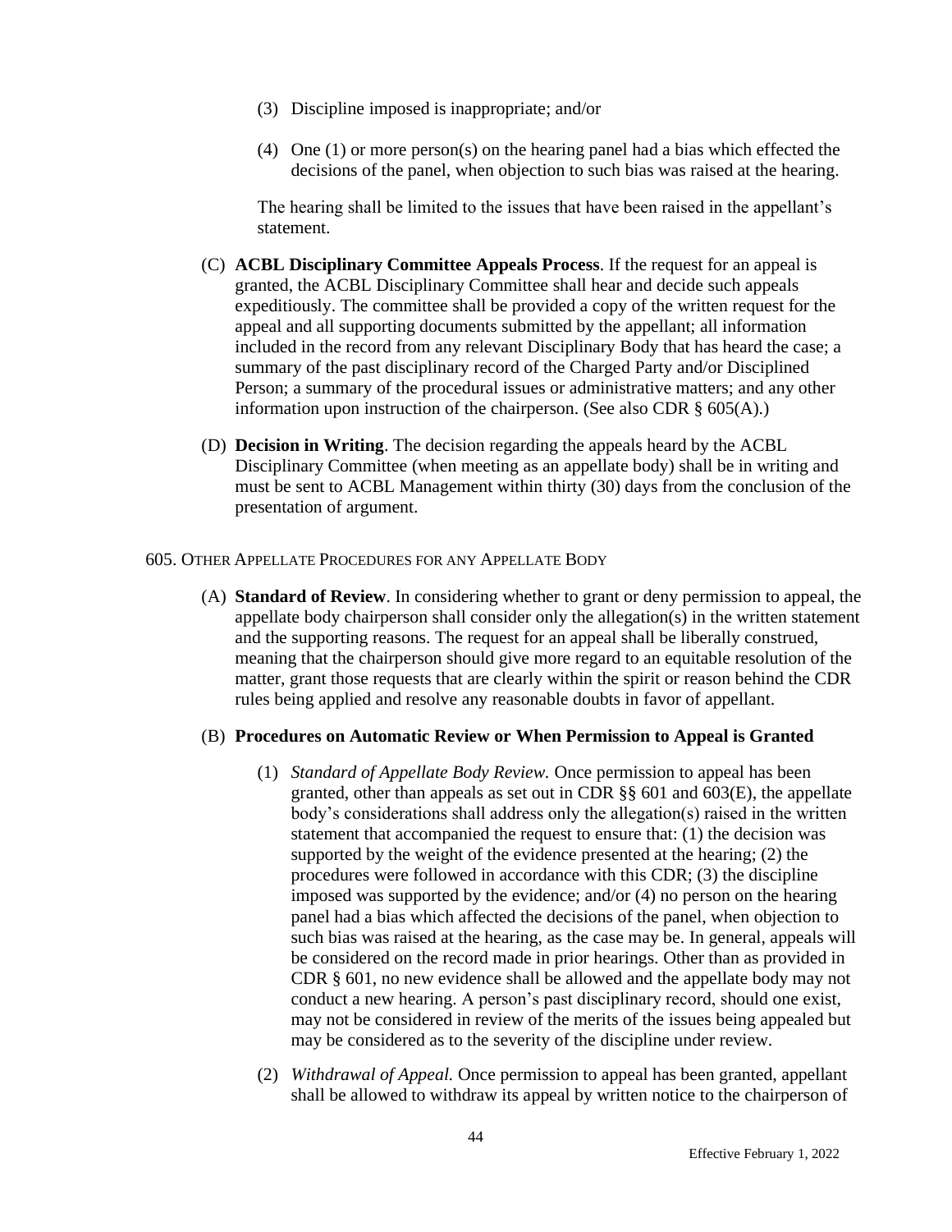(3) Discipline imposed is inappropriate; and/or

(4) One (1) or more person(s) on the hearing panel had a bias which effected the decisions of the panel, when objection to such bias was raised at the hearing.

The hearing shall be limited to the issues that have been raised in the appellant's statement.

(C) **ACBL Disciplinary Committee Appeals Process**. If the request for an appeal is granted, the ACBL Disciplinary Committee shall hear and decide such appeals expeditiously. The committee shall be provided a copy of the written request for the appeal and all supporting documents submitted by the appellant; all information included in the record from any relevant Disciplinary Body that has heard the case; a summary of the past disciplinary record of the Charged Party and/or Disciplined Person; a summary of the procedural issues or administrative matters; and any other information upon instruction of the chairperson. (See also CDR § 605(A).)

(D) **Decision in Writing**. The decision regarding the appeals heard by the ACBL Disciplinary Committee (when meeting as an appellate body) shall be in writing and must be sent to ACBL Management within thirty (30) days from the conclusion of the presentation of argument.

## 605. Other Appellate Procedures for any Appellate Body

(A) **Standard of Review**. In considering whether to grant or deny permission to appeal, the appellate body chairperson shall consider only the allegation(s) in the written statement and the supporting reasons. The request for an appeal shall be liberally construed, meaning that the chairperson should give more regard to an equitable resolution of the matter, grant those requests that are clearly within the spirit or reason behind the CDR rules being applied and resolve any reasonable doubts in favor of appellant.

(B) **Procedures on Automatic Review or When Permission to Appeal is Granted**

(1) *Standard of Appellate Body Review.* Once permission to appeal has been granted, other than appeals as set out in CDR §§ 601 and 603(E), the appellate body's considerations shall address only the allegation(s) raised in the written statement that accompanied the request to ensure that: (1) the decision was supported by the weight of the evidence presented at the hearing; (2) the procedures were followed in accordance with this CDR; (3) the discipline imposed was supported by the evidence; and/or (4) no person on the hearing panel had a bias which affected the decisions of the panel, when objection to such bias was raised at the hearing, as the case may be. In general, appeals will be considered on the record made in prior hearings. Other than as provided in CDR § 601, no new evidence shall be allowed and the appellate body may not conduct a new hearing. A person's past disciplinary record, should one exist, may not be considered in review of the merits of the issues being appealed but may be considered as to the severity of the discipline under review.

(2) *Withdrawal of Appeal.* Once permission to appeal has been granted, appellant shall be allowed to withdraw its appeal by written notice to the chairperson of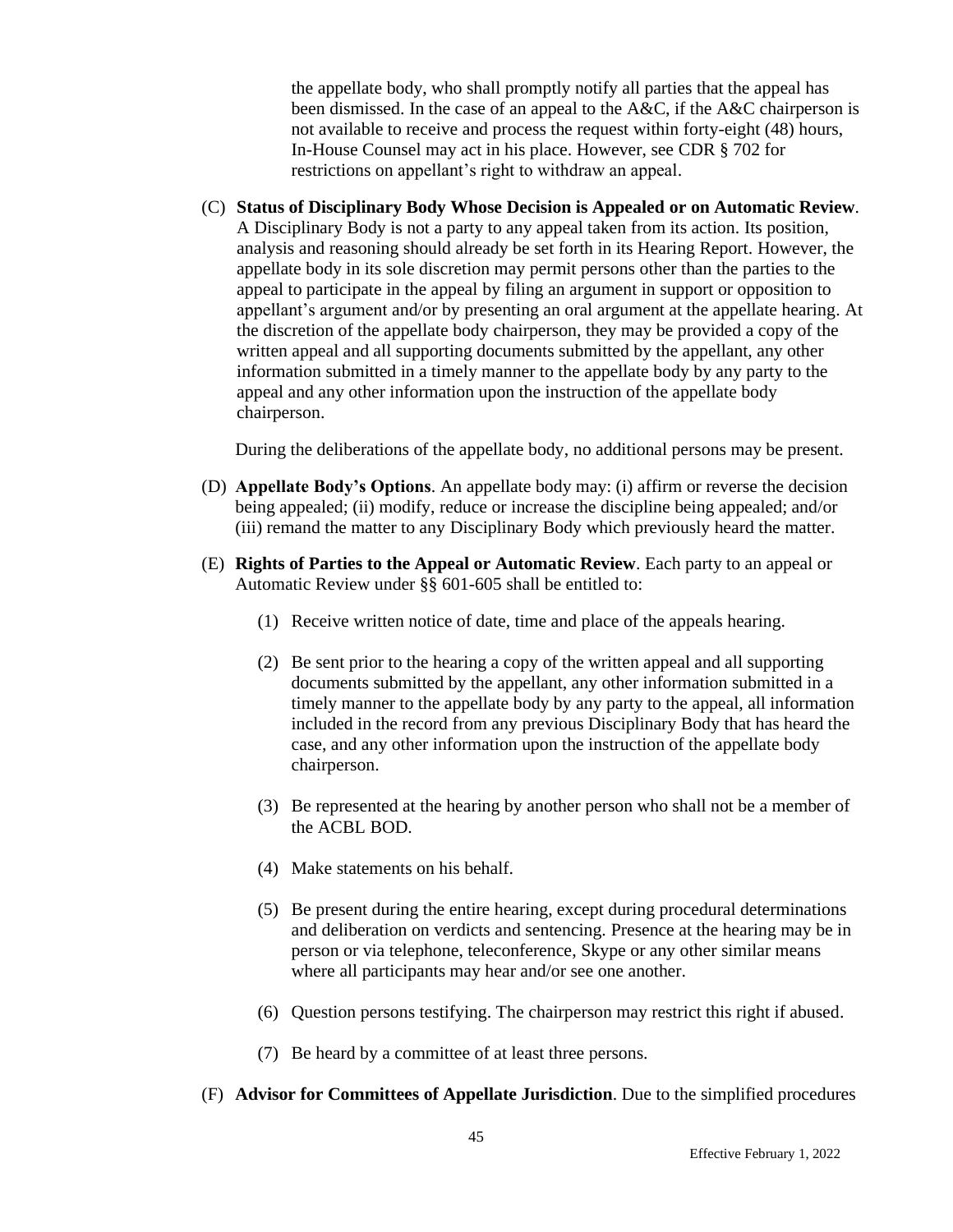the appellate body, who shall promptly notify all parties that the appeal has been dismissed. In the case of an appeal to the A&C, if the A&C chairperson is not available to receive and process the request within forty-eight (48) hours, In-House Counsel may act in his place. However, see CDR § 702 for restrictions on appellant's right to withdraw an appeal.

(C) **Status of Disciplinary Body Whose Decision is Appealed or on Automatic Review**. A Disciplinary Body is not a party to any appeal taken from its action. Its position, analysis and reasoning should already be set forth in its Hearing Report. However, the appellate body in its sole discretion may permit persons other than the parties to the appeal to participate in the appeal by filing an argument in support or opposition to appellant's argument and/or by presenting an oral argument at the appellate hearing. At the discretion of the appellate body chairperson, they may be provided a copy of the written appeal and all supporting documents submitted by the appellant, any other information submitted in a timely manner to the appellate body by any party to the appeal and any other information upon the instruction of the appellate body chairperson.

During the deliberations of the appellate body, no additional persons may be present.

(D) **Appellate Body's Options**. An appellate body may: (i) affirm or reverse the decision being appealed; (ii) modify, reduce or increase the discipline being appealed; and/or (iii) remand the matter to any Disciplinary Body which previously heard the matter.

(E) **Rights of Parties to the Appeal or Automatic Review**. Each party to an appeal or Automatic Review under §§ 601-605 shall be entitled to:

(1) Receive written notice of date, time and place of the appeals hearing.

(2) Be sent prior to the hearing a copy of the written appeal and all supporting documents submitted by the appellant, any other information submitted in a timely manner to the appellate body by any party to the appeal, all information included in the record from any previous Disciplinary Body that has heard the case, and any other information upon the instruction of the appellate body chairperson.

(3) Be represented at the hearing by another person who shall not be a member of the ACBL BOD.

(4) Make statements on his behalf.

(5) Be present during the entire hearing, except during procedural determinations and deliberation on verdicts and sentencing. Presence at the hearing may be in person or via telephone, teleconference, Skype or any other similar means where all participants may hear and/or see one another.

(6) Question persons testifying. The chairperson may restrict this right if abused.

(7) Be heard by a committee of at least three persons.

(F) **Advisor for Committees of Appellate Jurisdiction**. Due to the simplified procedures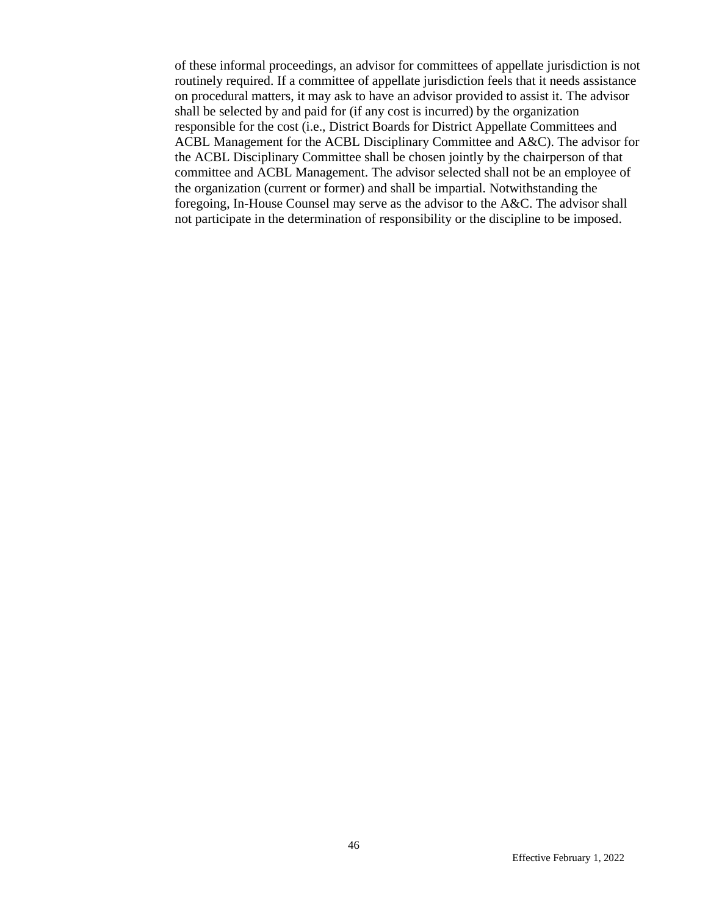of these informal proceedings, an advisor for committees of appellate jurisdiction is not routinely required. If a committee of appellate jurisdiction feels that it needs assistance on procedural matters, it may ask to have an advisor provided to assist it. The advisor shall be selected by and paid for (if any cost is incurred) by the organization responsible for the cost (i.e., District Boards for District Appellate Committees and ACBL Management for the ACBL Disciplinary Committee and A&C). The advisor for the ACBL Disciplinary Committee shall be chosen jointly by the chairperson of that committee and ACBL Management. The advisor selected shall not be an employee of the organization (current or former) and shall be impartial. Notwithstanding the foregoing, In-House Counsel may serve as the advisor to the A&C. The advisor shall not participate in the determination of responsibility or the discipline to be imposed.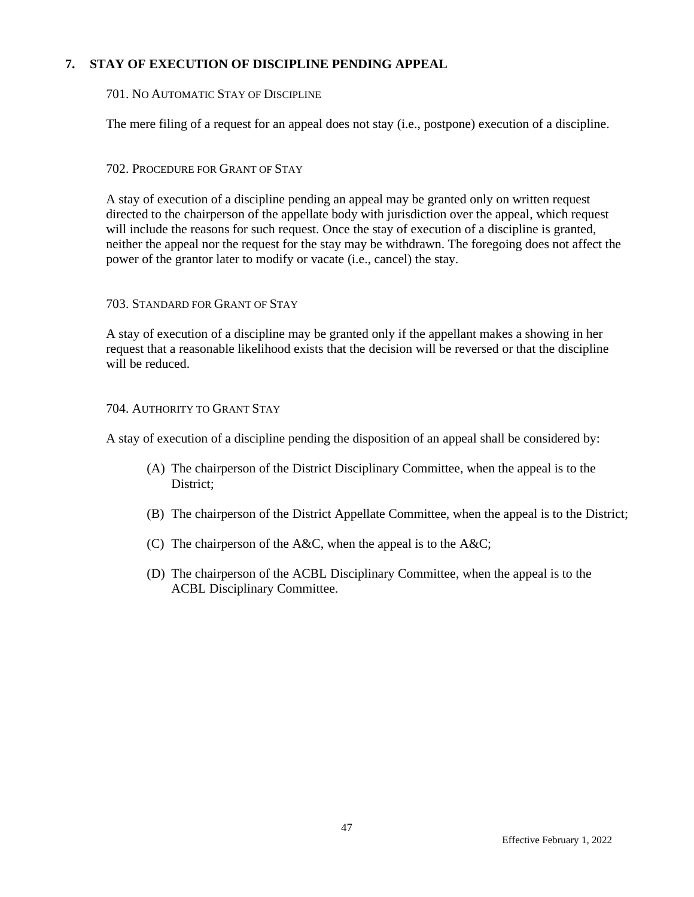## 7. STAY OF EXECUTION OF DISCIPLINE PENDING APPEAL

### 701. No Automatic Stay of Discipline

The mere filing of a request for an appeal does not stay (i.e., postpone) execution of a discipline.

### 702. Procedure for Grant of Stay

A stay of execution of a discipline pending an appeal may be granted only on written request directed to the chairperson of the appellate body with jurisdiction over the appeal, which request will include the reasons for such request. Once the stay of execution of a discipline is granted, neither the appeal nor the request for the stay may be withdrawn. The foregoing does not affect the power of the grantor later to modify or vacate (i.e., cancel) the stay.

### 703. Standard for Grant of Stay

A stay of execution of a discipline may be granted only if the appellant makes a showing in her request that a reasonable likelihood exists that the decision will be reversed or that the discipline will be reduced.

### 704. Authority to Grant Stay

A stay of execution of a discipline pending the disposition of an appeal shall be considered by:

(A) The chairperson of the District Disciplinary Committee, when the appeal is to the District;

(B) The chairperson of the District Appellate Committee, when the appeal is to the District;

(C) The chairperson of the A&C, when the appeal is to the A&C;

(D) The chairperson of the ACBL Disciplinary Committee, when the appeal is to the ACBL Disciplinary Committee.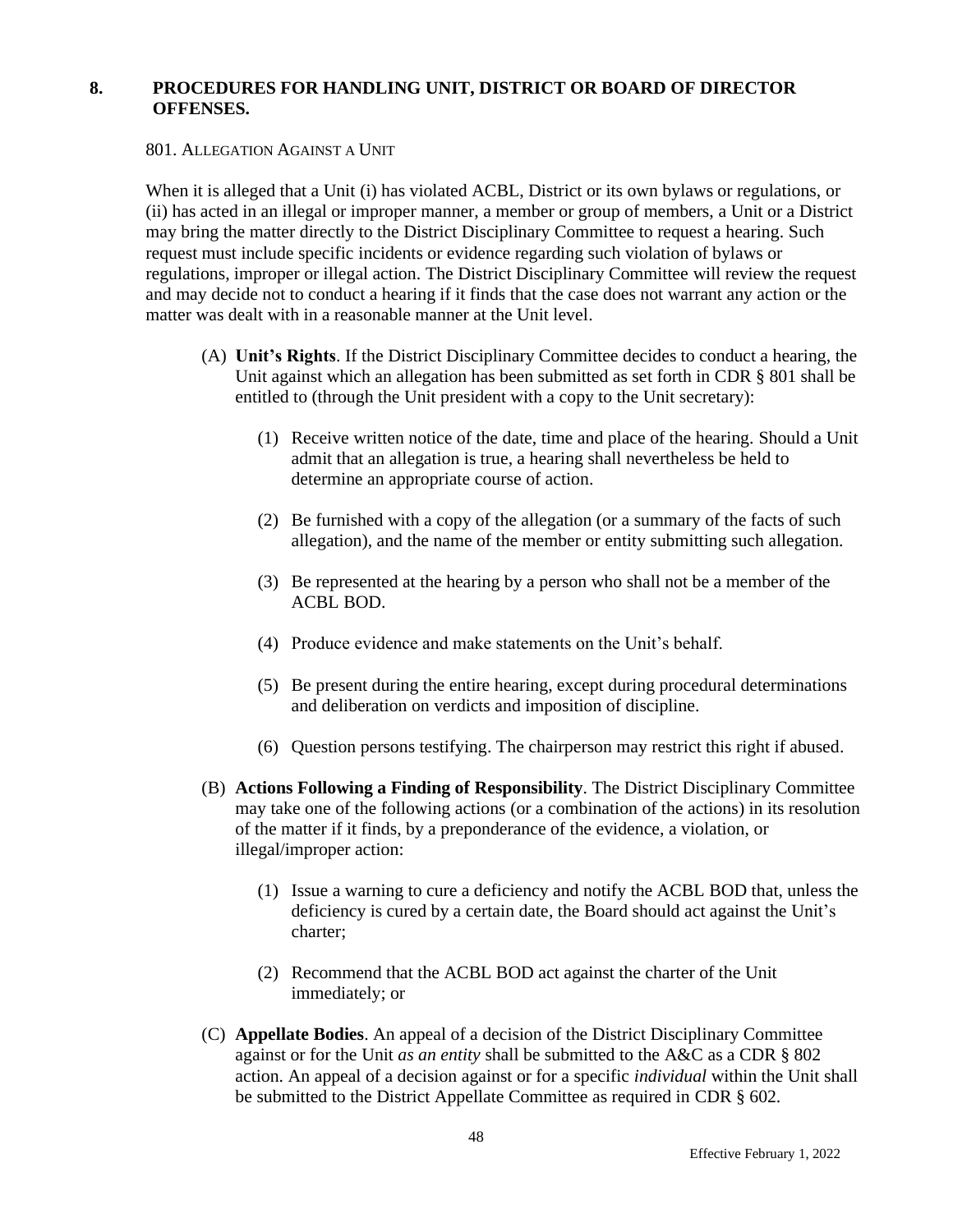## 8. PROCEDURES FOR HANDLING UNIT, DISTRICT OR BOARD OF DIRECTOR OFFENSES.

### 801. ALLEGATION AGAINST A UNIT

When it is alleged that a Unit (i) has violated ACBL, District or its own bylaws or regulations, or (ii) has acted in an illegal or improper manner, a member or group of members, a Unit or a District may bring the matter directly to the District Disciplinary Committee to request a hearing. Such request must include specific incidents or evidence regarding such violation of bylaws or regulations, improper or illegal action. The District Disciplinary Committee will review the request and may decide not to conduct a hearing if it finds that the case does not warrant any action or the matter was dealt with in a reasonable manner at the Unit level.

(A) **Unit's Rights**. If the District Disciplinary Committee decides to conduct a hearing, the Unit against which an allegation has been submitted as set forth in CDR § 801 shall be entitled to (through the Unit president with a copy to the Unit secretary):

(1) Receive written notice of the date, time and place of the hearing. Should a Unit admit that an allegation is true, a hearing shall nevertheless be held to determine an appropriate course of action.

(2) Be furnished with a copy of the allegation (or a summary of the facts of such allegation), and the name of the member or entity submitting such allegation.

(3) Be represented at the hearing by a person who shall not be a member of the ACBL BOD.

(4) Produce evidence and make statements on the Unit's behalf.

(5) Be present during the entire hearing, except during procedural determinations and deliberation on verdicts and imposition of discipline.

(6) Question persons testifying. The chairperson may restrict this right if abused.

(B) **Actions Following a Finding of Responsibility**. The District Disciplinary Committee may take one of the following actions (or a combination of the actions) in its resolution of the matter if it finds, by a preponderance of the evidence, a violation, or illegal/improper action:

(1) Issue a warning to cure a deficiency and notify the ACBL BOD that, unless the deficiency is cured by a certain date, the Board should act against the Unit's charter;

(2) Recommend that the ACBL BOD act against the charter of the Unit immediately; or

(C) **Appellate Bodies**. An appeal of a decision of the District Disciplinary Committee against or for the Unit *as an entity* shall be submitted to the A&C as a CDR § 802 action. An appeal of a decision against or for a specific *individual* within the Unit shall be submitted to the District Appellate Committee as required in CDR § 602.

Effective February 1, 2022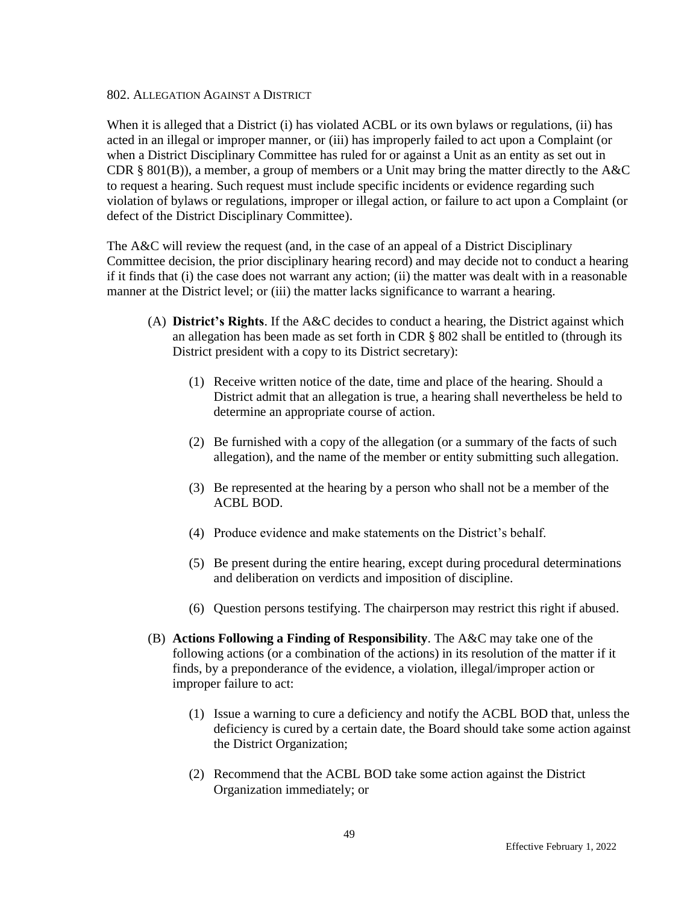### 802. Allegation Against a District

When it is alleged that a District (i) has violated ACBL or its own bylaws or regulations, (ii) has acted in an illegal or improper manner, or (iii) has improperly failed to act upon a Complaint (or when a District Disciplinary Committee has ruled for or against a Unit as an entity as set out in CDR § 801(B)), a member, a group of members or a Unit may bring the matter directly to the A&C to request a hearing. Such request must include specific incidents or evidence regarding such violation of bylaws or regulations, improper or illegal action, or failure to act upon a Complaint (or defect of the District Disciplinary Committee).

The A&C will review the request (and, in the case of an appeal of a District Disciplinary Committee decision, the prior disciplinary hearing record) and may decide not to conduct a hearing if it finds that (i) the case does not warrant any action; (ii) the matter was dealt with in a reasonable manner at the District level; or (iii) the matter lacks significance to warrant a hearing.

(A) **District's Rights**. If the A&C decides to conduct a hearing, the District against which an allegation has been made as set forth in CDR § 802 shall be entitled to (through its District president with a copy to its District secretary):

(1) Receive written notice of the date, time and place of the hearing. Should a District admit that an allegation is true, a hearing shall nevertheless be held to determine an appropriate course of action.

(2) Be furnished with a copy of the allegation (or a summary of the facts of such allegation), and the name of the member or entity submitting such allegation.

(3) Be represented at the hearing by a person who shall not be a member of the ACBL BOD.

(4) Produce evidence and make statements on the District's behalf.

(5) Be present during the entire hearing, except during procedural determinations and deliberation on verdicts and imposition of discipline.

(6) Question persons testifying. The chairperson may restrict this right if abused.

(B) **Actions Following a Finding of Responsibility**. The A&C may take one of the following actions (or a combination of the actions) in its resolution of the matter if it finds, by a preponderance of the evidence, a violation, illegal/improper action or improper failure to act:

(1) Issue a warning to cure a deficiency and notify the ACBL BOD that, unless the deficiency is cured by a certain date, the Board should take some action against the District Organization;

(2) Recommend that the ACBL BOD take some action against the District Organization immediately; or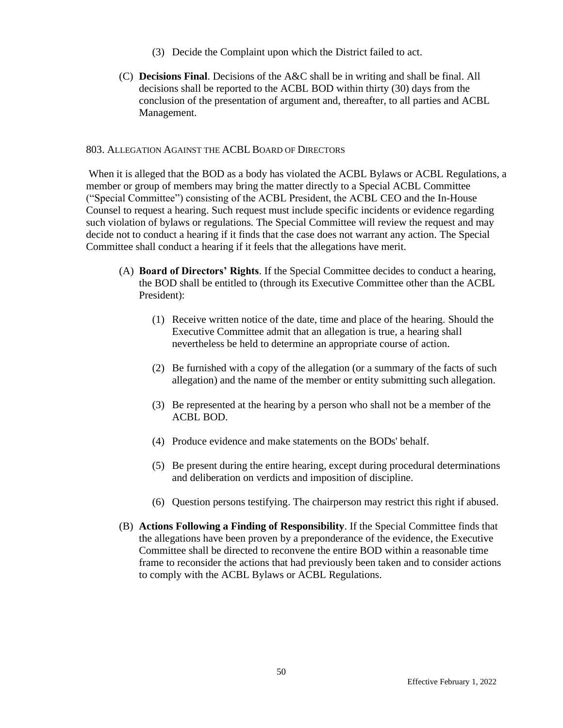(3) Decide the Complaint upon which the District failed to act.

(C) **Decisions Final**. Decisions of the A&C shall be in writing and shall be final. All decisions shall be reported to the ACBL BOD within thirty (30) days from the conclusion of the presentation of argument and, thereafter, to all parties and ACBL Management.

### 803. Allegation Against the ACBL Board of Directors

When it is alleged that the BOD as a body has violated the ACBL Bylaws or ACBL Regulations, a member or group of members may bring the matter directly to a Special ACBL Committee ("Special Committee") consisting of the ACBL President, the ACBL CEO and the In-House Counsel to request a hearing. Such request must include specific incidents or evidence regarding such violation of bylaws or regulations. The Special Committee will review the request and may decide not to conduct a hearing if it finds that the case does not warrant any action. The Special Committee shall conduct a hearing if it feels that the allegations have merit.

(A) **Board of Directors' Rights**. If the Special Committee decides to conduct a hearing, the BOD shall be entitled to (through its Executive Committee other than the ACBL President):

(1) Receive written notice of the date, time and place of the hearing. Should the Executive Committee admit that an allegation is true, a hearing shall nevertheless be held to determine an appropriate course of action.

(2) Be furnished with a copy of the allegation (or a summary of the facts of such allegation) and the name of the member or entity submitting such allegation.

(3) Be represented at the hearing by a person who shall not be a member of the ACBL BOD.

(4) Produce evidence and make statements on the BODs' behalf.

(5) Be present during the entire hearing, except during procedural determinations and deliberation on verdicts and imposition of discipline.

(6) Question persons testifying. The chairperson may restrict this right if abused.

(B) **Actions Following a Finding of Responsibility**. If the Special Committee finds that the allegations have been proven by a preponderance of the evidence, the Executive Committee shall be directed to reconvene the entire BOD within a reasonable time frame to reconsider the actions that had previously been taken and to consider actions to comply with the ACBL Bylaws or ACBL Regulations.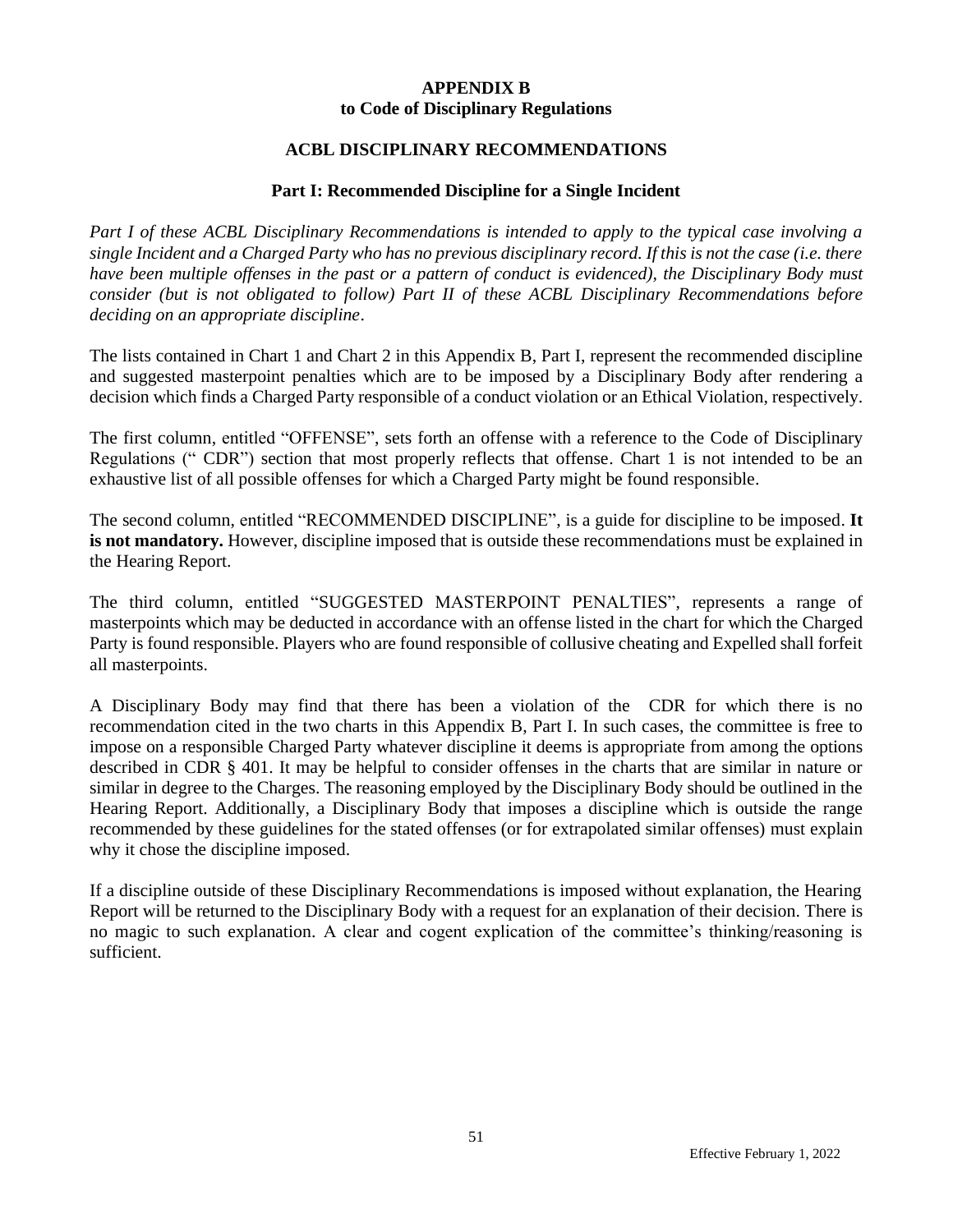**APPENDIX B**
**to Code of Disciplinary Regulations**

## ACBL DISCIPLINARY RECOMMENDATIONS

### Part I: Recommended Discipline for a Single Incident

*Part I of these ACBL Disciplinary Recommendations is intended to apply to the typical case involving a single Incident and a Charged Party who has no previous disciplinary record. If this is not the case (i.e. there have been multiple offenses in the past or a pattern of conduct is evidenced), the Disciplinary Body must consider (but is not obligated to follow) Part II of these ACBL Disciplinary Recommendations before deciding on an appropriate discipline*.

The lists contained in Chart 1 and Chart 2 in this Appendix B, Part I, represent the recommended discipline and suggested masterpoint penalties which are to be imposed by a Disciplinary Body after rendering a decision which finds a Charged Party responsible of a conduct violation or an Ethical Violation, respectively.

The first column, entitled "OFFENSE", sets forth an offense with a reference to the Code of Disciplinary Regulations (" CDR") section that most properly reflects that offense. Chart 1 is not intended to be an exhaustive list of all possible offenses for which a Charged Party might be found responsible.

The second column, entitled "RECOMMENDED DISCIPLINE", is a guide for discipline to be imposed. **It is not mandatory.** However, discipline imposed that is outside these recommendations must be explained in the Hearing Report.

The third column, entitled "SUGGESTED MASTERPOINT PENALTIES", represents a range of masterpoints which may be deducted in accordance with an offense listed in the chart for which the Charged Party is found responsible. Players who are found responsible of collusive cheating and Expelled shall forfeit all masterpoints.

A Disciplinary Body may find that there has been a violation of the CDR for which there is no recommendation cited in the two charts in this Appendix B, Part I. In such cases, the committee is free to impose on a responsible Charged Party whatever discipline it deems is appropriate from among the options described in CDR § 401. It may be helpful to consider offenses in the charts that are similar in nature or similar in degree to the Charges. The reasoning employed by the Disciplinary Body should be outlined in the Hearing Report. Additionally, a Disciplinary Body that imposes a discipline which is outside the range recommended by these guidelines for the stated offenses (or for extrapolated similar offenses) must explain why it chose the discipline imposed.

If a discipline outside of these Disciplinary Recommendations is imposed without explanation, the Hearing Report will be returned to the Disciplinary Body with a request for an explanation of their decision. There is no magic to such explanation. A clear and cogent explication of the committee's thinking/reasoning is sufficient.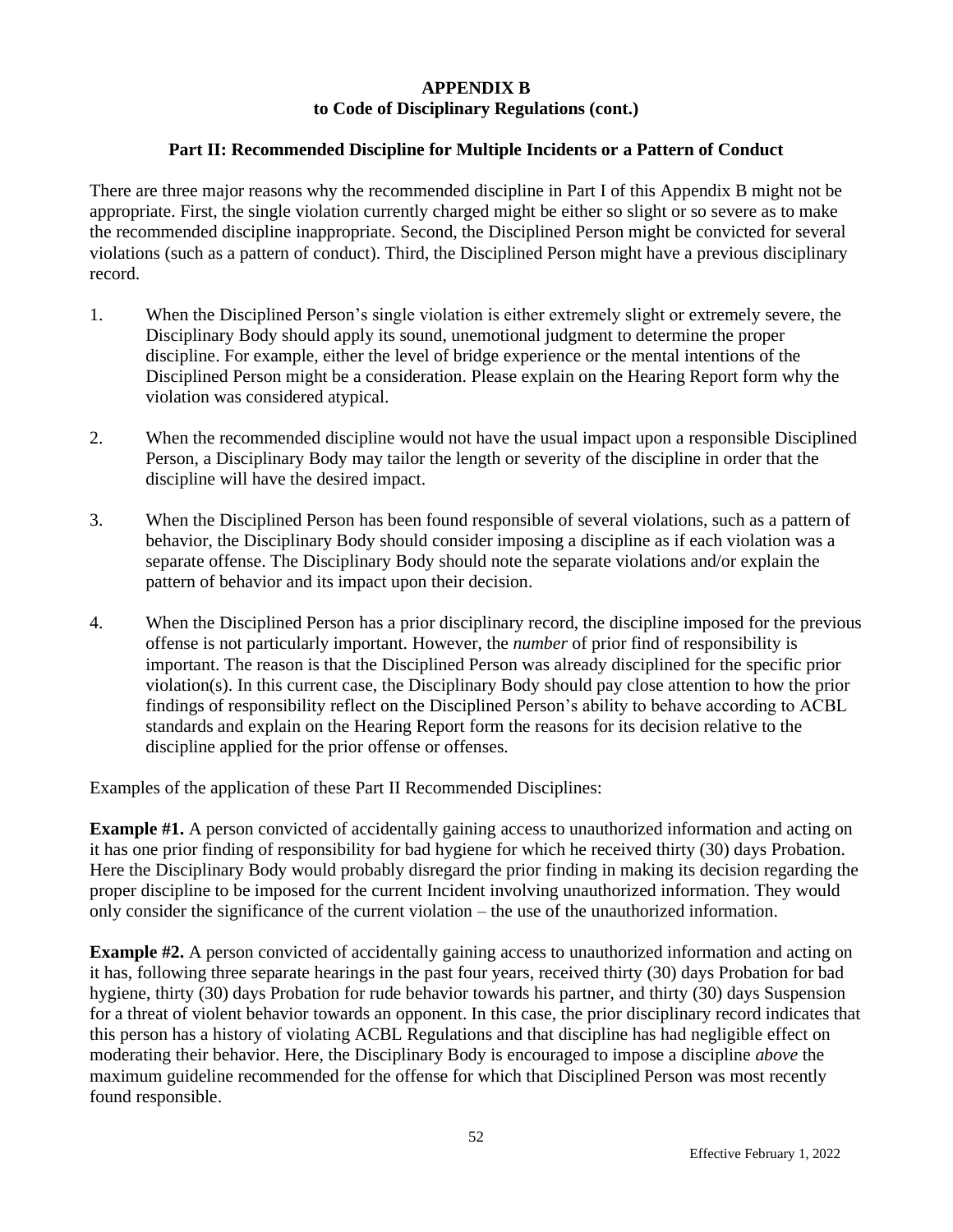**APPENDIX B**
**to Code of Disciplinary Regulations (cont.)**

## Part II: Recommended Discipline for Multiple Incidents or a Pattern of Conduct

There are three major reasons why the recommended discipline in Part I of this Appendix B might not be appropriate. First, the single violation currently charged might be either so slight or so severe as to make the recommended discipline inappropriate. Second, the Disciplined Person might be convicted for several violations (such as a pattern of conduct). Third, the Disciplined Person might have a previous disciplinary record.

1. When the Disciplined Person's single violation is either extremely slight or extremely severe, the Disciplinary Body should apply its sound, unemotional judgment to determine the proper discipline. For example, either the level of bridge experience or the mental intentions of the Disciplined Person might be a consideration. Please explain on the Hearing Report form why the violation was considered atypical.

2. When the recommended discipline would not have the usual impact upon a responsible Disciplined Person, a Disciplinary Body may tailor the length or severity of the discipline in order that the discipline will have the desired impact.

3. When the Disciplined Person has been found responsible of several violations, such as a pattern of behavior, the Disciplinary Body should consider imposing a discipline as if each violation was a separate offense. The Disciplinary Body should note the separate violations and/or explain the pattern of behavior and its impact upon their decision.

4. When the Disciplined Person has a prior disciplinary record, the discipline imposed for the previous offense is not particularly important. However, the *number* of prior find of responsibility is important. The reason is that the Disciplined Person was already disciplined for the specific prior violation(s). In this current case, the Disciplinary Body should pay close attention to how the prior findings of responsibility reflect on the Disciplined Person's ability to behave according to ACBL standards and explain on the Hearing Report form the reasons for its decision relative to the discipline applied for the prior offense or offenses.

Examples of the application of these Part II Recommended Disciplines:

**Example #1.** A person convicted of accidentally gaining access to unauthorized information and acting on it has one prior finding of responsibility for bad hygiene for which he received thirty (30) days Probation. Here the Disciplinary Body would probably disregard the prior finding in making its decision regarding the proper discipline to be imposed for the current Incident involving unauthorized information. They would only consider the significance of the current violation – the use of the unauthorized information.

**Example #2.** A person convicted of accidentally gaining access to unauthorized information and acting on it has, following three separate hearings in the past four years, received thirty (30) days Probation for bad hygiene, thirty (30) days Probation for rude behavior towards his partner, and thirty (30) days Suspension for a threat of violent behavior towards an opponent. In this case, the prior disciplinary record indicates that this person has a history of violating ACBL Regulations and that discipline has had negligible effect on moderating their behavior. Here, the Disciplinary Body is encouraged to impose a discipline *above* the maximum guideline recommended for the offense for which that Disciplined Person was most recently found responsible.